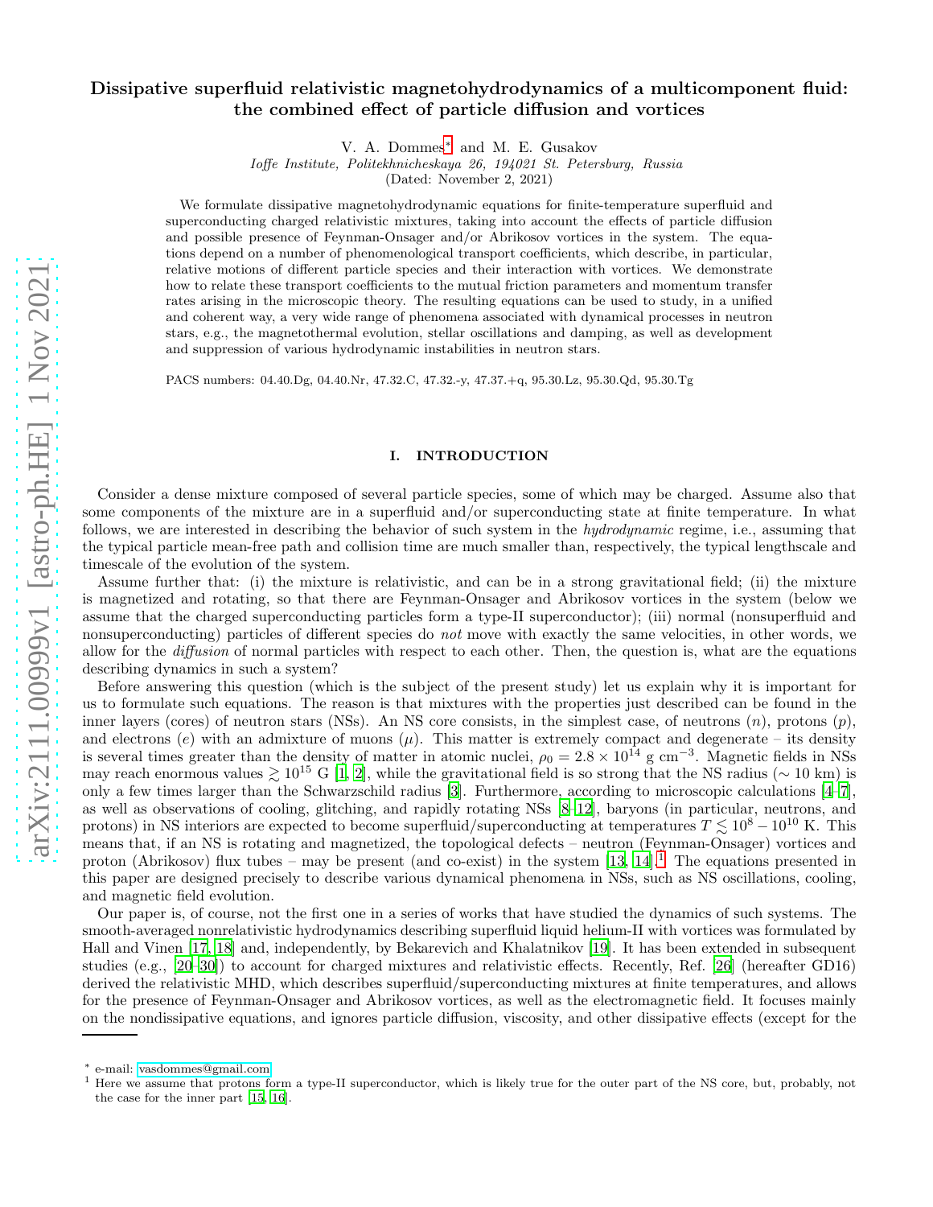# Dissipative superfluid relativistic magnetohydrodynamics of a multicomponent fluid: the combined effect of particle diffusion and vortices

V. A. Dommes[*] and M. E. Gusakov

*Ioffe Institute, Politekhnicheskaya 26, 194021 St. Petersburg, Russia*

(Dated: November 2, 2021)

We formulate dissipative magnetohydrodynamic equations for finite-temperature superfluid and superconducting charged relativistic mixtures, taking into account the effects of particle diffusion and possible presence of Feynman-Onsager and/or Abrikosov vortices in the system. The equations depend on a number of phenomenological transport coefficients, which describe, in particular, relative motions of different particle species and their interaction with vortices. We demonstrate how to relate these transport coefficients to the mutual friction parameters and momentum transfer rates arising in the microscopic theory. The resulting equations can be used to study, in a unified and coherent way, a very wide range of phenomena associated with dynamical processes in neutron stars, e.g., the magnetothermal evolution, stellar oscillations and damping, as well as development and suppression of various hydrodynamic instabilities in neutron stars.

PACS numbers: 04.40.Dg, 04.40.Nr, 47.32.C, 47.32.-y, 47.37.+q, 95.30.Lz, 95.30.Qd, 95.30.Tg

## I. INTRODUCTION

Consider a dense mixture composed of several particle species, some of which may be charged. Assume also that some components of the mixture are in a superfluid and/or superconducting state at finite temperature. In what follows, we are interested in describing the behavior of such system in the *hydrodynamic* regime, i.e., assuming that the typical particle mean-free path and collision time are much smaller than, respectively, the typical lengthscale and timescale of the evolution of the system.

Assume further that: (i) the mixture is relativistic, and can be in a strong gravitational field; (ii) the mixture is magnetized and rotating, so that there are Feynman-Onsager and Abrikosov vortices in the system (below we assume that the charged superconducting particles form a type-II superconductor); (iii) normal (nonsuperfluid and nonsuperconducting) particles of different species do *not* move with exactly the same velocities, in other words, we allow for the *diffusion* of normal particles with respect to each other. Then, the question is, what are the equations describing dynamics in such a system?

Before answering this question (which is the subject of the present study) let us explain why it is important for us to formulate such equations. The reason is that mixtures with the properties just described can be found in the inner layers (cores) of neutron stars (NSs). An NS core consists, in the simplest case, of neutrons ($n$), protons ($p$), and electrons ($e$) with an admixture of muons ($\mu$). This matter is extremely compact and degenerate – its density is several times greater than the density of matter in atomic nuclei, $\rho_0 = 2.8 \times 10^{14}$ g cm$^{-3}$. Magnetic fields in NSs may reach enormous values $\gtrsim 10^{15}$ G [1, 2], while the gravitational field is so strong that the NS radius ($\sim 10$ km) is only a few times larger than the Schwarzschild radius [3]. Furthermore, according to microscopic calculations [4–7], as well as observations of cooling, glitching, and rapidly rotating NSs [8–12], baryons (in particular, neutrons, and protons) in NS interiors are expected to become superfluid/superconducting at temperatures $T \lesssim 10^8 - 10^{10}$ K. This means that, if an NS is rotating and magnetized, the topological defects – neutron (Feynman-Onsager) vortices and proton (Abrikosov) flux tubes – may be present (and co-exist) in the system [13, 14].[1] The equations presented in this paper are designed precisely to describe various dynamical phenomena in NSs, such as NS oscillations, cooling, and magnetic field evolution.

Our paper is, of course, not the first one in a series of works that have studied the dynamics of such systems. The smooth-averaged nonrelativistic hydrodynamics describing superfluid liquid helium-II with vortices was formulated by Hall and Vinen [17, 18] and, independently, by Bekarevich and Khalatnikov [19]. It has been extended in subsequent studies (e.g., [20–30]) to account for charged mixtures and relativistic effects. Recently, Ref. [26] (hereafter GD16) derived the relativistic MHD, which describes superfluid/superconducting mixtures at finite temperatures, and allows for the presence of Feynman-Onsager and Abrikosov vortices, as well as the electromagnetic field. It focuses mainly on the nondissipative equations, and ignores particle diffusion, viscosity, and other dissipative effects (except for the

---

[*] e-mail: vasdommes@gmail.com

[1] Here we assume that protons form a type-II superconductor, which is likely true for the outer part of the NS core, but, probably, not the case for the inner part [15, 16].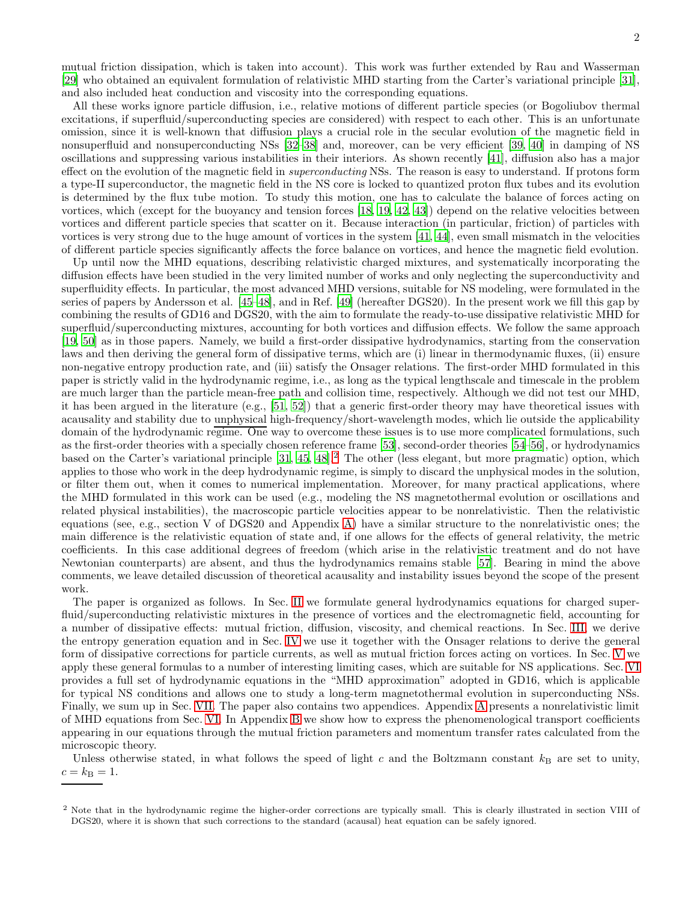mutual friction dissipation, which is taken into account). This work was further extended by Rau and Wasserman [29] who obtained an equivalent formulation of relativistic MHD starting from the Carter's variational principle [31], and also included heat conduction and viscosity into the corresponding equations.

All these works ignore particle diffusion, i.e., relative motions of different particle species (or Bogoliubov thermal excitations, if superfluid/superconducting species are considered) with respect to each other. This is an unfortunate omission, since it is well-known that diffusion plays a crucial role in the secular evolution of the magnetic field in nonsuperfluid and nonsuperconducting NSs [32–38] and, moreover, can be very efficient [39, 40] in damping of NS oscillations and suppressing various instabilities in their interiors. As shown recently [41], diffusion also has a major effect on the evolution of the magnetic field in *superconducting* NSs. The reason is easy to understand. If protons form a type-II superconductor, the magnetic field in the NS core is locked to quantized proton flux tubes and its evolution is determined by the flux tube motion. To study this motion, one has to calculate the balance of forces acting on vortices, which (except for the buoyancy and tension forces [18, 19, 42, 43]) depend on the relative velocities between vortices and different particle species that scatter on it. Because interaction (in particular, friction) of particles with vortices is very strong due to the huge amount of vortices in the system [41, 44], even small mismatch in the velocities of different particle species significantly affects the force balance on vortices, and hence the magnetic field evolution.

Up until now the MHD equations, describing relativistic charged mixtures, and systematically incorporating the diffusion effects have been studied in the very limited number of works and only neglecting the superconductivity and superfluidity effects. In particular, the most advanced MHD versions, suitable for NS modeling, were formulated in the series of papers by Andersson et al. [45–48], and in Ref. [49] (hereafter DGS20). In the present work we fill this gap by combining the results of GD16 and DGS20, with the aim to formulate the ready-to-use dissipative relativistic MHD for superfluid/superconducting mixtures, accounting for both vortices and diffusion effects. We follow the same approach [19, 50] as in those papers. Namely, we build a first-order dissipative hydrodynamics, starting from the conservation laws and then deriving the general form of dissipative terms, which are (i) linear in thermodynamic fluxes, (ii) ensure non-negative entropy production rate, and (iii) satisfy the Onsager relations. The first-order MHD formulated in this paper is strictly valid in the hydrodynamic regime, i.e., as long as the typical lengthscale and timescale in the problem are much larger than the particle mean-free path and collision time, respectively. Although we did not test our MHD, it has been argued in the literature (e.g., [51, 52]) that a generic first-order theory may have theoretical issues with acausality and stability due to unphysical high-frequency/short-wavelength modes, which lie outside the applicability domain of the hydrodynamic regime. One way to overcome these issues is to use more complicated formulations, such as the first-order theories with a specially chosen reference frame [53], second-order theories [54–56], or hydrodynamics based on the Carter's variational principle [31, 45, 48].[2] The other (less elegant, but more pragmatic) option, which applies to those who work in the deep hydrodynamic regime, is simply to discard the unphysical modes in the solution, or filter them out, when it comes to numerical implementation. Moreover, for many practical applications, where the MHD formulated in this work can be used (e.g., modeling the NS magnetothermal evolution or oscillations and related physical instabilities), the macroscopic particle velocities appear to be nonrelativistic. Then the relativistic equations (see, e.g., section V of DGS20 and Appendix A) have a similar structure to the nonrelativistic ones; the main difference is the relativistic equation of state and, if one allows for the effects of general relativity, the metric coefficients. In this case additional degrees of freedom (which arise in the relativistic treatment and do not have Newtonian counterparts) are absent, and thus the hydrodynamics remains stable [57]. Bearing in mind the above comments, we leave detailed discussion of theoretical acausality and instability issues beyond the scope of the present work.

The paper is organized as follows. In Sec. II we formulate general hydrodynamics equations for charged superfluid/superconducting relativistic mixtures in the presence of vortices and the electromagnetic field, accounting for a number of dissipative effects: mutual friction, diffusion, viscosity, and chemical reactions. In Sec. III, we derive the entropy generation equation and in Sec. IV we use it together with the Onsager relations to derive the general form of dissipative corrections for particle currents, as well as mutual friction forces acting on vortices. In Sec. V we apply these general formulas to a number of interesting limiting cases, which are suitable for NS applications. Sec. VI provides a full set of hydrodynamic equations in the "MHD approximation" adopted in GD16, which is applicable for typical NS conditions and allows one to study a long-term magnetothermal evolution in superconducting NSs. Finally, we sum up in Sec. VII. The paper also contains two appendices. Appendix A presents a nonrelativistic limit of MHD equations from Sec. VI. In Appendix B we show how to express the phenomenological transport coefficients appearing in our equations through the mutual friction parameters and momentum transfer rates calculated from the microscopic theory.

Unless otherwise stated, in what follows the speed of light $c$ and the Boltzmann constant $k_{\rm B}$ are set to unity, $c = k_{\rm B} = 1$.

---

[2] Note that in the hydrodynamic regime the higher-order corrections are typically small. This is clearly illustrated in section VIII of DGS20, where it is shown that such corrections to the standard (acausal) heat equation can be safely ignored.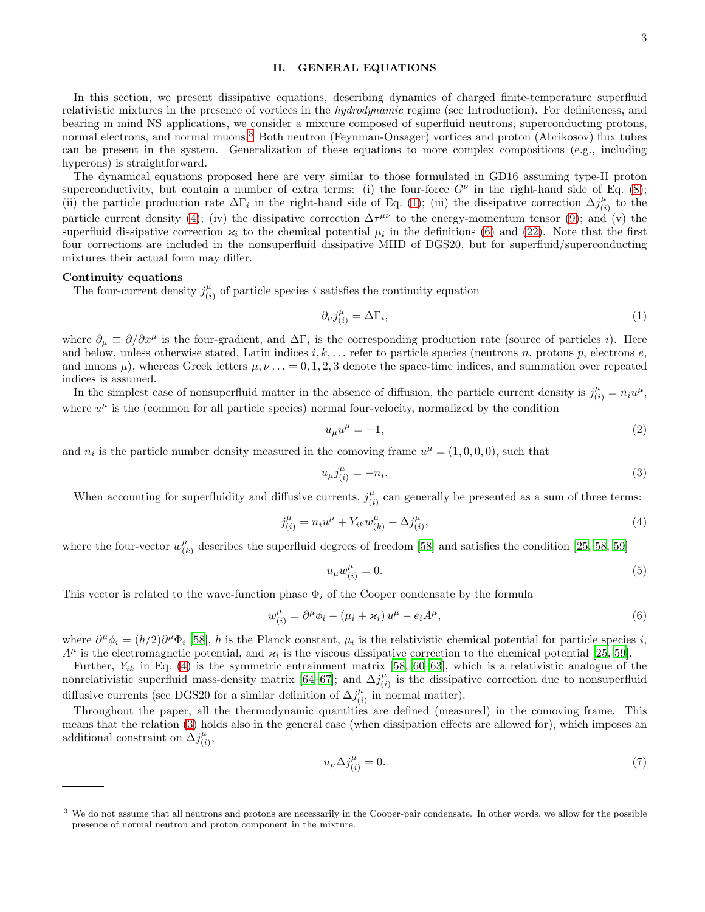## II. GENERAL EQUATIONS

In this section, we present dissipative equations, describing dynamics of charged finite-temperature superfluid relativistic mixtures in the presence of vortices in the *hydrodynamic* regime (see Introduction). For definiteness, and bearing in mind NS applications, we consider a mixture composed of superfluid neutrons, superconducting protons, normal electrons, and normal muons.[3] Both neutron (Feynman-Onsager) vortices and proton (Abrikosov) flux tubes can be present in the system. Generalization of these equations to more complex compositions (e.g., including hyperons) is straightforward.

The dynamical equations proposed here are very similar to those formulated in GD16 assuming type-II proton superconductivity, but contain a number of extra terms: (i) the four-force $G^\nu$ in the right-hand side of Eq. (8); (ii) the particle production rate $\Delta\Gamma_i$ in the right-hand side of Eq. (1); (iii) the dissipative correction $\Delta j^\mu_{(i)}$ to the particle current density (4); (iv) the dissipative correction $\Delta\tau^{\mu\nu}$ to the energy-momentum tensor (9); and (v) the superfluid dissipative correction $\varkappa_i$ to the chemical potential $\mu_i$ in the definitions (6) and (22). Note that the first four corrections are included in the nonsuperfluid dissipative MHD of DGS20, but for superfluid/superconducting mixtures their actual form may differ.

**Continuity equations**

The four-current density $j^\mu_{(i)}$ of particle species $i$ satisfies the continuity equation

$$\partial_\mu j^\mu_{(i)} = \Delta\Gamma_i, \tag{1}$$

where $\partial_\mu \equiv \partial/\partial x^\mu$ is the four-gradient, and $\Delta\Gamma_i$ is the corresponding production rate (source of particles $i$). Here and below, unless otherwise stated, Latin indices $i, k, \ldots$ refer to particle species (neutrons $n$, protons $p$, electrons $e$, and muons $\mu$), whereas Greek letters $\mu, \nu \ldots = 0, 1, 2, 3$ denote the space-time indices, and summation over repeated indices is assumed.

In the simplest case of nonsuperfluid matter in the absence of diffusion, the particle current density is $j^\mu_{(i)} = n_i u^\mu$, where $u^\mu$ is the (common for all particle species) normal four-velocity, normalized by the condition

$$u_\mu u^\mu = -1, \tag{2}$$

and $n_i$ is the particle number density measured in the comoving frame $u^\mu = (1, 0, 0, 0)$, such that

$$u_\mu j^\mu_{(i)} = -n_i. \tag{3}$$

When accounting for superfluidity and diffusive currents, $j^\mu_{(i)}$ can generally be presented as a sum of three terms:

$$j^\mu_{(i)} = n_i u^\mu + Y_{ik} w^\mu_{(k)} + \Delta j^\mu_{(i)}, \tag{4}$$

where the four-vector $w^\mu_{(k)}$ describes the superfluid degrees of freedom [58] and satisfies the condition [25, 58, 59]

$$u_\mu w^\mu_{(i)} = 0. \tag{5}$$

This vector is related to the wave-function phase $\Phi_i$ of the Cooper condensate by the formula

$$w^\mu_{(i)} = \partial^\mu \phi_i - (\mu_i + \varkappa_i)\, u^\mu - e_i A^\mu, \tag{6}$$

where $\partial^\mu \phi_i = (\hbar/2)\partial^\mu \Phi_i$ [58], $\hbar$ is the Planck constant, $\mu_i$ is the relativistic chemical potential for particle species $i$, $A^\mu$ is the electromagnetic potential, and $\varkappa_i$ is the viscous dissipative correction to the chemical potential [25, 59].

Further, $Y_{ik}$ in Eq. (4) is the symmetric entrainment matrix [58, 60–63], which is a relativistic analogue of the nonrelativistic superfluid mass-density matrix [64–67]; and $\Delta j^\mu_{(i)}$ is the dissipative correction due to nonsuperfluid diffusive currents (see DGS20 for a similar definition of $\Delta j^\mu_{(i)}$ in normal matter).

Throughout the paper, all the thermodynamic quantities are defined (measured) in the comoving frame. This means that the relation (3) holds also in the general case (when dissipation effects are allowed for), which imposes an additional constraint on $\Delta j^\mu_{(i)}$,

$$u_\mu \Delta j^\mu_{(i)} = 0. \tag{7}$$

---

[3] We do not assume that all neutrons and protons are necessarily in the Cooper-pair condensate. In other words, we allow for the possible presence of normal neutron and proton component in the mixture.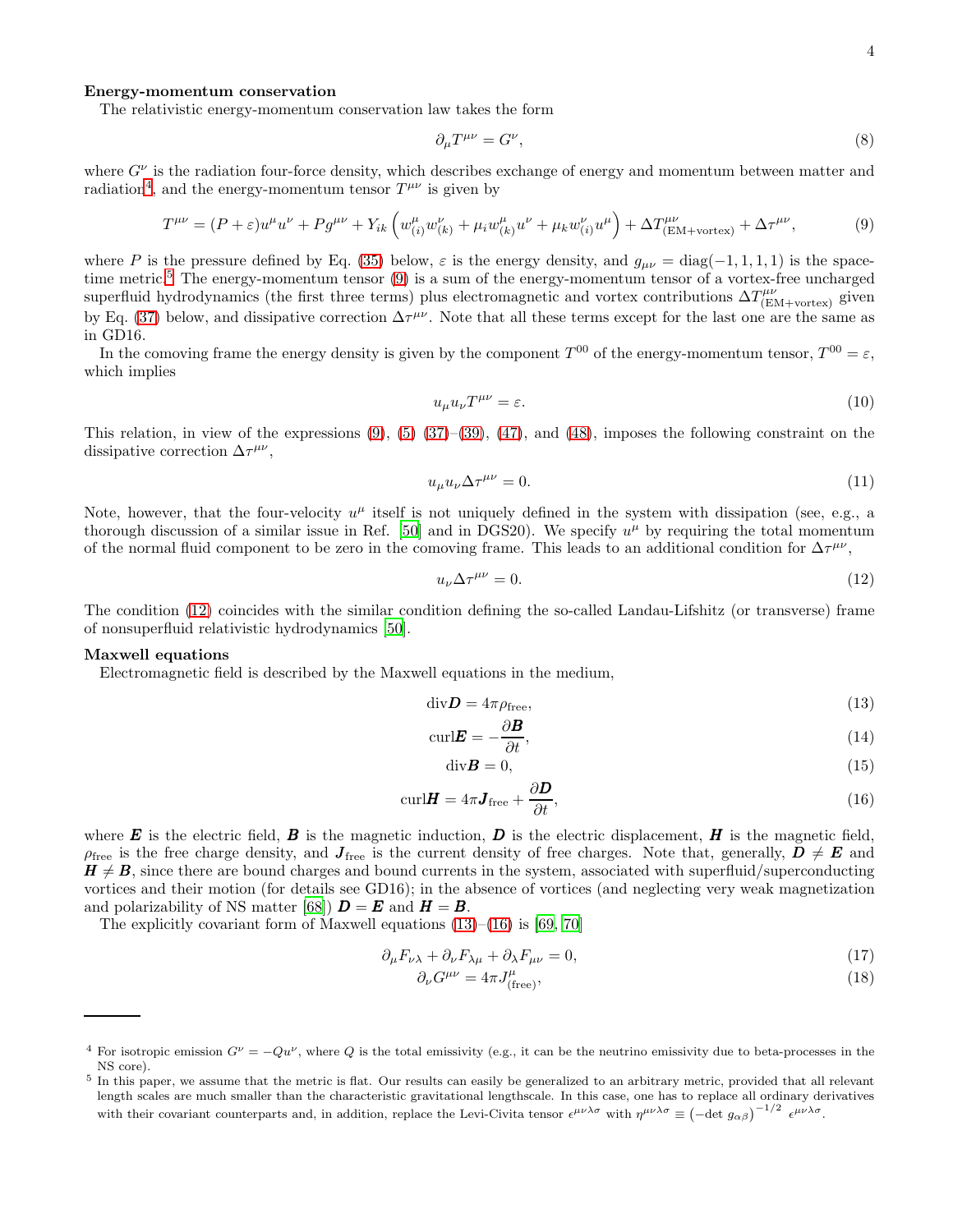**Energy-momentum conservation**

The relativistic energy-momentum conservation law takes the form

$$\partial_\mu T^{\mu\nu} = G^\nu, \tag{8}$$

where $G^\nu$ is the radiation four-force density, which describes exchange of energy and momentum between matter and radiation[4], and the energy-momentum tensor $T^{\mu\nu}$ is given by

$$T^{\mu\nu} = (P+\varepsilon)u^\mu u^\nu + P g^{\mu\nu} + Y_{ik}\left(w^\mu_{(i)} w^\nu_{(k)} + \mu_i w^\mu_{(k)} u^\nu + \mu_k w^\nu_{(i)} u^\mu\right) + \Delta T^{\mu\nu}_{(\mathrm{EM+vortex})} + \Delta\tau^{\mu\nu}, \tag{9}$$

where $P$ is the pressure defined by Eq. (35) below, $\varepsilon$ is the energy density, and $g_{\mu\nu} = \mathrm{diag}(-1,1,1,1)$ is the space-time metric.[5] The energy-momentum tensor (9) is a sum of the energy-momentum tensor of a vortex-free uncharged superfluid hydrodynamics (the first three terms) plus electromagnetic and vortex contributions $\Delta T^{\mu\nu}_{(\mathrm{EM+vortex})}$ given by Eq. (37) below, and dissipative correction $\Delta\tau^{\mu\nu}$. Note that all these terms except for the last one are the same as in GD16.

In the comoving frame the energy density is given by the component $T^{00}$ of the energy-momentum tensor, $T^{00} = \varepsilon$, which implies

$$u_\mu u_\nu T^{\mu\nu} = \varepsilon. \tag{10}$$

This relation, in view of the expressions (9), (5) (37)–(39), (47), and (48), imposes the following constraint on the dissipative correction $\Delta\tau^{\mu\nu}$,

$$u_\mu u_\nu \Delta\tau^{\mu\nu} = 0. \tag{11}$$

Note, however, that the four-velocity $u^\mu$ itself is not uniquely defined in the system with dissipation (see, e.g., a thorough discussion of a similar issue in Ref. [50] and in DGS20). We specify $u^\mu$ by requiring the total momentum of the normal fluid component to be zero in the comoving frame. This leads to an additional condition for $\Delta\tau^{\mu\nu}$,

$$u_\nu \Delta\tau^{\mu\nu} = 0. \tag{12}$$

The condition (12) coincides with the similar condition defining the so-called Landau-Lifshitz (or transverse) frame of nonsuperfluid relativistic hydrodynamics [50].

**Maxwell equations**

Electromagnetic field is described by the Maxwell equations in the medium,

$$\mathrm{div}\boldsymbol{D} = 4\pi\rho_{\mathrm{free}}, \tag{13}$$

$$\mathrm{curl}\boldsymbol{E} = -\frac{\partial \boldsymbol{B}}{\partial t}, \tag{14}$$

$$\mathrm{div}\boldsymbol{B} = 0, \tag{15}$$

$$\mathrm{curl}\boldsymbol{H} = 4\pi\boldsymbol{J}_{\mathrm{free}} + \frac{\partial \boldsymbol{D}}{\partial t}, \tag{16}$$

where $\boldsymbol{E}$ is the electric field, $\boldsymbol{B}$ is the magnetic induction, $\boldsymbol{D}$ is the electric displacement, $\boldsymbol{H}$ is the magnetic field, $\rho_{\mathrm{free}}$ is the free charge density, and $\boldsymbol{J}_{\mathrm{free}}$ is the current density of free charges. Note that, generally, $\boldsymbol{D} \neq \boldsymbol{E}$ and $\boldsymbol{H} \neq \boldsymbol{B}$, since there are bound charges and bound currents in the system, associated with superfluid/superconducting vortices and their motion (for details see GD16); in the absence of vortices (and neglecting very weak magnetization and polarizability of NS matter [68]) $\boldsymbol{D} = \boldsymbol{E}$ and $\boldsymbol{H} = \boldsymbol{B}$.

The explicitly covariant form of Maxwell equations (13)–(16) is [69, 70]

$$\partial_\mu F_{\nu\lambda} + \partial_\nu F_{\lambda\mu} + \partial_\lambda F_{\mu\nu} = 0, \tag{17}$$

$$\partial_\nu G^{\mu\nu} = 4\pi J^\mu_{(\mathrm{free})}, \tag{18}$$

---

[4] For isotropic emission $G^\nu = -Qu^\nu$, where $Q$ is the total emissivity (e.g., it can be the neutrino emissivity due to beta-processes in the NS core).

[5] In this paper, we assume that the metric is flat. Our results can easily be generalized to an arbitrary metric, provided that all relevant length scales are much smaller than the characteristic gravitational lengthscale. In this case, one has to replace all ordinary derivatives with their covariant counterparts and, in addition, replace the Levi-Civita tensor $\epsilon^{\mu\nu\lambda\sigma}$ with $\eta^{\mu\nu\lambda\sigma} \equiv \left(-\det g_{\alpha\beta}\right)^{-1/2} \epsilon^{\mu\nu\lambda\sigma}$.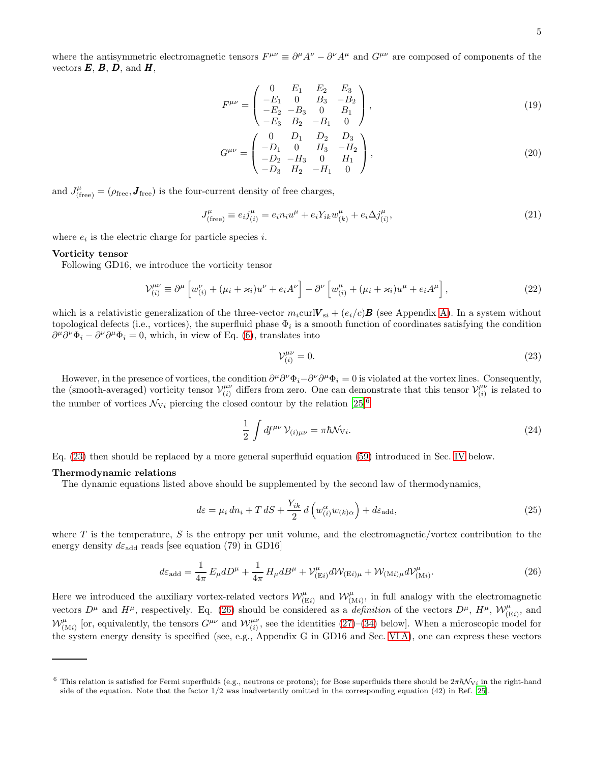where the antisymmetric electromagnetic tensors $F^{\mu\nu} \equiv \partial^\mu A^\nu - \partial^\nu A^\mu$ and $G^{\mu\nu}$ are composed of components of the vectors $\boldsymbol{E}$, $\boldsymbol{B}$, $\boldsymbol{D}$, and $\boldsymbol{H}$,

$$F^{\mu\nu} = \begin{pmatrix} 0 & E_1 & E_2 & E_3 \\ -E_1 & 0 & B_3 & -B_2 \\ -E_2 & -B_3 & 0 & B_1 \\ -E_3 & B_2 & -B_1 & 0 \end{pmatrix}, \tag{19}$$

$$G^{\mu\nu} = \begin{pmatrix} 0 & D_1 & D_2 & D_3 \\ -D_1 & 0 & H_3 & -H_2 \\ -D_2 & -H_3 & 0 & H_1 \\ -D_3 & H_2 & -H_1 & 0 \end{pmatrix}, \tag{20}$$

and $J^\mu_{(\rm free)} = (\rho_{\rm free}, \boldsymbol{J}_{\rm free})$ is the four-current density of free charges,

$$J^\mu_{(\rm free)} \equiv e_i j^\mu_{(i)} = e_i n_i u^\mu + e_i Y_{ik} w^\mu_{(k)} + e_i \Delta j^\mu_{(i)}, \tag{21}$$

where $e_i$ is the electric charge for particle species $i$.

**Vorticity tensor**

Following GD16, we introduce the vorticity tensor

$$\mathcal{V}^{\mu\nu}_{(i)} \equiv \partial^\mu \left[ w^\nu_{(i)} + (\mu_i + \varkappa_i) u^\nu + e_i A^\nu \right] - \partial^\nu \left[ w^\mu_{(i)} + (\mu_i + \varkappa_i) u^\mu + e_i A^\mu \right], \tag{22}$$

which is a relativistic generalization of the three-vector $m_i \mathrm{curl} \boldsymbol{V}_{{\rm s}i} + (e_i/c)\boldsymbol{B}$ (see Appendix A). In a system without topological defects (i.e., vortices), the superfluid phase $\Phi_i$ is a smooth function of coordinates satisfying the condition $\partial^\mu \partial^\nu \Phi_i - \partial^\nu \partial^\mu \Phi_i = 0$, which, in view of Eq. (6), translates into

$$\mathcal{V}^{\mu\nu}_{(i)} = 0. \tag{23}$$

However, in the presence of vortices, the condition $\partial^\mu \partial^\nu \Phi_i - \partial^\nu \partial^\mu \Phi_i = 0$ is violated at the vortex lines. Consequently, the (smooth-averaged) vorticity tensor $\mathcal{V}^{\mu\nu}_{(i)}$ differs from zero. One can demonstrate that this tensor $\mathcal{V}^{\mu\nu}_{(i)}$ is related to the number of vortices $\mathcal{N}_{{\rm V}i}$ piercing the closed contour by the relation [25][6]

$$\frac{1}{2} \int df^{\mu\nu} \, \mathcal{V}_{(i)\mu\nu} = \pi \hbar \mathcal{N}_{{\rm V}i}. \tag{24}$$

Eq. (23) then should be replaced by a more general superfluid equation (59) introduced in Sec. IV below.

**Thermodynamic relations**

The dynamic equations listed above should be supplemented by the second law of thermodynamics,

$$d\varepsilon = \mu_i \, dn_i + T \, dS + \frac{Y_{ik}}{2} \, d\left( w^\alpha_{(i)} w_{(k)\alpha} \right) + d\varepsilon_{\rm add}, \tag{25}$$

where $T$ is the temperature, $S$ is the entropy per unit volume, and the electromagnetic/vortex contribution to the energy density $d\varepsilon_{\rm add}$ reads [see equation (79) in GD16]

$$d\varepsilon_{\rm add} = \frac{1}{4\pi} \, E_\mu dD^\mu + \frac{1}{4\pi} \, H_\mu dB^\mu + \mathcal{V}^\mu_{({\rm E}i)} d\mathcal{W}_{({\rm E}i)\mu} + \mathcal{W}_{({\rm M}i)\mu} d\mathcal{V}^\mu_{({\rm M}i)}. \tag{26}$$

Here we introduced the auxiliary vortex-related vectors $\mathcal{W}^\mu_{({\rm E}i)}$ and $\mathcal{W}^\mu_{({\rm M}i)}$, in full analogy with the electromagnetic vectors $D^\mu$ and $H^\mu$, respectively. Eq. (26) should be considered as a *definition* of the vectors $D^\mu$, $H^\mu$, $\mathcal{W}^\mu_{({\rm E}i)}$, and $\mathcal{W}^\mu_{({\rm M}i)}$ [or, equivalently, the tensors $G^{\mu\nu}$ and $\mathcal{W}^{\mu\nu}_{(i)}$, see the identities (27)–(34) below]. When a microscopic model for the system energy density is specified (see, e.g., Appendix G in GD16 and Sec. VI A), one can express these vectors

---

[6] This relation is satisfied for Fermi superfluids (e.g., neutrons or protons); for Bose superfluids there should be $2\pi\hbar\mathcal{N}_{{\rm V}i}$ in the right-hand side of the equation. Note that the factor 1/2 was inadvertently omitted in the corresponding equation (42) in Ref. [25].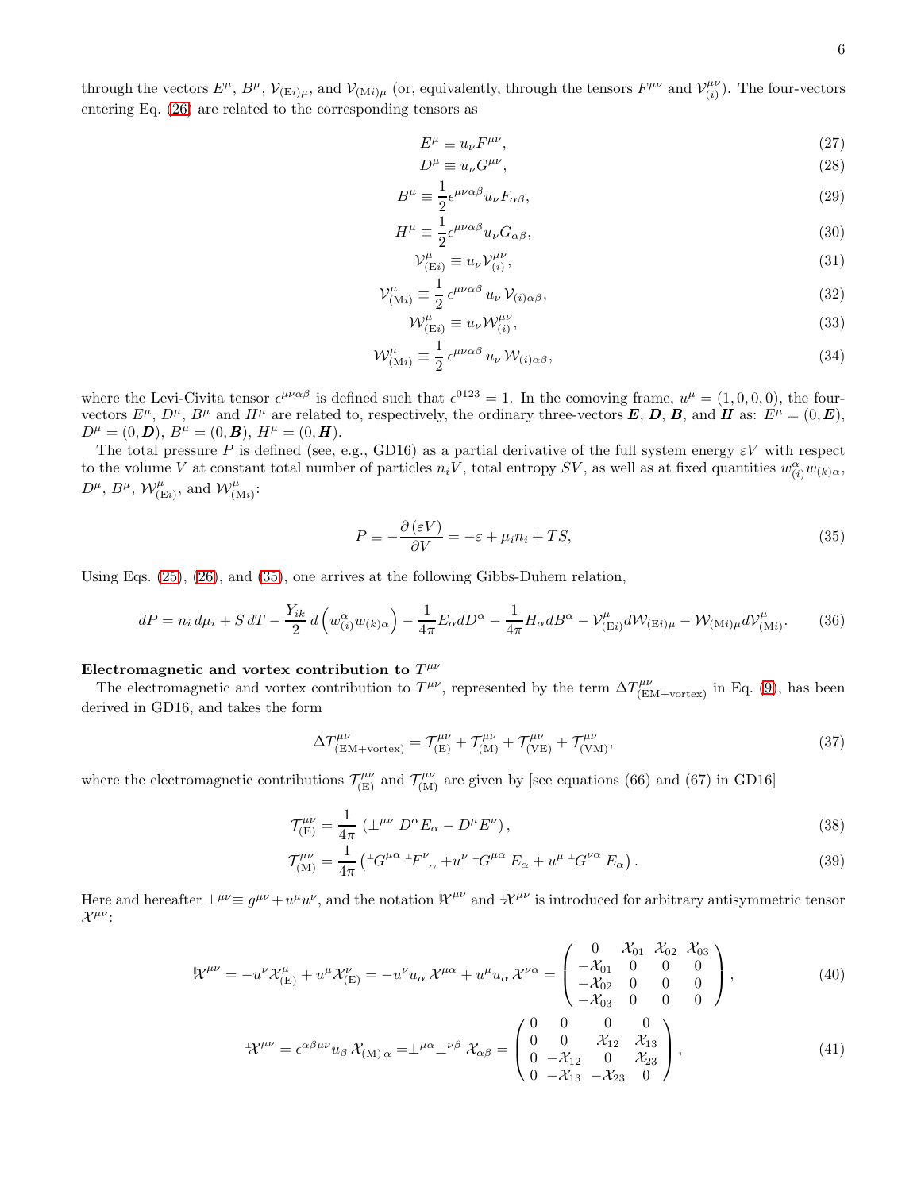through the vectors $E^\mu$, $B^\mu$, $\mathcal{V}_{(\mathrm{E}i)\mu}$, and $\mathcal{V}_{(\mathrm{M}i)\mu}$ (or, equivalently, through the tensors $F^{\mu\nu}$ and $\mathcal{V}^{\mu\nu}_{(i)}$). The four-vectors entering Eq. (26) are related to the corresponding tensors as

$$E^\mu \equiv u_\nu F^{\mu\nu}, \tag{27}$$

$$D^\mu \equiv u_\nu G^{\mu\nu}, \tag{28}$$

$$B^\mu \equiv \frac{1}{2}\epsilon^{\mu\nu\alpha\beta} u_\nu F_{\alpha\beta}, \tag{29}$$

$$H^\mu \equiv \frac{1}{2}\epsilon^{\mu\nu\alpha\beta} u_\nu G_{\alpha\beta}, \tag{30}$$

$$\mathcal{V}^\mu_{(\mathrm{E}i)} \equiv u_\nu \mathcal{V}^{\mu\nu}_{(i)}, \tag{31}$$

$$\mathcal{V}^\mu_{(\mathrm{M}i)} \equiv \frac{1}{2}\,\epsilon^{\mu\nu\alpha\beta}\, u_\nu\, \mathcal{V}_{(i)\alpha\beta}, \tag{32}$$

$$\mathcal{W}^\mu_{(\mathrm{E}i)} \equiv u_\nu \mathcal{W}^{\mu\nu}_{(i)}, \tag{33}$$

$$\mathcal{W}^\mu_{(\mathrm{M}i)} \equiv \frac{1}{2}\,\epsilon^{\mu\nu\alpha\beta}\, u_\nu\, \mathcal{W}_{(i)\alpha\beta}, \tag{34}$$

where the Levi-Civita tensor $\epsilon^{\mu\nu\alpha\beta}$ is defined such that $\epsilon^{0123}=1$. In the comoving frame, $u^\mu=(1,0,0,0)$, the four-vectors $E^\mu$, $D^\mu$, $B^\mu$ and $H^\mu$ are related to, respectively, the ordinary three-vectors $\boldsymbol{E}$, $\boldsymbol{D}$, $\boldsymbol{B}$, and $\boldsymbol{H}$ as: $E^\mu=(0,\boldsymbol{E})$, $D^\mu=(0,\boldsymbol{D})$, $B^\mu=(0,\boldsymbol{B})$, $H^\mu=(0,\boldsymbol{H})$.

The total pressure $P$ is defined (see, e.g., GD16) as a partial derivative of the full system energy $\varepsilon V$ with respect to the volume $V$ at constant total number of particles $n_i V$, total entropy $SV$, as well as at fixed quantities $w^\alpha_{(i)} w_{(k)\alpha}$, $D^\mu$, $B^\mu$, $\mathcal{W}^\mu_{(\mathrm{E}i)}$, and $\mathcal{W}^\mu_{(\mathrm{M}i)}$:

$$P \equiv -\frac{\partial\left(\varepsilon V\right)}{\partial V} = -\varepsilon + \mu_i n_i + TS, \tag{35}$$

Using Eqs. (25), (26), and (35), one arrives at the following Gibbs-Duhem relation,

$$dP = n_i\, d\mu_i + S\, dT - \frac{Y_{ik}}{2}\, d\left(w^\alpha_{(i)} w_{(k)\alpha}\right) - \frac{1}{4\pi} E_\alpha dD^\alpha - \frac{1}{4\pi} H_\alpha dB^\alpha - \mathcal{V}^\mu_{(\mathrm{E}i)} d\mathcal{W}_{(\mathrm{E}i)\mu} - \mathcal{W}_{(\mathrm{M}i)\mu} d\mathcal{V}^\mu_{(\mathrm{M}i)}. \tag{36}$$

**Electromagnetic and vortex contribution to $T^{\mu\nu}$**

The electromagnetic and vortex contribution to $T^{\mu\nu}$, represented by the term $\Delta T^{\mu\nu}_{(\mathrm{EM+vortex})}$ in Eq. (9), has been derived in GD16, and takes the form

$$\Delta T^{\mu\nu}_{(\mathrm{EM+vortex})} = \mathcal{T}^{\mu\nu}_{(\mathrm{E})} + \mathcal{T}^{\mu\nu}_{(\mathrm{M})} + \mathcal{T}^{\mu\nu}_{(\mathrm{VE})} + \mathcal{T}^{\mu\nu}_{(\mathrm{VM})}, \tag{37}$$

where the electromagnetic contributions $\mathcal{T}^{\mu\nu}_{(\mathrm{E})}$ and $\mathcal{T}^{\mu\nu}_{(\mathrm{M})}$ are given by [see equations (66) and (67) in GD16]

$$\mathcal{T}^{\mu\nu}_{(\mathrm{E})} = \frac{1}{4\pi}\left(\perp^{\mu\nu} D^\alpha E_\alpha - D^\mu E^\nu\right), \tag{38}$$

$$\mathcal{T}^{\mu\nu}_{(\mathrm{M})} = \frac{1}{4\pi}\left({}^{\perp}G^{\mu\alpha}\, {}^{\perp}F^{\nu}{}_{\alpha} + u^\nu\, {}^{\perp}G^{\mu\alpha}\, E_\alpha + u^\mu\, {}^{\perp}G^{\nu\alpha}\, E_\alpha\right). \tag{39}$$

Here and hereafter $\perp^{\mu\nu} \equiv g^{\mu\nu} + u^\mu u^\nu$, and the notation ${}^{\parallel}\mathcal{X}^{\mu\nu}$ and ${}^{\perp}\mathcal{X}^{\mu\nu}$ is introduced for arbitrary antisymmetric tensor $\mathcal{X}^{\mu\nu}$:

$${}^{\parallel}\mathcal{X}^{\mu\nu} = -u^\nu \mathcal{X}^\mu_{(\mathrm{E})} + u^\mu \mathcal{X}^\nu_{(\mathrm{E})} = -u^\nu u_\alpha\, \mathcal{X}^{\mu\alpha} + u^\mu u_\alpha\, \mathcal{X}^{\nu\alpha} = \begin{pmatrix} 0 & \mathcal{X}_{01} & \mathcal{X}_{02} & \mathcal{X}_{03} \\ -\mathcal{X}_{01} & 0 & 0 & 0 \\ -\mathcal{X}_{02} & 0 & 0 & 0 \\ -\mathcal{X}_{03} & 0 & 0 & 0 \end{pmatrix}, \tag{40}$$

$${}^{\perp}\mathcal{X}^{\mu\nu} = \epsilon^{\alpha\beta\mu\nu} u_\beta\, \mathcal{X}_{(\mathrm{M})\,\alpha} = \perp^{\mu\alpha}\perp^{\nu\beta}\, \mathcal{X}_{\alpha\beta} = \begin{pmatrix} 0 & 0 & 0 & 0 \\ 0 & 0 & \mathcal{X}_{12} & \mathcal{X}_{13} \\ 0 & -\mathcal{X}_{12} & 0 & \mathcal{X}_{23} \\ 0 & -\mathcal{X}_{13} & -\mathcal{X}_{23} & 0 \end{pmatrix}, \tag{41}$$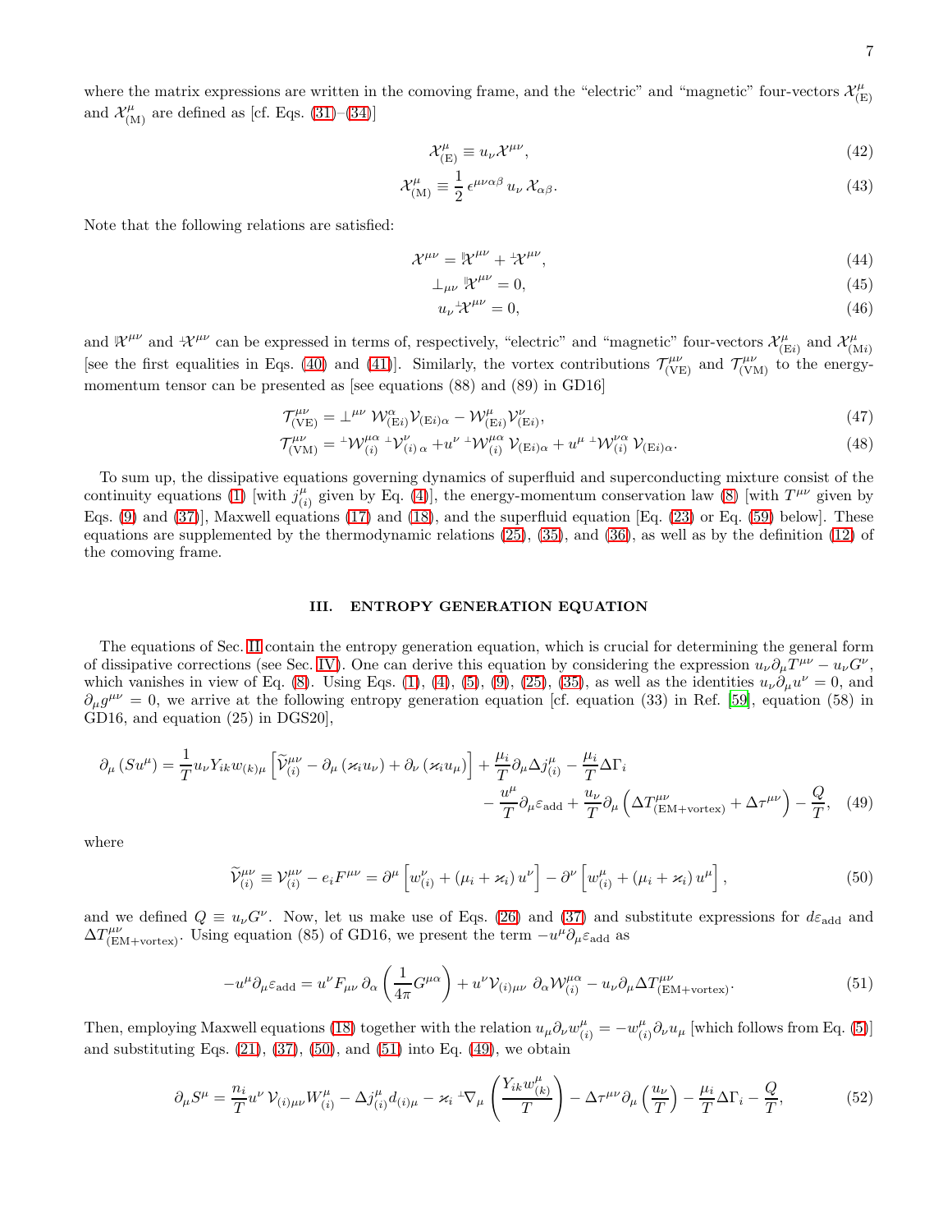where the matrix expressions are written in the comoving frame, and the "electric" and "magnetic" four-vectors $\mathcal{X}^{\mu}_{(\mathrm{E})}$ and $\mathcal{X}^{\mu}_{(\mathrm{M})}$ are defined as [cf. Eqs. (31)–(34)]

$$\mathcal{X}^{\mu}_{(\mathrm{E})} \equiv u_{\nu} \mathcal{X}^{\mu\nu}, \tag{42}$$

$$\mathcal{X}^{\mu}_{(\mathrm{M})} \equiv \frac{1}{2}\, \epsilon^{\mu\nu\alpha\beta}\, u_{\nu}\, \mathcal{X}_{\alpha\beta}. \tag{43}$$

Note that the following relations are satisfied:

$$\mathcal{X}^{\mu\nu} = {}^{\shortparallel}\mathcal{X}^{\mu\nu} + {}^{\perp}\mathcal{X}^{\mu\nu}, \tag{44}$$

$$\perp_{\mu\nu}\, {}^{\shortparallel}\mathcal{X}^{\mu\nu} = 0, \tag{45}$$

$$u_{\nu}\, {}^{\perp}\mathcal{X}^{\mu\nu} = 0, \tag{46}$$

and ${}^{\shortparallel}\mathcal{X}^{\mu\nu}$ and ${}^{\perp}\mathcal{X}^{\mu\nu}$ can be expressed in terms of, respectively, "electric" and "magnetic" four-vectors $\mathcal{X}^{\mu}_{(\mathrm{E}i)}$ and $\mathcal{X}^{\mu}_{(\mathrm{M}i)}$ [see the first equalities in Eqs. (40) and (41)]. Similarly, the vortex contributions $\mathcal{T}^{\mu\nu}_{(\mathrm{VE})}$ and $\mathcal{T}^{\mu\nu}_{(\mathrm{VM})}$ to the energy-momentum tensor can be presented as [see equations (88) and (89) in GD16]

$$\mathcal{T}^{\mu\nu}_{(\mathrm{VE})} = \perp^{\mu\nu} \mathcal{W}^{\alpha}_{(\mathrm{E}i)} \mathcal{V}_{(\mathrm{E}i)\alpha} - \mathcal{W}^{\mu}_{(\mathrm{E}i)} \mathcal{V}^{\nu}_{(\mathrm{E}i)}, \tag{47}$$

$$\mathcal{T}^{\mu\nu}_{(\mathrm{VM})} = {}^{\perp}\mathcal{W}^{\mu\alpha}_{(i)}\, {}^{\perp}\mathcal{V}^{\nu}_{(i)\,\alpha} + u^{\nu}\, {}^{\perp}\mathcal{W}^{\mu\alpha}_{(i)}\, \mathcal{V}_{(\mathrm{E}i)\alpha} + u^{\mu}\, {}^{\perp}\mathcal{W}^{\nu\alpha}_{(i)}\, \mathcal{V}_{(\mathrm{E}i)\alpha}. \tag{48}$$

To sum up, the dissipative equations governing dynamics of superfluid and superconducting mixture consist of the continuity equations (1) [with $j^{\mu}_{(i)}$ given by Eq. (4)], the energy-momentum conservation law (8) [with $T^{\mu\nu}$ given by Eqs. (9) and (37)], Maxwell equations (17) and (18), and the superfluid equation [Eq. (23) or Eq. (59) below]. These equations are supplemented by the thermodynamic relations (25), (35), and (36), as well as by the definition (12) of the comoving frame.

## III. ENTROPY GENERATION EQUATION

The equations of Sec. II contain the entropy generation equation, which is crucial for determining the general form of dissipative corrections (see Sec. IV). One can derive this equation by considering the expression $u_{\nu}\partial_{\mu}T^{\mu\nu} - u_{\nu}G^{\nu}$, which vanishes in view of Eq. (8). Using Eqs. (1), (4), (5), (9), (25), (35), as well as the identities $u_{\nu}\partial_{\mu}u^{\nu} = 0$, and $\partial_{\mu}g^{\mu\nu} = 0$, we arrive at the following entropy generation equation [cf. equation (33) in Ref. [59], equation (58) in GD16, and equation (25) in DGS20],

$$\partial_{\mu}\left(S u^{\mu}\right) = \frac{1}{T} u_{\nu} Y_{ik} w_{(k)\mu} \left[\widetilde{\mathcal{V}}^{\mu\nu}_{(i)} - \partial_{\mu}\left(\varkappa_i u_{\nu}\right) + \partial_{\nu}\left(\varkappa_i u_{\mu}\right)\right] + \frac{\mu_i}{T}\partial_{\mu}\Delta j^{\mu}_{(i)} - \frac{\mu_i}{T}\Delta\Gamma_i$$
$$- \frac{u^{\mu}}{T}\partial_{\mu}\varepsilon_{\mathrm{add}} + \frac{u_{\nu}}{T}\partial_{\mu}\left(\Delta T^{\mu\nu}_{(\mathrm{EM+vortex})} + \Delta\tau^{\mu\nu}\right) - \frac{Q}{T}, \tag{49}$$

where

$$\widetilde{\mathcal{V}}^{\mu\nu}_{(i)} \equiv \mathcal{V}^{\mu\nu}_{(i)} - e_i F^{\mu\nu} = \partial^{\mu}\left[w^{\nu}_{(i)} + \left(\mu_i + \varkappa_i\right) u^{\nu}\right] - \partial^{\nu}\left[w^{\mu}_{(i)} + \left(\mu_i + \varkappa_i\right) u^{\mu}\right], \tag{50}$$

and we defined $Q \equiv u_{\nu}G^{\nu}$. Now, let us make use of Eqs. (26) and (37) and substitute expressions for $d\varepsilon_{\mathrm{add}}$ and $\Delta T^{\mu\nu}_{(\mathrm{EM+vortex})}$. Using equation (85) of GD16, we present the term $-u^{\mu}\partial_{\mu}\varepsilon_{\mathrm{add}}$ as

$$-u^{\mu}\partial_{\mu}\varepsilon_{\mathrm{add}} = u^{\nu}F_{\mu\nu}\,\partial_{\alpha}\left(\frac{1}{4\pi}G^{\mu\alpha}\right) + u^{\nu}\mathcal{V}_{(i)\mu\nu}\,\partial_{\alpha}\mathcal{W}^{\mu\alpha}_{(i)} - u_{\nu}\partial_{\mu}\Delta T^{\mu\nu}_{(\mathrm{EM+vortex})}. \tag{51}$$

Then, employing Maxwell equations (18) together with the relation $u_{\mu}\partial_{\nu}w^{\mu}_{(i)} = -w^{\mu}_{(i)}\partial_{\nu}u_{\mu}$ [which follows from Eq. (5)] and substituting Eqs. (21), (37), (50), and (51) into Eq. (49), we obtain

$$\partial_{\mu}S^{\mu} = \frac{n_i}{T}u^{\nu}\,\mathcal{V}_{(i)\mu\nu}W^{\mu}_{(i)} - \Delta j^{\mu}_{(i)}d_{(i)\mu} - \varkappa_i\, {}^{\perp}\nabla_{\mu}\left(\frac{Y_{ik}w^{\mu}_{(k)}}{T}\right) - \Delta\tau^{\mu\nu}\partial_{\mu}\left(\frac{u_{\nu}}{T}\right) - \frac{\mu_i}{T}\Delta\Gamma_i - \frac{Q}{T}, \tag{52}$$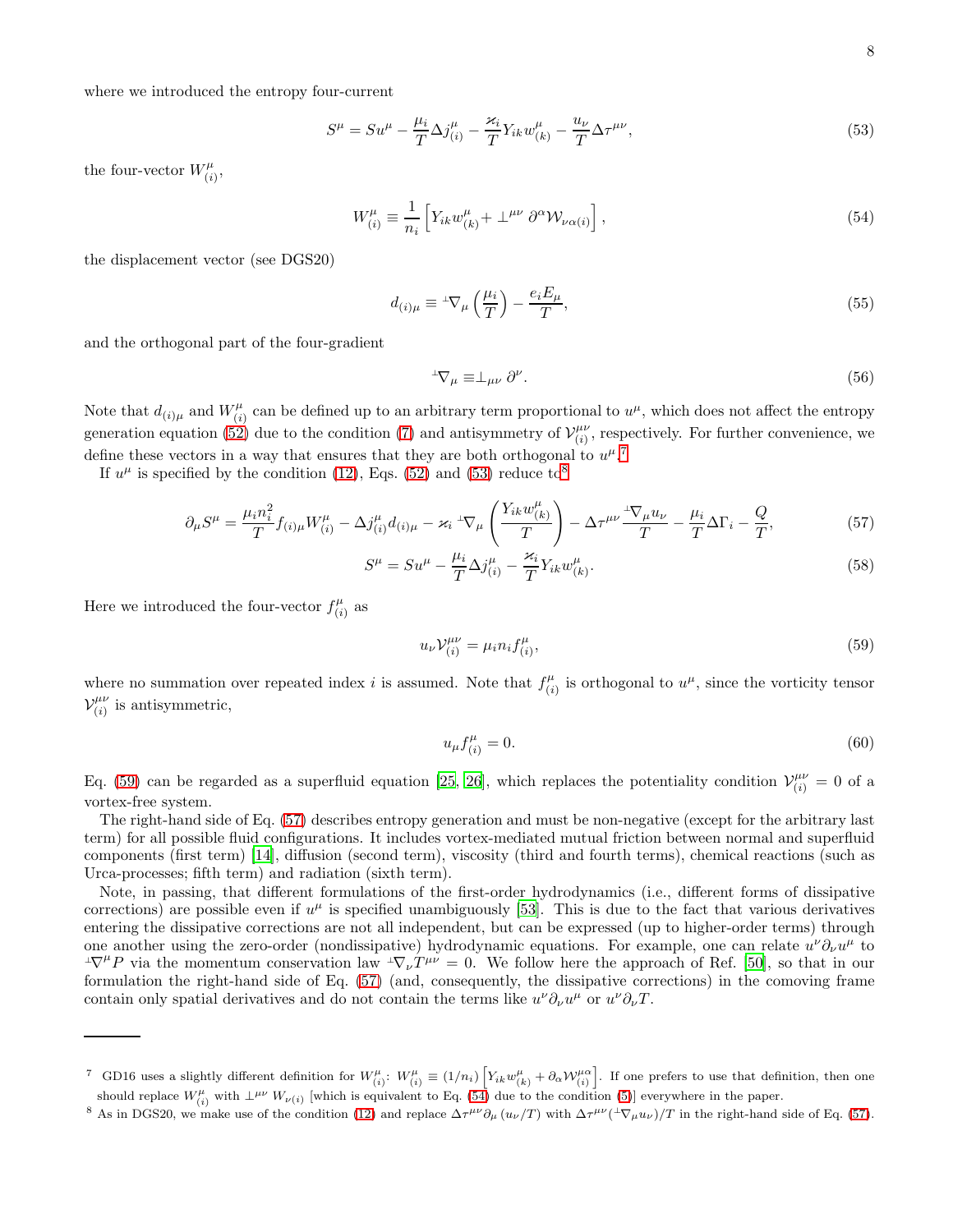where we introduced the entropy four-current

$$S^{\mu} = S u^{\mu} - \frac{\mu_i}{T} \Delta j^{\mu}_{(i)} - \frac{\varkappa_i}{T} Y_{ik} w^{\mu}_{(k)} - \frac{u_{\nu}}{T} \Delta \tau^{\mu\nu}, \tag{53}$$

the four-vector $W^{\mu}_{(i)}$,

$$W^{\mu}_{(i)} \equiv \frac{1}{n_i} \left[ Y_{ik} w^{\mu}_{(k)} + \perp^{\mu\nu} \partial^{\alpha} \mathcal{W}_{\nu\alpha(i)} \right], \tag{54}$$

the displacement vector (see DGS20)

$$d_{(i)\mu} \equiv {}^{\perp}\nabla_{\mu} \left( \frac{\mu_i}{T} \right) - \frac{e_i E_{\mu}}{T}, \tag{55}$$

and the orthogonal part of the four-gradient

$${}^{\perp}\nabla_{\mu} \equiv \perp_{\mu\nu} \partial^{\nu}. \tag{56}$$

Note that $d_{(i)\mu}$ and $W^{\mu}_{(i)}$ can be defined up to an arbitrary term proportional to $u^{\mu}$, which does not affect the entropy generation equation (52) due to the condition (7) and antisymmetry of $\mathcal{V}^{\mu\nu}_{(i)}$, respectively. For further convenience, we define these vectors in a way that ensures that they are both orthogonal to $u^{\mu}$.[7]

If $u^{\mu}$ is specified by the condition (12), Eqs. (52) and (53) reduce to[8]

$$\partial_{\mu} S^{\mu} = \frac{\mu_i n_i^2}{T} f_{(i)\mu} W^{\mu}_{(i)} - \Delta j^{\mu}_{(i)} d_{(i)\mu} - \varkappa_i \, {}^{\perp}\nabla_{\mu} \left( \frac{Y_{ik} w^{\mu}_{(k)}}{T} \right) - \Delta \tau^{\mu\nu} \frac{{}^{\perp}\nabla_{\mu} u_{\nu}}{T} - \frac{\mu_i}{T} \Delta \Gamma_i - \frac{Q}{T}, \tag{57}$$

$$S^{\mu} = S u^{\mu} - \frac{\mu_i}{T} \Delta j^{\mu}_{(i)} - \frac{\varkappa_i}{T} Y_{ik} w^{\mu}_{(k)}. \tag{58}$$

Here we introduced the four-vector $f^{\mu}_{(i)}$ as

$$u_{\nu} \mathcal{V}^{\mu\nu}_{(i)} = \mu_i n_i f^{\mu}_{(i)}, \tag{59}$$

where no summation over repeated index $i$ is assumed. Note that $f^{\mu}_{(i)}$ is orthogonal to $u^{\mu}$, since the vorticity tensor $\mathcal{V}^{\mu\nu}_{(i)}$ is antisymmetric,

$$u_{\mu} f^{\mu}_{(i)} = 0. \tag{60}$$

Eq. (59) can be regarded as a superfluid equation [25, 26], which replaces the potentiality condition $\mathcal{V}^{\mu\nu}_{(i)} = 0$ of a vortex-free system.

The right-hand side of Eq. (57) describes entropy generation and must be non-negative (except for the arbitrary last term) for all possible fluid configurations. It includes vortex-mediated mutual friction between normal and superfluid components (first term) [14], diffusion (second term), viscosity (third and fourth terms), chemical reactions (such as Urca-processes; fifth term) and radiation (sixth term).

Note, in passing, that different formulations of the first-order hydrodynamics (i.e., different forms of dissipative corrections) are possible even if $u^{\mu}$ is specified unambiguously [53]. This is due to the fact that various derivatives entering the dissipative corrections are not all independent, but can be expressed (up to higher-order terms) through one another using the zero-order (nondissipative) hydrodynamic equations. For example, one can relate $u^{\nu} \partial_{\nu} u^{\mu}$ to ${}^{\perp}\nabla^{\mu} P$ via the momentum conservation law ${}^{\perp}\nabla_{\nu} T^{\mu\nu} = 0$. We follow here the approach of Ref. [50], so that in our formulation the right-hand side of Eq. (57) (and, consequently, the dissipative corrections) in the comoving frame contain only spatial derivatives and do not contain the terms like $u^{\nu} \partial_{\nu} u^{\mu}$ or $u^{\nu} \partial_{\nu} T$.

---

[7] GD16 uses a slightly different definition for $W^{\mu}_{(i)}$: $W^{\mu}_{(i)} \equiv (1/n_i) \left[ Y_{ik} w^{\mu}_{(k)} + \partial_{\alpha} \mathcal{W}^{\mu\alpha}_{(i)} \right]$. If one prefers to use that definition, then one should replace $W^{\mu}_{(i)}$ with $\perp^{\mu\nu} W_{\nu(i)}$ [which is equivalent to Eq. (54) due to the condition (5)] everywhere in the paper.

[8] As in DGS20, we make use of the condition (12) and replace $\Delta \tau^{\mu\nu} \partial_{\mu} (u_{\nu}/T)$ with $\Delta \tau^{\mu\nu} ({}^{\perp}\nabla_{\mu} u_{\nu})/T$ in the right-hand side of Eq. (57).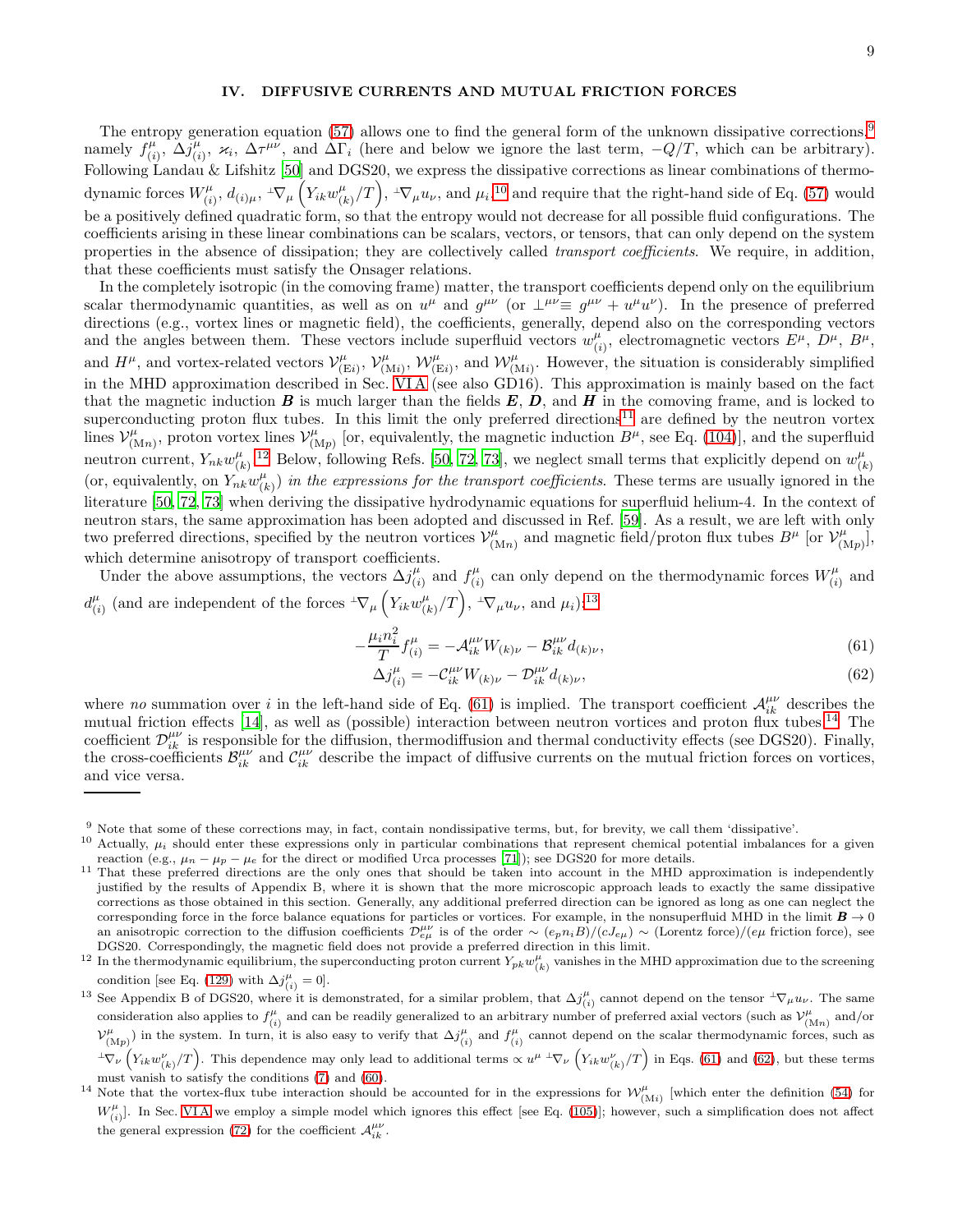## IV. DIFFUSIVE CURRENTS AND MUTUAL FRICTION FORCES

The entropy generation equation (57) allows one to find the general form of the unknown dissipative corrections,[9] namely $f^{\mu}_{(i)}$, $\Delta j^{\mu}_{(i)}$, $\varkappa_i$, $\Delta\tau^{\mu\nu}$, and $\Delta\Gamma_i$ (here and below we ignore the last term, $-Q/T$, which can be arbitrary). Following Landau & Lifshitz [50] and DGS20, we express the dissipative corrections as linear combinations of thermodynamic forces $W^{\mu}_{(i)}$, $d_{(i)\mu}$, ${}^{\perp}\nabla_{\mu}\left(Y_{ik}w^{\mu}_{(k)}/T\right)$, ${}^{\perp}\nabla_{\mu}u_{\nu}$, and $\mu_i$,[10] and require that the right-hand side of Eq. (57) would be a positively defined quadratic form, so that the entropy would not decrease for all possible fluid configurations. The coefficients arising in these linear combinations can be scalars, vectors, or tensors, that can only depend on the system properties in the absence of dissipation; they are collectively called *transport coefficients*. We require, in addition, that these coefficients must satisfy the Onsager relations.

In the completely isotropic (in the comoving frame) matter, the transport coefficients depend only on the equilibrium scalar thermodynamic quantities, as well as on $u^{\mu}$ and $g^{\mu\nu}$ (or $\perp^{\mu\nu}\equiv g^{\mu\nu}+u^{\mu}u^{\nu}$). In the presence of preferred directions (e.g., vortex lines or magnetic field), the coefficients, generally, depend also on the corresponding vectors and the angles between them. These vectors include superfluid vectors $w^{\mu}_{(i)}$, electromagnetic vectors $E^{\mu}$, $D^{\mu}$, $B^{\mu}$, and $H^{\mu}$, and vortex-related vectors $\mathcal{V}^{\mu}_{(\mathrm{E}i)}$, $\mathcal{V}^{\mu}_{(\mathrm{M}i)}$, $\mathcal{W}^{\mu}_{(\mathrm{E}i)}$, and $\mathcal{W}^{\mu}_{(\mathrm{M}i)}$. However, the situation is considerably simplified in the MHD approximation described in Sec. VI A (see also GD16). This approximation is mainly based on the fact that the magnetic induction $\boldsymbol{B}$ is much larger than the fields $\boldsymbol{E}$, $\boldsymbol{D}$, and $\boldsymbol{H}$ in the comoving frame, and is locked to superconducting proton flux tubes. In this limit the only preferred directions[11] are defined by the neutron vortex lines $\mathcal{V}^{\mu}_{(\mathrm{M}n)}$, proton vortex lines $\mathcal{V}^{\mu}_{(\mathrm{M}p)}$ [or, equivalently, the magnetic induction $B^{\mu}$, see Eq. (104)], and the superfluid neutron current, $Y_{nk}w^{\mu}_{(k)}$.[12] Below, following Refs. [50, 72, 73], we neglect small terms that explicitly depend on $w^{\mu}_{(k)}$ (or, equivalently, on $Y_{nk}w^{\mu}_{(k)}$) *in the expressions for the transport coefficients*. These terms are usually ignored in the literature [50, 72, 73] when deriving the dissipative hydrodynamic equations for superfluid helium-4. In the context of neutron stars, the same approximation has been adopted and discussed in Ref. [59]. As a result, we are left with only two preferred directions, specified by the neutron vortices $\mathcal{V}^{\mu}_{(\mathrm{M}n)}$ and magnetic field/proton flux tubes $B^{\mu}$ [or $\mathcal{V}^{\mu}_{(\mathrm{M}p)}$], which determine anisotropy of transport coefficients.

Under the above assumptions, the vectors $\Delta j^{\mu}_{(i)}$ and $f^{\mu}_{(i)}$ can only depend on the thermodynamic forces $W^{\mu}_{(i)}$ and $d^{\mu}_{(i)}$ (and are independent of the forces ${}^{\perp}\nabla_{\mu}\left(Y_{ik}w^{\mu}_{(k)}/T\right)$, ${}^{\perp}\nabla_{\mu}u_{\nu}$, and $\mu_i$):[13]

$$-\frac{\mu_i n_i^2}{T}f^{\mu}_{(i)} = -\mathcal{A}^{\mu\nu}_{ik}W_{(k)\nu} - \mathcal{B}^{\mu\nu}_{ik}d_{(k)\nu}, \tag{61}$$

$$\Delta j^{\mu}_{(i)} = -\mathcal{C}^{\mu\nu}_{ik}W_{(k)\nu} - \mathcal{D}^{\mu\nu}_{ik}d_{(k)\nu}, \tag{62}$$

where *no* summation over $i$ in the left-hand side of Eq. (61) is implied. The transport coefficient $\mathcal{A}^{\mu\nu}_{ik}$ describes the mutual friction effects [14], as well as (possible) interaction between neutron vortices and proton flux tubes.[14] The coefficient $\mathcal{D}^{\mu\nu}_{ik}$ is responsible for the diffusion, thermodiffusion and thermal conductivity effects (see DGS20). Finally, the cross-coefficients $\mathcal{B}^{\mu\nu}_{ik}$ and $\mathcal{C}^{\mu\nu}_{ik}$ describe the impact of diffusive currents on the mutual friction forces on vortices, and vice versa.

---

[9] Note that some of these corrections may, in fact, contain nondissipative terms, but, for brevity, we call them 'dissipative'.

[10] Actually, $\mu_i$ should enter these expressions only in particular combinations that represent chemical potential imbalances for a given reaction (e.g., $\mu_n - \mu_p - \mu_e$ for the direct or modified Urca processes [71]); see DGS20 for more details.

[11] That these preferred directions are the only ones that should be taken into account in the MHD approximation is independently justified by the results of Appendix B, where it is shown that the more microscopic approach leads to exactly the same dissipative corrections as those obtained in this section. Generally, any additional preferred direction can be ignored as long as one can neglect the corresponding force in the force balance equations for particles or vortices. For example, in the nonsuperfluid MHD in the limit $\boldsymbol{B}\to 0$ an anisotropic correction to the diffusion coefficients $\mathcal{D}^{\mu\nu}_{e\mu}$ is of the order $\sim (e_p n_i B)/(cJ_{e\mu}) \sim$ (Lorentz force)/($e\mu$ friction force), see DGS20. Correspondingly, the magnetic field does not provide a preferred direction in this limit.

[12] In the thermodynamic equilibrium, the superconducting proton current $Y_{pk}w^{\mu}_{(k)}$ vanishes in the MHD approximation due to the screening condition [see Eq. (129) with $\Delta j^{\mu}_{(i)} = 0$].

[13] See Appendix B of DGS20, where it is demonstrated, for a similar problem, that $\Delta j^{\mu}_{(i)}$ cannot depend on the tensor ${}^{\perp}\nabla_{\mu}u_{\nu}$. The same consideration also applies to $f^{\mu}_{(i)}$ and can be readily generalized to an arbitrary number of preferred axial vectors (such as $\mathcal{V}^{\mu}_{(\mathrm{M}n)}$ and/or $\mathcal{V}^{\mu}_{(\mathrm{M}p)}$) in the system. In turn, it is also easy to verify that $\Delta j^{\mu}_{(i)}$ and $f^{\mu}_{(i)}$ cannot depend on the scalar thermodynamic forces, such as ${}^{\perp}\nabla_{\nu}\left(Y_{ik}w^{\nu}_{(k)}/T\right)$. This dependence may only lead to additional terms $\propto u^{\mu}\,{}^{\perp}\nabla_{\nu}\left(Y_{ik}w^{\nu}_{(k)}/T\right)$ in Eqs. (61) and (62), but these terms must vanish to satisfy the conditions (7) and (60).

[14] Note that the vortex-flux tube interaction should be accounted for in the expressions for $\mathcal{W}^{\mu}_{(\mathrm{M}i)}$ [which enter the definition (54) for $W^{\mu}_{(i)}$]. In Sec. VI A we employ a simple model which ignores this effect [see Eq. (105)]; however, such a simplification does not affect the general expression (72) for the coefficient $\mathcal{A}^{\mu\nu}_{ik}$.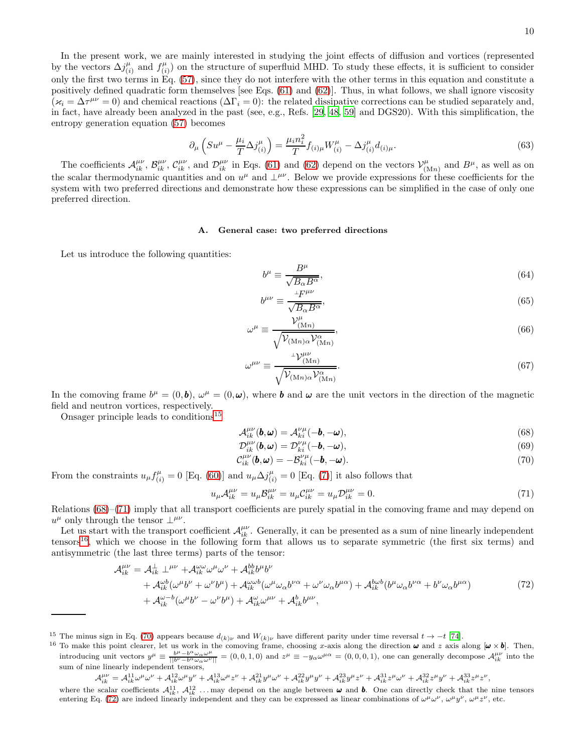In the present work, we are mainly interested in studying the joint effects of diffusion and vortices (represented by the vectors $\Delta j^\mu_{(i)}$ and $f^\mu_{(i)}$) on the structure of superfluid MHD. To study these effects, it is sufficient to consider only the first two terms in Eq. (57), since they do not interfere with the other terms in this equation and constitute a positively defined quadratic form themselves [see Eqs. (61) and (62)]. Thus, in what follows, we shall ignore viscosity ($\varkappa_i = \Delta\tau^{\mu\nu} = 0$) and chemical reactions ($\Delta\Gamma_i = 0$): the related dissipative corrections can be studied separately and, in fact, have already been analyzed in the past (see, e.g., Refs. [29, 48, 59] and DGS20). With this simplification, the entropy generation equation (57) becomes

$$\partial_\mu \left( S u^\mu - \frac{\mu_i}{T} \Delta j^\mu_{(i)} \right) = \frac{\mu_i n_i^2}{T} f_{(i)\mu} W^\mu_{(i)} - \Delta j^\mu_{(i)} d_{(i)\mu}. \tag{63}$$

The coefficients $\mathcal{A}^{\mu\nu}_{ik}$, $\mathcal{B}^{\mu\nu}_{ik}$, $\mathcal{C}^{\mu\nu}_{ik}$, and $\mathcal{D}^{\mu\nu}_{ik}$ in Eqs. (61) and (62) depend on the vectors $\mathcal{V}^\mu_{(\mathrm{M}n)}$ and $B^\mu$, as well as on the scalar thermodynamic quantities and on $u^\mu$ and $\perp^{\mu\nu}$. Below we provide expressions for these coefficients for the system with two preferred directions and demonstrate how these expressions can be simplified in the case of only one preferred direction.

### A. General case: two preferred directions

Let us introduce the following quantities:

$$b^\mu \equiv \frac{B^\mu}{\sqrt{B_\alpha B^\alpha}}, \tag{64}$$

$$b^{\mu\nu} \equiv \frac{^\perp F^{\mu\nu}}{\sqrt{B_\alpha B^\alpha}}, \tag{65}$$

$$\omega^\mu \equiv \frac{\mathcal{V}^\mu_{(\mathrm{M}n)}}{\sqrt{\mathcal{V}_{(\mathrm{M}n)\alpha}\mathcal{V}^\alpha_{(\mathrm{M}n)}}}, \tag{66}$$

$$\omega^{\mu\nu} \equiv \frac{^\perp\mathcal{V}^{\mu\nu}_{(\mathrm{M}n)}}{\sqrt{\mathcal{V}_{(\mathrm{M}n)\alpha}\mathcal{V}^\alpha_{(\mathrm{M}n)}}}. \tag{67}$$

In the comoving frame $b^\mu = (0, \boldsymbol{b})$, $\omega^\mu = (0, \boldsymbol{\omega})$, where $\boldsymbol{b}$ and $\boldsymbol{\omega}$ are the unit vectors in the direction of the magnetic field and neutron vortices, respectively.

Onsager principle leads to conditions[15]

$$\mathcal{A}^{\mu\nu}_{ik}(\boldsymbol{b}, \boldsymbol{\omega}) = \mathcal{A}^{\nu\mu}_{ki}(-\boldsymbol{b}, -\boldsymbol{\omega}), \tag{68}$$

$$\mathcal{D}^{\mu\nu}_{ik}(\boldsymbol{b}, \boldsymbol{\omega}) = \mathcal{D}^{\nu\mu}_{ki}(-\boldsymbol{b}, -\boldsymbol{\omega}), \tag{69}$$

$$\mathcal{C}^{\mu\nu}_{ik}(\boldsymbol{b}, \boldsymbol{\omega}) = -\mathcal{B}^{\nu\mu}_{ki}(-\boldsymbol{b}, -\boldsymbol{\omega}). \tag{70}$$

From the constraints $u_\mu f^\mu_{(i)} = 0$ [Eq. (60)] and $u_\mu \Delta j^\mu_{(i)} = 0$ [Eq. (7)] it also follows that

$$u_\mu \mathcal{A}^{\mu\nu}_{ik} = u_\mu \mathcal{B}^{\mu\nu}_{ik} = u_\mu \mathcal{C}^{\mu\nu}_{ik} = u_\mu \mathcal{D}^{\mu\nu}_{ik} = 0. \tag{71}$$

Relations (68)–(71) imply that all transport coefficients are purely spatial in the comoving frame and may depend on $u^\mu$ only through the tensor $\perp^{\mu\nu}$.

Let us start with the transport coefficient $\mathcal{A}^{\mu\nu}_{ik}$. Generally, it can be presented as a sum of nine linearly independent tensors[16], which we choose in the following form that allows us to separate symmetric (the first six terms) and antisymmetric (the last three terms) parts of the tensor:

$$\begin{aligned}
\mathcal{A}^{\mu\nu}_{ik} = {} & \mathcal{A}^{\perp}_{ik} \perp^{\mu\nu} + \mathcal{A}^{\omega\omega}_{ik} \omega^\mu \omega^\nu + \mathcal{A}^{bb}_{ik} b^\mu b^\nu \\
& + \mathcal{A}^{\omega b}_{ik} (\omega^\mu b^\nu + \omega^\nu b^\mu) + \mathcal{A}^{\omega\omega b}_{ik} (\omega^\mu \omega_\alpha b^{\nu\alpha} + \omega^\nu \omega_\alpha b^{\mu\alpha}) + \mathcal{A}^{b\omega b}_{ik} (b^\mu \omega_\alpha b^{\nu\alpha} + b^\nu \omega_\alpha b^{\mu\alpha}) \\
& + \mathcal{A}^{\omega - b}_{ik} (\omega^\mu b^\nu - \omega^\nu b^\mu) + \mathcal{A}^{\omega}_{ik} \omega^{\mu\nu} + \mathcal{A}^{b}_{ik} b^{\mu\nu},
\end{aligned} \tag{72}$$

---

[15] The minus sign in Eq. (70) appears because $d_{(k)\nu}$ and $W_{(k)\nu}$ have different parity under time reversal $t \to -t$ [74].

[16] To make this point clearer, let us work in the comoving frame, choosing $x$-axis along the direction $\boldsymbol{\omega}$ and $z$ axis along $[\boldsymbol{\omega} \times \boldsymbol{b}]$. Then, introducing unit vectors $y^\mu \equiv \frac{b^\mu - b^\alpha \omega_\alpha \omega^\mu}{||b^\nu - b^\alpha \omega_\alpha \omega^\nu||} = (0, 0, 1, 0)$ and $z^\mu \equiv -y_\alpha \omega^{\mu\alpha} = (0, 0, 0, 1)$, one can generally decompose $\mathcal{A}^{\mu\nu}_{ik}$ into the sum of nine linearly independent tensors,

$$\mathcal{A}^{\mu\nu}_{ik} = \mathcal{A}^{11}_{ik} \omega^\mu \omega^\nu + \mathcal{A}^{12}_{ik} \omega^\mu y^\nu + \mathcal{A}^{13}_{ik} \omega^\mu z^\nu + \mathcal{A}^{21}_{ik} y^\mu \omega^\nu + \mathcal{A}^{22}_{ik} y^\mu y^\nu + \mathcal{A}^{23}_{ik} y^\mu z^\nu + \mathcal{A}^{31}_{ik} z^\mu \omega^\nu + \mathcal{A}^{32}_{ik} z^\mu y^\nu + \mathcal{A}^{33}_{ik} z^\mu z^\nu,$$

where the scalar coefficients $\mathcal{A}^{11}_{ik}$, $\mathcal{A}^{12}_{ik}$ ... may depend on the angle between $\boldsymbol{\omega}$ and $\boldsymbol{b}$. One can directly check that the nine tensors entering Eq. (72) are indeed linearly independent and they can be expressed as linear combinations of $\omega^\mu \omega^\nu$, $\omega^\mu y^\nu$, $\omega^\mu z^\nu$, etc.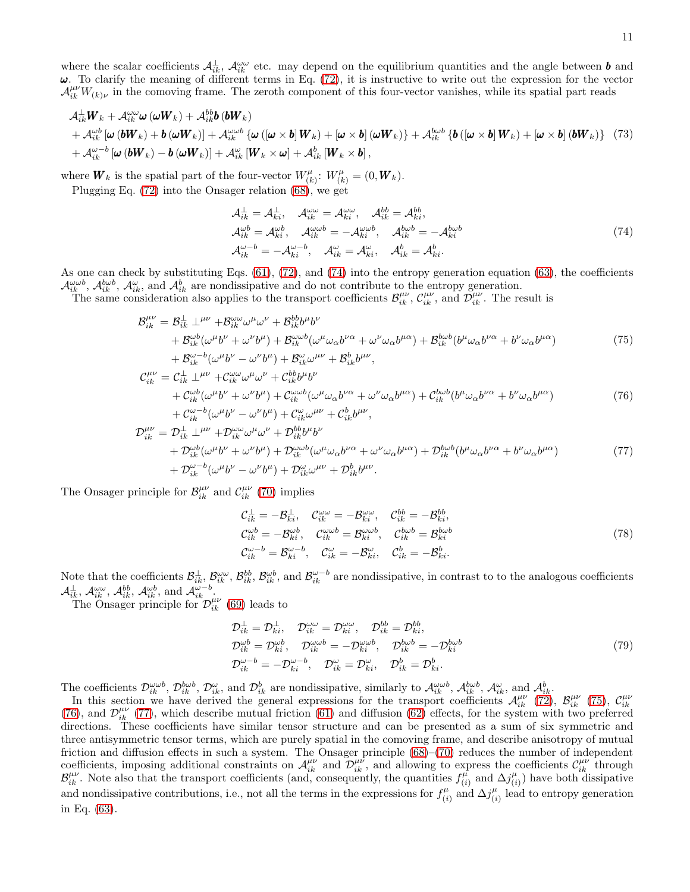where the scalar coefficients $\mathcal{A}_{ik}^{\perp}$, $\mathcal{A}_{ik}^{\omega\omega}$ etc. may depend on the equilibrium quantities and the angle between $\boldsymbol{b}$ and $\boldsymbol{\omega}$. To clarify the meaning of different terms in Eq. (72), it is instructive to write out the expression for the vector $\mathcal{A}_{ik}^{\mu\nu} W_{(k)\nu}$ in the comoving frame. The zeroth component of this four-vector vanishes, while its spatial part reads

$$
\begin{aligned}
&\mathcal{A}_{ik}^{\perp}\boldsymbol{W}_k + \mathcal{A}_{ik}^{\omega\omega}\boldsymbol{\omega}\,(\boldsymbol{\omega}\boldsymbol{W}_k) + \mathcal{A}_{ik}^{bb}\boldsymbol{b}\,(\boldsymbol{b}\boldsymbol{W}_k)\\
&+ \mathcal{A}_{ik}^{\omega b}\left[\boldsymbol{\omega}\,(\boldsymbol{b}\boldsymbol{W}_k) + \boldsymbol{b}\,(\boldsymbol{\omega}\boldsymbol{W}_k)\right] + \mathcal{A}_{ik}^{\omega\omega b}\left\{\boldsymbol{\omega}\,([\boldsymbol{\omega}\times\boldsymbol{b}]\,\boldsymbol{W}_k) + [\boldsymbol{\omega}\times\boldsymbol{b}]\,(\boldsymbol{\omega}\boldsymbol{W}_k)\right\} + \mathcal{A}_{ik}^{b\omega b}\left\{\boldsymbol{b}\,([\boldsymbol{\omega}\times\boldsymbol{b}]\,\boldsymbol{W}_k) + [\boldsymbol{\omega}\times\boldsymbol{b}]\,(\boldsymbol{b}\boldsymbol{W}_k)\right\}\\
&+ \mathcal{A}_{ik}^{\omega-b}\left[\boldsymbol{\omega}\,(\boldsymbol{b}\boldsymbol{W}_k) - \boldsymbol{b}\,(\boldsymbol{\omega}\boldsymbol{W}_k)\right] + \mathcal{A}_{ik}^{\omega}\left[\boldsymbol{W}_k\times\boldsymbol{\omega}\right] + \mathcal{A}_{ik}^{b}\left[\boldsymbol{W}_k\times\boldsymbol{b}\right],
\end{aligned}
\tag{73}
$$

where $\boldsymbol{W}_k$ is the spatial part of the four-vector $W_{(k)}^{\mu}$: $W_{(k)}^{\mu} = (0, \boldsymbol{W}_k)$.

Plugging Eq. (72) into the Onsager relation (68), we get

$$
\begin{aligned}
&\mathcal{A}_{ik}^{\perp} = \mathcal{A}_{ki}^{\perp}, \quad \mathcal{A}_{ik}^{\omega\omega} = \mathcal{A}_{ki}^{\omega\omega}, \quad \mathcal{A}_{ik}^{bb} = \mathcal{A}_{ki}^{bb},\\
&\mathcal{A}_{ik}^{\omega b} = \mathcal{A}_{ki}^{\omega b}, \quad \mathcal{A}_{ik}^{\omega\omega b} = -\mathcal{A}_{ki}^{\omega\omega b}, \quad \mathcal{A}_{ik}^{b\omega b} = -\mathcal{A}_{ki}^{b\omega b}\\
&\mathcal{A}_{ik}^{\omega-b} = -\mathcal{A}_{ki}^{\omega-b}, \quad \mathcal{A}_{ik}^{\omega} = \mathcal{A}_{ki}^{\omega}, \quad \mathcal{A}_{ik}^{b} = \mathcal{A}_{ki}^{b}.
\end{aligned}
\tag{74}
$$

As one can check by substituting Eqs. (61), (72), and (74) into the entropy generation equation (63), the coefficients $\mathcal{A}_{ik}^{\omega\omega b}$, $\mathcal{A}_{ik}^{b\omega b}$, $\mathcal{A}_{ik}^{\omega}$, and $\mathcal{A}_{ik}^{b}$ are nondissipative and do not contribute to the entropy generation.

The same consideration also applies to the transport coefficients $\mathcal{B}_{ik}^{\mu\nu}$, $\mathcal{C}_{ik}^{\mu\nu}$, and $\mathcal{D}_{ik}^{\mu\nu}$. The result is

$$
\begin{aligned}
\mathcal{B}_{ik}^{\mu\nu} = {}& \mathcal{B}_{ik}^{\perp}\perp^{\mu\nu} + \mathcal{B}_{ik}^{\omega\omega}\omega^{\mu}\omega^{\nu} + \mathcal{B}_{ik}^{bb}b^{\mu}b^{\nu}\\
&+ \mathcal{B}_{ik}^{\omega b}(\omega^{\mu}b^{\nu} + \omega^{\nu}b^{\mu}) + \mathcal{B}_{ik}^{\omega\omega b}(\omega^{\mu}\omega_{\alpha}b^{\nu\alpha} + \omega^{\nu}\omega_{\alpha}b^{\mu\alpha}) + \mathcal{B}_{ik}^{b\omega b}(b^{\mu}\omega_{\alpha}b^{\nu\alpha} + b^{\nu}\omega_{\alpha}b^{\mu\alpha})\\
&+ \mathcal{B}_{ik}^{\omega-b}(\omega^{\mu}b^{\nu} - \omega^{\nu}b^{\mu}) + \mathcal{B}_{ik}^{\omega}\omega^{\mu\nu} + \mathcal{B}_{ik}^{b}b^{\mu\nu},
\end{aligned}
\tag{75}
$$

$$
\begin{aligned}
\mathcal{C}_{ik}^{\mu\nu} = {}& \mathcal{C}_{ik}^{\perp}\perp^{\mu\nu} + \mathcal{C}_{ik}^{\omega\omega}\omega^{\mu}\omega^{\nu} + \mathcal{C}_{ik}^{bb}b^{\mu}b^{\nu}\\
&+ \mathcal{C}_{ik}^{\omega b}(\omega^{\mu}b^{\nu} + \omega^{\nu}b^{\mu}) + \mathcal{C}_{ik}^{\omega\omega b}(\omega^{\mu}\omega_{\alpha}b^{\nu\alpha} + \omega^{\nu}\omega_{\alpha}b^{\mu\alpha}) + \mathcal{C}_{ik}^{b\omega b}(b^{\mu}\omega_{\alpha}b^{\nu\alpha} + b^{\nu}\omega_{\alpha}b^{\mu\alpha})\\
&+ \mathcal{C}_{ik}^{\omega-b}(\omega^{\mu}b^{\nu} - \omega^{\nu}b^{\mu}) + \mathcal{C}_{ik}^{\omega}\omega^{\mu\nu} + \mathcal{C}_{ik}^{b}b^{\mu\nu},
\end{aligned}
\tag{76}
$$

$$
\begin{aligned}
\mathcal{D}_{ik}^{\mu\nu} = {}& \mathcal{D}_{ik}^{\perp}\perp^{\mu\nu} + \mathcal{D}_{ik}^{\omega\omega}\omega^{\mu}\omega^{\nu} + \mathcal{D}_{ik}^{bb}b^{\mu}b^{\nu}\\
&+ \mathcal{D}_{ik}^{\omega b}(\omega^{\mu}b^{\nu} + \omega^{\nu}b^{\mu}) + \mathcal{D}_{ik}^{\omega\omega b}(\omega^{\mu}\omega_{\alpha}b^{\nu\alpha} + \omega^{\nu}\omega_{\alpha}b^{\mu\alpha}) + \mathcal{D}_{ik}^{b\omega b}(b^{\mu}\omega_{\alpha}b^{\nu\alpha} + b^{\nu}\omega_{\alpha}b^{\mu\alpha})\\
&+ \mathcal{D}_{ik}^{\omega-b}(\omega^{\mu}b^{\nu} - \omega^{\nu}b^{\mu}) + \mathcal{D}_{ik}^{\omega}\omega^{\mu\nu} + \mathcal{D}_{ik}^{b}b^{\mu\nu}.
\end{aligned}
\tag{77}
$$

The Onsager principle for $\mathcal{B}_{ik}^{\mu\nu}$ and $\mathcal{C}_{ik}^{\mu\nu}$ (70) implies

$$
\begin{aligned}
&\mathcal{C}_{ik}^{\perp} = -\mathcal{B}_{ki}^{\perp}, \quad \mathcal{C}_{ik}^{\omega\omega} = -\mathcal{B}_{ki}^{\omega\omega}, \quad \mathcal{C}_{ik}^{bb} = -\mathcal{B}_{ki}^{bb},\\
&\mathcal{C}_{ik}^{\omega b} = -\mathcal{B}_{ki}^{\omega b}, \quad \mathcal{C}_{ik}^{\omega\omega b} = \mathcal{B}_{ki}^{\omega\omega b}, \quad \mathcal{C}_{ik}^{b\omega b} = \mathcal{B}_{ki}^{b\omega b}\\
&\mathcal{C}_{ik}^{\omega-b} = \mathcal{B}_{ki}^{\omega-b}, \quad \mathcal{C}_{ik}^{\omega} = -\mathcal{B}_{ki}^{\omega}, \quad \mathcal{C}_{ik}^{b} = -\mathcal{B}_{ki}^{b}.
\end{aligned}
\tag{78}
$$

Note that the coefficients $\mathcal{B}_{ik}^{\perp}$, $\mathcal{B}_{ik}^{\omega\omega}$, $\mathcal{B}_{ik}^{bb}$, $\mathcal{B}_{ik}^{\omega b}$, and $\mathcal{B}_{ik}^{\omega-b}$ are nondissipative, in contrast to to the analogous coefficients $\mathcal{A}_{ik}^{\perp}$, $\mathcal{A}_{ik}^{\omega\omega}$, $\mathcal{A}_{ik}^{bb}$, $\mathcal{A}_{ik}^{\omega b}$, and $\mathcal{A}_{ik}^{\omega-b}$.

The Onsager principle for $\mathcal{D}_{ik}^{\mu\nu}$ (69) leads to

$$
\begin{aligned}
&\mathcal{D}_{ik}^{\perp} = \mathcal{D}_{ki}^{\perp}, \quad \mathcal{D}_{ik}^{\omega\omega} = \mathcal{D}_{ki}^{\omega\omega}, \quad \mathcal{D}_{ik}^{bb} = \mathcal{D}_{ki}^{bb},\\
&\mathcal{D}_{ik}^{\omega b} = \mathcal{D}_{ki}^{\omega b}, \quad \mathcal{D}_{ik}^{\omega\omega b} = -\mathcal{D}_{ki}^{\omega\omega b}, \quad \mathcal{D}_{ik}^{b\omega b} = -\mathcal{D}_{ki}^{b\omega b}\\
&\mathcal{D}_{ik}^{\omega-b} = -\mathcal{D}_{ki}^{\omega-b}, \quad \mathcal{D}_{ik}^{\omega} = \mathcal{D}_{ki}^{\omega}, \quad \mathcal{D}_{ik}^{b} = \mathcal{D}_{ki}^{b}.
\end{aligned}
\tag{79}
$$

The coefficients $\mathcal{D}_{ik}^{\omega\omega b}$, $\mathcal{D}_{ik}^{b\omega b}$, $\mathcal{D}_{ik}^{\omega}$, and $\mathcal{D}_{ik}^{b}$ are nondissipative, similarly to $\mathcal{A}_{ik}^{\omega\omega b}$, $\mathcal{A}_{ik}^{b\omega b}$, $\mathcal{A}_{ik}^{\omega}$, and $\mathcal{A}_{ik}^{b}$.

In this section we have derived the general expressions for the transport coefficients $\mathcal{A}_{ik}^{\mu\nu}$ (72), $\mathcal{B}_{ik}^{\mu\nu}$ (75), $\mathcal{C}_{ik}^{\mu\nu}$ (76), and $\mathcal{D}_{ik}^{\mu\nu}$ (77), which describe mutual friction (61) and diffusion (62) effects, for the system with two preferred directions. These coefficients have similar tensor structure and can be presented as a sum of six symmetric and three antisymmetric tensor terms, which are purely spatial in the comoving frame, and describe anisotropy of mutual friction and diffusion effects in such a system. The Onsager principle (68)–(70) reduces the number of independent coefficients, imposing additional constraints on $\mathcal{A}_{ik}^{\mu\nu}$ and $\mathcal{D}_{ik}^{\mu\nu}$, and allowing to express the coefficients $\mathcal{C}_{ik}^{\mu\nu}$ through $\mathcal{B}_{ik}^{\mu\nu}$. Note also that the transport coefficients (and, consequently, the quantities $f_{(i)}^{\mu}$ and $\Delta j_{(i)}^{\mu}$) have both dissipative and nondissipative contributions, i.e., not all the terms in the expressions for $f_{(i)}^{\mu}$ and $\Delta j_{(i)}^{\mu}$ lead to entropy generation in Eq. (63).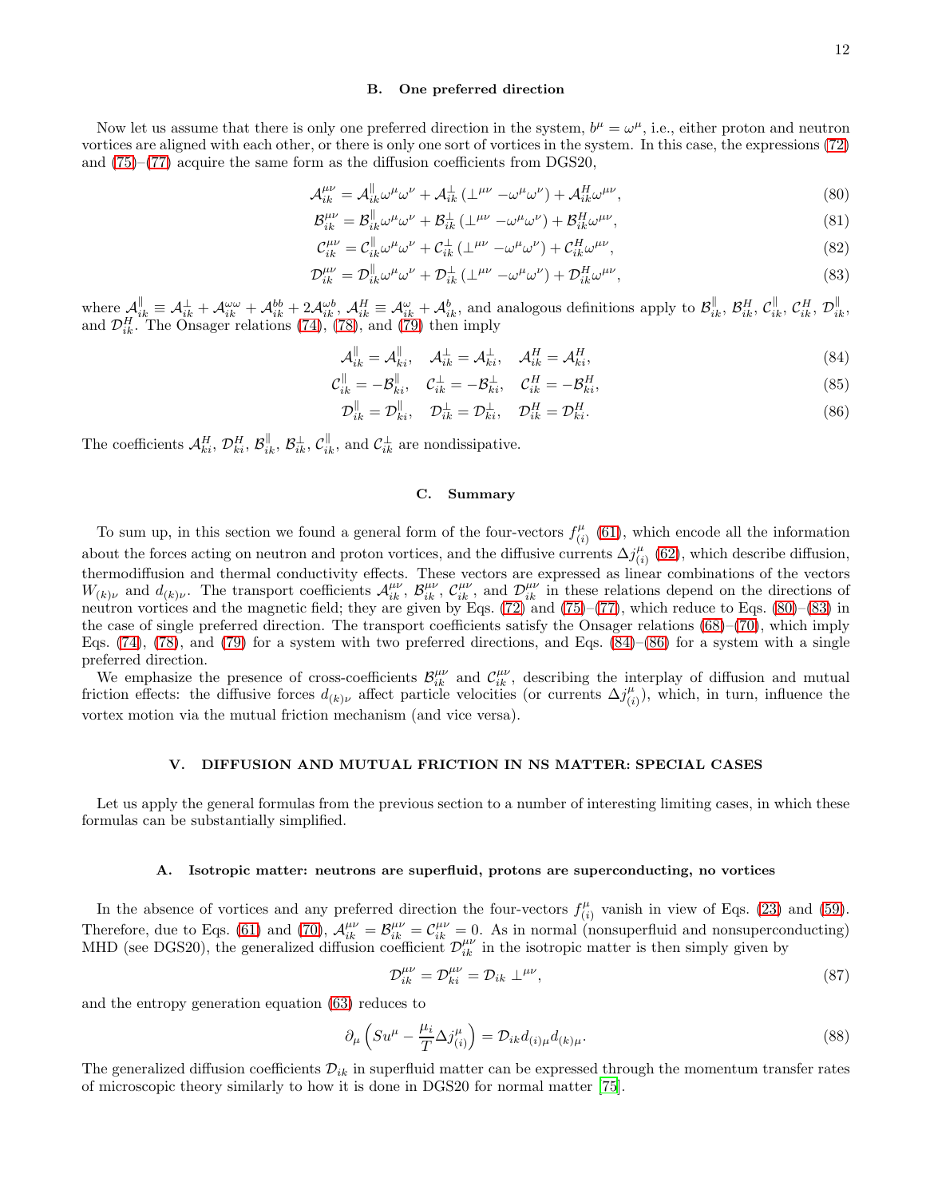### B. One preferred direction

Now let us assume that there is only one preferred direction in the system, $b^\mu = \omega^\mu$, i.e., either proton and neutron vortices are aligned with each other, or there is only one sort of vortices in the system. In this case, the expressions (72) and (75)–(77) acquire the same form as the diffusion coefficients from DGS20,

$$\mathcal{A}^{\mu\nu}_{ik} = \mathcal{A}^{\parallel}_{ik}\omega^\mu\omega^\nu + \mathcal{A}^{\perp}_{ik}\left(\perp^{\mu\nu} - \omega^\mu\omega^\nu\right) + \mathcal{A}^{H}_{ik}\omega^{\mu\nu}, \tag{80}$$

$$\mathcal{B}^{\mu\nu}_{ik} = \mathcal{B}^{\parallel}_{ik}\omega^\mu\omega^\nu + \mathcal{B}^{\perp}_{ik}\left(\perp^{\mu\nu} - \omega^\mu\omega^\nu\right) + \mathcal{B}^{H}_{ik}\omega^{\mu\nu}, \tag{81}$$

$$\mathcal{C}^{\mu\nu}_{ik} = \mathcal{C}^{\parallel}_{ik}\omega^\mu\omega^\nu + \mathcal{C}^{\perp}_{ik}\left(\perp^{\mu\nu} - \omega^\mu\omega^\nu\right) + \mathcal{C}^{H}_{ik}\omega^{\mu\nu}, \tag{82}$$

$$\mathcal{D}^{\mu\nu}_{ik} = \mathcal{D}^{\parallel}_{ik}\omega^\mu\omega^\nu + \mathcal{D}^{\perp}_{ik}\left(\perp^{\mu\nu} - \omega^\mu\omega^\nu\right) + \mathcal{D}^{H}_{ik}\omega^{\mu\nu}, \tag{83}$$

where $\mathcal{A}^{\parallel}_{ik} \equiv \mathcal{A}^{\perp}_{ik} + \mathcal{A}^{\omega\omega}_{ik} + \mathcal{A}^{bb}_{ik} + 2\mathcal{A}^{\omega b}_{ik}$, $\mathcal{A}^{H}_{ik} \equiv \mathcal{A}^{\omega}_{ik} + \mathcal{A}^{b}_{ik}$, and analogous definitions apply to $\mathcal{B}^{\parallel}_{ik}$, $\mathcal{B}^{H}_{ik}$, $\mathcal{C}^{\parallel}_{ik}$, $\mathcal{C}^{H}_{ik}$, $\mathcal{D}^{\parallel}_{ik}$, and $\mathcal{D}^{H}_{ik}$. The Onsager relations (74), (78), and (79) then imply

$$\mathcal{A}^{\parallel}_{ik} = \mathcal{A}^{\parallel}_{ki}, \quad \mathcal{A}^{\perp}_{ik} = \mathcal{A}^{\perp}_{ki}, \quad \mathcal{A}^{H}_{ik} = \mathcal{A}^{H}_{ki}, \tag{84}$$

$$\mathcal{C}^{\parallel}_{ik} = -\mathcal{B}^{\parallel}_{ki}, \quad \mathcal{C}^{\perp}_{ik} = -\mathcal{B}^{\perp}_{ki}, \quad \mathcal{C}^{H}_{ik} = -\mathcal{B}^{H}_{ki}, \tag{85}$$

$$\mathcal{D}^{\parallel}_{ik} = \mathcal{D}^{\parallel}_{ki}, \quad \mathcal{D}^{\perp}_{ik} = \mathcal{D}^{\perp}_{ki}, \quad \mathcal{D}^{H}_{ik} = \mathcal{D}^{H}_{ki}. \tag{86}$$

The coefficients $\mathcal{A}^{H}_{ki}$, $\mathcal{D}^{H}_{ki}$, $\mathcal{B}^{\parallel}_{ik}$, $\mathcal{B}^{\perp}_{ik}$, $\mathcal{C}^{\parallel}_{ik}$, and $\mathcal{C}^{\perp}_{ik}$ are nondissipative.

### C. Summary

To sum up, in this section we found a general form of the four-vectors $f^\mu_{(i)}$ (61), which encode all the information about the forces acting on neutron and proton vortices, and the diffusive currents $\Delta j^\mu_{(i)}$ (62), which describe diffusion, thermodiffusion and thermal conductivity effects. These vectors are expressed as linear combinations of the vectors $W_{(k)\nu}$ and $d_{(k)\nu}$. The transport coefficients $\mathcal{A}^{\mu\nu}_{ik}$, $\mathcal{B}^{\mu\nu}_{ik}$, $\mathcal{C}^{\mu\nu}_{ik}$, and $\mathcal{D}^{\mu\nu}_{ik}$ in these relations depend on the directions of neutron vortices and the magnetic field; they are given by Eqs. (72) and (75)–(77), which reduce to Eqs. (80)–(83) in the case of single preferred direction. The transport coefficients satisfy the Onsager relations (68)–(70), which imply Eqs. (74), (78), and (79) for a system with two preferred directions, and Eqs. (84)–(86) for a system with a single preferred direction.

We emphasize the presence of cross-coefficients $\mathcal{B}^{\mu\nu}_{ik}$ and $\mathcal{C}^{\mu\nu}_{ik}$, describing the interplay of diffusion and mutual friction effects: the diffusive forces $d_{(k)\nu}$ affect particle velocities (or currents $\Delta j^\mu_{(i)}$), which, in turn, influence the vortex motion via the mutual friction mechanism (and vice versa).

## V. DIFFUSION AND MUTUAL FRICTION IN NS MATTER: SPECIAL CASES

Let us apply the general formulas from the previous section to a number of interesting limiting cases, in which these formulas can be substantially simplified.

### A. Isotropic matter: neutrons are superfluid, protons are superconducting, no vortices

In the absence of vortices and any preferred direction the four-vectors $f^\mu_{(i)}$ vanish in view of Eqs. (23) and (59). Therefore, due to Eqs. (61) and (70), $\mathcal{A}^{\mu\nu}_{ik} = \mathcal{B}^{\mu\nu}_{ik} = \mathcal{C}^{\mu\nu}_{ik} = 0$. As in normal (nonsuperfluid and nonsuperconducting) MHD (see DGS20), the generalized diffusion coefficient $\mathcal{D}^{\mu\nu}_{ik}$ in the isotropic matter is then simply given by

$$\mathcal{D}^{\mu\nu}_{ik} = \mathcal{D}^{\mu\nu}_{ki} = \mathcal{D}_{ik}\perp^{\mu\nu}, \tag{87}$$

and the entropy generation equation (63) reduces to

$$\partial_\mu\left(Su^\mu - \frac{\mu_i}{T}\Delta j^\mu_{(i)}\right) = \mathcal{D}_{ik}d_{(i)\mu}d_{(k)\mu}. \tag{88}$$

The generalized diffusion coefficients $\mathcal{D}_{ik}$ in superfluid matter can be expressed through the momentum transfer rates of microscopic theory similarly to how it is done in DGS20 for normal matter [75].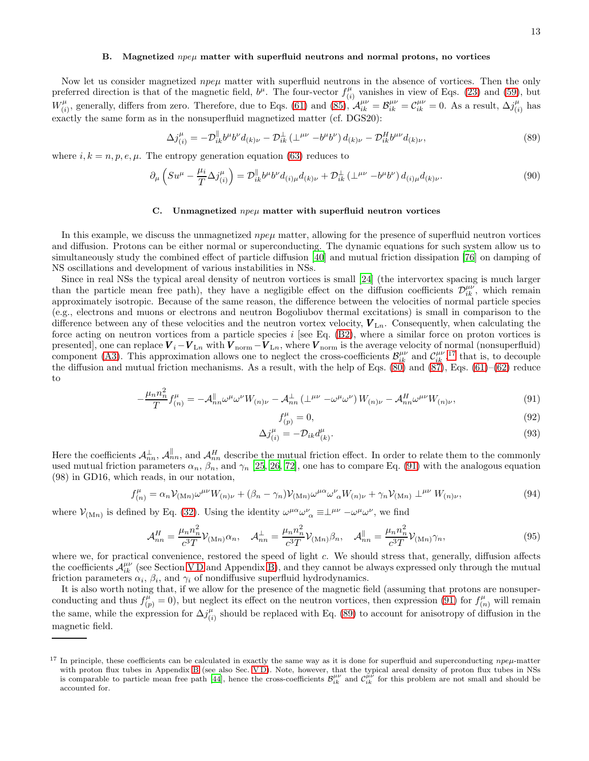### B. Magnetized $npe\mu$ matter with superfluid neutrons and normal protons, no vortices

Now let us consider magnetized $npe\mu$ matter with superfluid neutrons in the absence of vortices. Then the only preferred direction is that of the magnetic field, $b^\mu$. The four-vector $f^\mu_{(i)}$ vanishes in view of Eqs. (23) and (59), but $W^\mu_{(i)}$, generally, differs from zero. Therefore, due to Eqs. (61) and (85), $\mathcal{A}^{\mu\nu}_{ik} = \mathcal{B}^{\mu\nu}_{ik} = \mathcal{C}^{\mu\nu}_{ik} = 0$. As a result, $\Delta j^\mu_{(i)}$ has exactly the same form as in the nonsuperfluid magnetized matter (cf. DGS20):

$$\Delta j^\mu_{(i)} = -\mathcal{D}^{\parallel}_{ik} b^\mu b^\nu d_{(k)\nu} - \mathcal{D}^{\perp}_{ik} \left(\perp^{\mu\nu} - b^\mu b^\nu\right) d_{(k)\nu} - \mathcal{D}^{H}_{ik} b^{\mu\nu} d_{(k)\nu}, \tag{89}$$

where $i, k = n, p, e, \mu$. The entropy generation equation (63) reduces to

$$\partial_\mu \left( S u^\mu - \frac{\mu_i}{T} \Delta j^\mu_{(i)} \right) = \mathcal{D}^{\parallel}_{ik} b^\mu b^\nu d_{(i)\mu} d_{(k)\nu} + \mathcal{D}^{\perp}_{ik} \left(\perp^{\mu\nu} - b^\mu b^\nu\right) d_{(i)\mu} d_{(k)\nu}. \tag{90}$$

### C. Unmagnetized $npe\mu$ matter with superfluid neutron vortices

In this example, we discuss the unmagnetized $npe\mu$ matter, allowing for the presence of superfluid neutron vortices and diffusion. Protons can be either normal or superconducting. The dynamic equations for such system allow us to simultaneously study the combined effect of particle diffusion [40] and mutual friction dissipation [76] on damping of NS oscillations and development of various instabilities in NSs.

Since in real NSs the typical areal density of neutron vortices is small [24] (the intervortex spacing is much larger than the particle mean free path), they have a negligible effect on the diffusion coefficients $\mathcal{D}^{\mu\nu}_{ik}$, which remain approximately isotropic. Because of the same reason, the difference between the velocities of normal particle species (e.g., electrons and muons or electrons and neutron Bogoliubov thermal excitations) is small in comparison to the difference between any of these velocities and the neutron vortex velocity, $\boldsymbol{V}_{\mathrm{L}n}$. Consequently, when calculating the force acting on neutron vortices from a particle species $i$ [see Eq. (B2), where a similar force on proton vortices is presented], one can replace $\boldsymbol{V}_i - \boldsymbol{V}_{\mathrm{L}n}$ with $\boldsymbol{V}_{\mathrm{norm}} - \boldsymbol{V}_{\mathrm{L}n}$, where $\boldsymbol{V}_{\mathrm{norm}}$ is the average velocity of normal (nonsuperfluid) component (A3). This approximation allows one to neglect the cross-coefficients $\mathcal{B}^{\mu\nu}_{ik}$ and $\mathcal{C}^{\mu\nu}_{ik}$,[17] that is, to decouple the diffusion and mutual friction mechanisms. As a result, with the help of Eqs. (80) and (87), Eqs. (61)–(62) reduce to

$$-\frac{\mu_n n_n^2}{T} f^\mu_{(n)} = -\mathcal{A}^{\parallel}_{nn} \omega^\mu \omega^\nu W_{(n)\nu} - \mathcal{A}^{\perp}_{nn} \left(\perp^{\mu\nu} - \omega^\mu \omega^\nu\right) W_{(n)\nu} - \mathcal{A}^{H}_{nn} \omega^{\mu\nu} W_{(n)\nu}, \tag{91}$$

$$f^\mu_{(p)} = 0, \tag{92}$$

$$\Delta j^\mu_{(i)} = -\mathcal{D}_{ik} d^\mu_{(k)}. \tag{93}$$

Here the coefficients $\mathcal{A}^{\perp}_{nn}$, $\mathcal{A}^{\parallel}_{nn}$, and $\mathcal{A}^{H}_{nn}$ describe the mutual friction effect. In order to relate them to the commonly used mutual friction parameters $\alpha_n$, $\beta_n$, and $\gamma_n$ [25, 26, 72], one has to compare Eq. (91) with the analogous equation (98) in GD16, which reads, in our notation,

$$f^\mu_{(n)} = \alpha_n \mathcal{V}_{(\mathrm{M}n)} \omega^{\mu\nu} W_{(n)\nu} + (\beta_n - \gamma_n) \mathcal{V}_{(\mathrm{M}n)} \omega^{\mu\alpha} \omega^{\nu}{}_{\alpha} W_{(n)\nu} + \gamma_n \mathcal{V}_{(\mathrm{M}n)} \perp^{\mu\nu} W_{(n)\nu}, \tag{94}$$

where $\mathcal{V}_{(\mathrm{M}n)}$ is defined by Eq. (32). Using the identity $\omega^{\mu\alpha}\omega^{\nu}{}_{\alpha} \equiv \perp^{\mu\nu} - \omega^\mu \omega^\nu$, we find

$$\mathcal{A}^{H}_{nn} = \frac{\mu_n n_n^2}{c^3 T} \mathcal{V}_{(\mathrm{M}n)} \alpha_n, \quad \mathcal{A}^{\perp}_{nn} = \frac{\mu_n n_n^2}{c^3 T} \mathcal{V}_{(\mathrm{M}n)} \beta_n, \quad \mathcal{A}^{\parallel}_{nn} = \frac{\mu_n n_n^2}{c^3 T} \mathcal{V}_{(\mathrm{M}n)} \gamma_n, \tag{95}$$

where we, for practical convenience, restored the speed of light $c$. We should stress that, generally, diffusion affects the coefficients $\mathcal{A}^{\mu\nu}_{ik}$ (see Section V D and Appendix B), and they cannot be always expressed only through the mutual friction parameters $\alpha_i$, $\beta_i$, and $\gamma_i$ of nondiffusive superfluid hydrodynamics.

It is also worth noting that, if we allow for the presence of the magnetic field (assuming that protons are nonsuperconducting and thus $f^\mu_{(p)} = 0$), but neglect its effect on the neutron vortices, then expression (91) for $f^\mu_{(n)}$ will remain the same, while the expression for $\Delta j^\mu_{(i)}$ should be replaced with Eq. (89) to account for anisotropy of diffusion in the magnetic field.

---

[17] In principle, these coefficients can be calculated in exactly the same way as it is done for superfluid and superconducting $npe\mu$-matter with proton flux tubes in Appendix B (see also Sec. V D). Note, however, that the typical areal density of proton flux tubes in NSs is comparable to particle mean free path [44], hence the cross-coefficients $\mathcal{B}^{\mu\nu}_{ik}$ and $\mathcal{C}^{\mu\nu}_{ik}$ for this problem are not small and should be accounted for.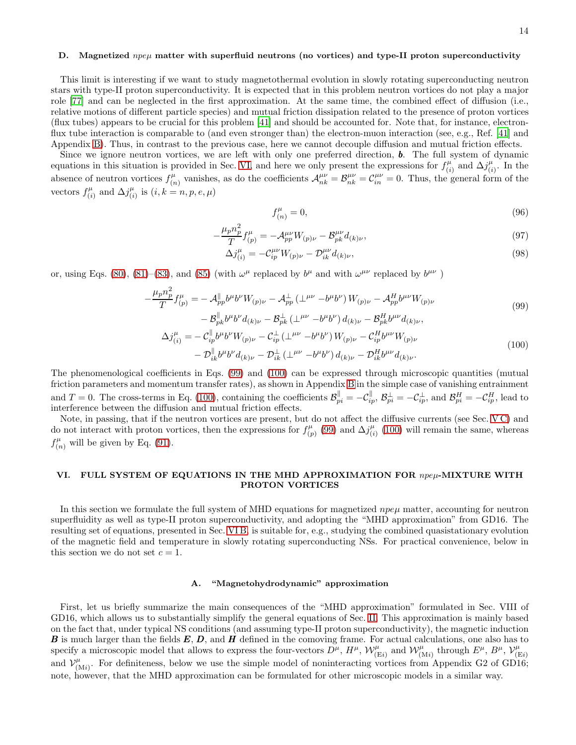### D. Magnetized $npe\mu$ matter with superfluid neutrons (no vortices) and type-II proton superconductivity

This limit is interesting if we want to study magnetothermal evolution in slowly rotating superconducting neutron stars with type-II proton superconductivity. It is expected that in this problem neutron vortices do not play a major role [77] and can be neglected in the first approximation. At the same time, the combined effect of diffusion (i.e., relative motions of different particle species) and mutual friction dissipation related to the presence of proton vortices (flux tubes) appears to be crucial for this problem [41] and should be accounted for. Note that, for instance, electron-flux tube interaction is comparable to (and even stronger than) the electron-muon interaction (see, e.g., Ref. [41] and Appendix B). Thus, in contrast to the previous case, here we cannot decouple diffusion and mutual friction effects.

Since we ignore neutron vortices, we are left with only one preferred direction, $\boldsymbol{b}$. The full system of dynamic equations in this situation is provided in Sec. VI, and here we only present the expressions for $f^{\mu}_{(i)}$ and $\Delta j^{\mu}_{(i)}$. In the absence of neutron vortices $f^{\mu}_{(n)}$ vanishes, as do the coefficients $\mathcal{A}^{\mu\nu}_{nk} = \mathcal{B}^{\mu\nu}_{nk} = \mathcal{C}^{\mu\nu}_{in} = 0$. Thus, the general form of the vectors $f^{\mu}_{(i)}$ and $\Delta j^{\mu}_{(i)}$ is $(i, k = n, p, e, \mu)$

$$f^{\mu}_{(n)} = 0, \tag{96}$$

$$-\frac{\mu_p n_p^2}{T} f^{\mu}_{(p)} = -\mathcal{A}^{\mu\nu}_{pp} W_{(p)\nu} - \mathcal{B}^{\mu\nu}_{pk} d_{(k)\nu}, \tag{97}$$

$$\Delta j^{\mu}_{(i)} = -\mathcal{C}^{\mu\nu}_{ip} W_{(p)\nu} - \mathcal{D}^{\mu\nu}_{ik} d_{(k)\nu}, \tag{98}$$

or, using Eqs. (80), (81)–(83), and (85) (with $\omega^{\mu}$ replaced by $b^{\mu}$ and with $\omega^{\mu\nu}$ replaced by $b^{\mu\nu}$ )

$$\begin{aligned}
-\frac{\mu_p n_p^2}{T} f^{\mu}_{(p)} = &- \mathcal{A}^{\parallel}_{pp} b^{\mu} b^{\nu} W_{(p)\nu} - \mathcal{A}^{\perp}_{pp} \left(\perp^{\mu\nu} - b^{\mu} b^{\nu}\right) W_{(p)\nu} - \mathcal{A}^{H}_{pp} b^{\mu\nu} W_{(p)\nu} \\
&- \mathcal{B}^{\parallel}_{pk} b^{\mu} b^{\nu} d_{(k)\nu} - \mathcal{B}^{\perp}_{pk} \left(\perp^{\mu\nu} - b^{\mu} b^{\nu}\right) d_{(k)\nu} - \mathcal{B}^{H}_{pk} b^{\mu\nu} d_{(k)\nu},
\end{aligned} \tag{99}$$

$$\begin{aligned}
\Delta j^{\mu}_{(i)} = &- \mathcal{C}^{\parallel}_{ip} b^{\mu} b^{\nu} W_{(p)\nu} - \mathcal{C}^{\perp}_{ip} \left(\perp^{\mu\nu} - b^{\mu} b^{\nu}\right) W_{(p)\nu} - \mathcal{C}^{H}_{ip} b^{\mu\nu} W_{(p)\nu} \\
&- \mathcal{D}^{\parallel}_{ik} b^{\mu} b^{\nu} d_{(k)\nu} - \mathcal{D}^{\perp}_{ik} \left(\perp^{\mu\nu} - b^{\mu} b^{\nu}\right) d_{(k)\nu} - \mathcal{D}^{H}_{ik} b^{\mu\nu} d_{(k)\nu}.
\end{aligned} \tag{100}$$

The phenomenological coefficients in Eqs. (99) and (100) can be expressed through microscopic quantities (mutual friction parameters and momentum transfer rates), as shown in Appendix B in the simple case of vanishing entrainment and $T = 0$. The cross-terms in Eq. (100), containing the coefficients $\mathcal{B}^{\parallel}_{pi} = -\mathcal{C}^{\parallel}_{ip}$, $\mathcal{B}^{\perp}_{pi} = -\mathcal{C}^{\perp}_{ip}$, and $\mathcal{B}^{H}_{pi} = -\mathcal{C}^{H}_{ip}$, lead to interference between the diffusion and mutual friction effects.

Note, in passing, that if the neutron vortices are present, but do not affect the diffusive currents (see Sec. V C) and do not interact with proton vortices, then the expressions for $f^{\mu}_{(p)}$ (99) and $\Delta j^{\mu}_{(i)}$ (100) will remain the same, whereas $f^{\mu}_{(n)}$ will be given by Eq. (91).

## VI. FULL SYSTEM OF EQUATIONS IN THE MHD APPROXIMATION FOR $npe\mu$-MIXTURE WITH PROTON VORTICES

In this section we formulate the full system of MHD equations for magnetized $npe\mu$ matter, accounting for neutron superfluidity as well as type-II proton superconductivity, and adopting the "MHD approximation" from GD16. The resulting set of equations, presented in Sec. VI B, is suitable for, e.g., studying the combined quasistationary evolution of the magnetic field and temperature in slowly rotating superconducting NSs. For practical convenience, below in this section we do not set $c = 1$.

### A. "Magnetohydrodynamic" approximation

First, let us briefly summarize the main consequences of the "MHD approximation" formulated in Sec. VIII of GD16, which allows us to substantially simplify the general equations of Sec. II. This approximation is mainly based on the fact that, under typical NS conditions (and assuming type-II proton superconductivity), the magnetic induction $\boldsymbol{B}$ is much larger than the fields $\boldsymbol{E}$, $\boldsymbol{D}$, and $\boldsymbol{H}$ defined in the comoving frame. For actual calculations, one also has to specify a microscopic model that allows to express the four-vectors $D^{\mu}$, $H^{\mu}$, $\mathcal{W}^{\mu}_{(\mathrm{E}i)}$ and $\mathcal{W}^{\mu}_{(\mathrm{M}i)}$ through $E^{\mu}$, $B^{\mu}$, $\mathcal{V}^{\mu}_{(\mathrm{E}i)}$ and $\mathcal{V}^{\mu}_{(\mathrm{M}i)}$. For definiteness, below we use the simple model of noninteracting vortices from Appendix G2 of GD16; note, however, that the MHD approximation can be formulated for other microscopic models in a similar way.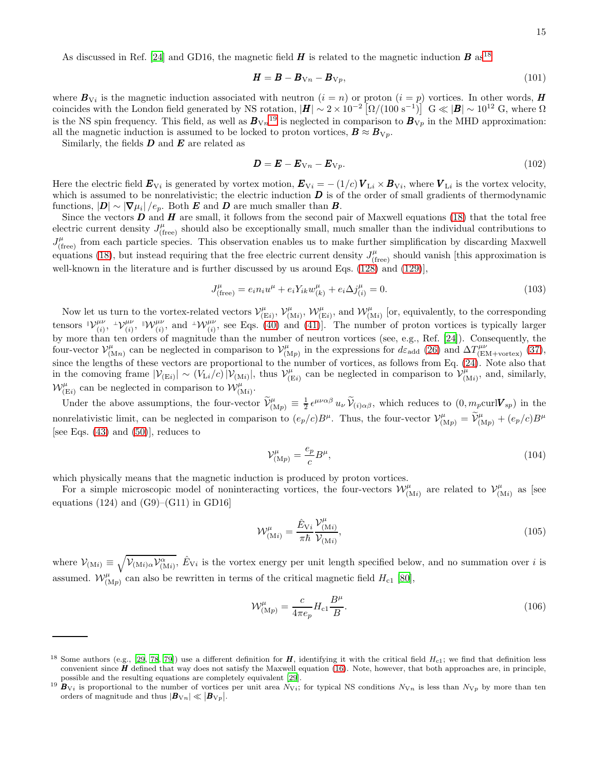As discussed in Ref. [24] and GD16, the magnetic field $\boldsymbol{H}$ is related to the magnetic induction $\boldsymbol{B}$ as[18]

$$\boldsymbol{H} = \boldsymbol{B} - \boldsymbol{B}_{\mathrm{V}n} - \boldsymbol{B}_{\mathrm{V}p}, \tag{101}$$

where $\boldsymbol{B}_{\mathrm{V}i}$ is the magnetic induction associated with neutron ($i = n$) or proton ($i = p$) vortices. In other words, $\boldsymbol{H}$ coincides with the London field generated by NS rotation, $|\boldsymbol{H}| \sim 2 \times 10^{-2} \left[\Omega/(100 \text{ s}^{-1})\right]$ G $\ll |\boldsymbol{B}| \sim 10^{12}$ G, where $\Omega$ is the NS spin frequency. This field, as well as $\boldsymbol{B}_{\mathrm{V}n}$[19] is neglected in comparison to $\boldsymbol{B}_{\mathrm{V}p}$ in the MHD approximation: all the magnetic induction is assumed to be locked to proton vortices, $\boldsymbol{B} \approx \boldsymbol{B}_{\mathrm{V}p}$.

Similarly, the fields $\boldsymbol{D}$ and $\boldsymbol{E}$ are related as

$$\boldsymbol{D} = \boldsymbol{E} - \boldsymbol{E}_{\mathrm{V}n} - \boldsymbol{E}_{\mathrm{V}p}. \tag{102}$$

Here the electric field $\boldsymbol{E}_{\mathrm{V}i}$ is generated by vortex motion, $\boldsymbol{E}_{\mathrm{V}i} = -(1/c)\boldsymbol{V}_{\mathrm{L}i} \times \boldsymbol{B}_{\mathrm{V}i}$, where $\boldsymbol{V}_{\mathrm{L}i}$ is the vortex velocity, which is assumed to be nonrelativistic; the electric induction $\boldsymbol{D}$ is of the order of small gradients of thermodynamic functions, $|\boldsymbol{D}| \sim |\boldsymbol{\nabla}\mu_i|/e_p$. Both $\boldsymbol{E}$ and $\boldsymbol{D}$ are much smaller than $\boldsymbol{B}$.

Since the vectors $\boldsymbol{D}$ and $\boldsymbol{H}$ are small, it follows from the second pair of Maxwell equations (18) that the total free electric current density $J^{\mu}_{(\mathrm{free})}$ should also be exceptionally small, much smaller than the individual contributions to $J^{\mu}_{(\mathrm{free})}$ from each particle species. This observation enables us to make further simplification by discarding Maxwell equations (18), but instead requiring that the free electric current density $J^{\mu}_{(\mathrm{free})}$ should vanish [this approximation is well-known in the literature and is further discussed by us around Eqs. (128) and (129)],

$$J^{\mu}_{(\mathrm{free})} = e_i n_i u^{\mu} + e_i Y_{ik} w^{\mu}_{(k)} + e_i \Delta j^{\mu}_{(i)} = 0. \tag{103}$$

Now let us turn to the vortex-related vectors $\mathcal{V}^{\mu}_{(\mathrm{E}i)}$, $\mathcal{V}^{\mu}_{(\mathrm{M}i)}$, $\mathcal{W}^{\mu}_{(\mathrm{E}i)}$, and $\mathcal{W}^{\mu}_{(\mathrm{M}i)}$ [or, equivalently, to the corresponding tensors ${}^{\parallel}\mathcal{V}^{\mu\nu}_{(i)}$, ${}^{\perp}\mathcal{V}^{\mu\nu}_{(i)}$, ${}^{\parallel}\mathcal{W}^{\mu\nu}_{(i)}$, and ${}^{\perp}\mathcal{W}^{\mu\nu}_{(i)}$, see Eqs. (40) and (41)]. The number of proton vortices is typically larger by more than ten orders of magnitude than the number of neutron vortices (see, e.g., Ref. [24]). Consequently, the four-vector $\mathcal{V}^{\mu}_{(\mathrm{M}n)}$ can be neglected in comparison to $\mathcal{V}^{\mu}_{(\mathrm{M}p)}$ in the expressions for $d\varepsilon_{\mathrm{add}}$ (26) and $\Delta T^{\mu\nu}_{(\mathrm{EM+vortex})}$ (37), since the lengths of these vectors are proportional to the number of vortices, as follows from Eq. (24). Note also that in the comoving frame $|\mathcal{V}_{(\mathrm{E}i)}| \sim (V_{\mathrm{L}i}/c)\,|\mathcal{V}_{(\mathrm{M}i)}|$, thus $\mathcal{V}^{\mu}_{(\mathrm{E}i)}$ can be neglected in comparison to $\mathcal{V}^{\mu}_{(\mathrm{M}i)}$, and, similarly, $\mathcal{W}^{\mu}_{(\mathrm{E}i)}$ can be neglected in comparison to $\mathcal{W}^{\mu}_{(\mathrm{M}i)}$.

Under the above assumptions, the four-vector $\widetilde{\mathcal{V}}^{\mu}_{(\mathrm{M}p)} \equiv \frac{1}{2}\,\epsilon^{\mu\nu\alpha\beta}\,u_{\nu}\,\widetilde{\mathcal{V}}_{(i)\alpha\beta}$, which reduces to $(0, m_p \mathrm{curl}\boldsymbol{V}_{sp})$ in the nonrelativistic limit, can be neglected in comparison to $(e_p/c)B^{\mu}$. Thus, the four-vector $\mathcal{V}^{\mu}_{(\mathrm{M}p)} = \widetilde{\mathcal{V}}^{\mu}_{(\mathrm{M}p)} + (e_p/c)B^{\mu}$ [see Eqs. (43) and (50)], reduces to

$$\mathcal{V}^{\mu}_{(\mathrm{M}p)} = \frac{e_p}{c}B^{\mu}, \tag{104}$$

which physically means that the magnetic induction is produced by proton vortices.

For a simple microscopic model of noninteracting vortices, the four-vectors $\mathcal{W}^{\mu}_{(\mathrm{M}i)}$ are related to $\mathcal{V}^{\mu}_{(\mathrm{M}i)}$ as [see equations (124) and (G9)–(G11) in GD16]

$$\mathcal{W}^{\mu}_{(\mathrm{M}i)} = \frac{\hat{E}_{\mathrm{V}i}}{\pi\hbar}\frac{\mathcal{V}^{\mu}_{(\mathrm{M}i)}}{\mathcal{V}_{(\mathrm{M}i)}}, \tag{105}$$

where $\mathcal{V}_{(\mathrm{M}i)} \equiv \sqrt{\mathcal{V}_{(\mathrm{M}i)\alpha}\mathcal{V}^{\alpha}_{(\mathrm{M}i)}}$, $\hat{E}_{\mathrm{V}i}$ is the vortex energy per unit length specified below, and no summation over $i$ is assumed. $\mathcal{W}^{\mu}_{(\mathrm{M}p)}$ can also be rewritten in terms of the critical magnetic field $H_{\mathrm{c}1}$ [80],

$$\mathcal{W}^{\mu}_{(\mathrm{M}p)} = \frac{c}{4\pi e_p}H_{\mathrm{c}1}\frac{B^{\mu}}{B}. \tag{106}$$

---

[18] Some authors (e.g., [29, 78, 79]) use a different definition for $\boldsymbol{H}$, identifying it with the critical field $H_{\mathrm{c}1}$; we find that definition less convenient since $\boldsymbol{H}$ defined that way does not satisfy the Maxwell equation (16). Note, however, that both approaches are, in principle, possible and the resulting equations are completely equivalent [29].

[19] $\boldsymbol{B}_{\mathrm{V}i}$ is proportional to the number of vortices per unit area $N_{\mathrm{V}i}$; for typical NS conditions $N_{\mathrm{V}n}$ is less than $N_{\mathrm{V}p}$ by more than ten orders of magnitude and thus $|\boldsymbol{B}_{\mathrm{V}n}| \ll |\boldsymbol{B}_{\mathrm{V}p}|$.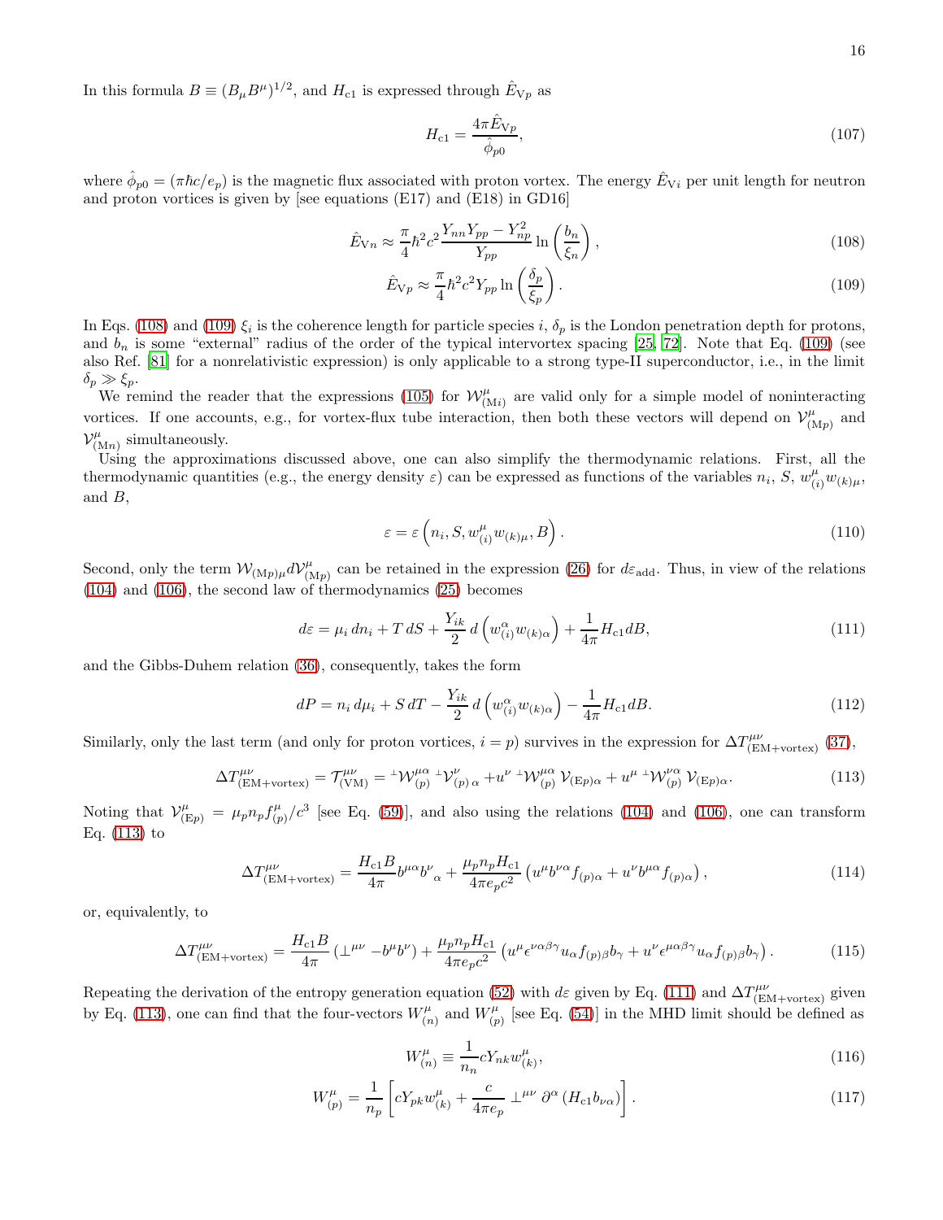In this formula $B \equiv (B_\mu B^\mu)^{1/2}$, and $H_{\rm c1}$ is expressed through $\hat{E}_{{\rm V}p}$ as

$$H_{\rm c1} = \frac{4\pi \hat{E}_{{\rm V}p}}{\hat{\phi}_{p0}}, \tag{107}$$

where $\hat{\phi}_{p0} = (\pi\hbar c/e_p)$ is the magnetic flux associated with proton vortex. The energy $\hat{E}_{{\rm V}i}$ per unit length for neutron and proton vortices is given by [see equations (E17) and (E18) in GD16]

$$\hat{E}_{{\rm V}n} \approx \frac{\pi}{4}\hbar^2 c^2 \frac{Y_{nn}Y_{pp} - Y_{np}^2}{Y_{pp}} \ln\left(\frac{b_n}{\xi_n}\right), \tag{108}$$

$$\hat{E}_{{\rm V}p} \approx \frac{\pi}{4}\hbar^2 c^2 Y_{pp} \ln\left(\frac{\delta_p}{\xi_p}\right). \tag{109}$$

In Eqs. (108) and (109) $\xi_i$ is the coherence length for particle species $i$, $\delta_p$ is the London penetration depth for protons, and $b_n$ is some "external" radius of the order of the typical intervortex spacing [25, 72]. Note that Eq. (109) (see also Ref. [81] for a nonrelativistic expression) is only applicable to a strong type-II superconductor, i.e., in the limit $\delta_p \gg \xi_p$.

We remind the reader that the expressions (105) for $\mathcal{W}^\mu_{({\rm M}i)}$ are valid only for a simple model of noninteracting vortices. If one accounts, e.g., for vortex-flux tube interaction, then both these vectors will depend on $\mathcal{V}^\mu_{({\rm M}p)}$ and $\mathcal{V}^\mu_{({\rm M}n)}$ simultaneously.

Using the approximations discussed above, one can also simplify the thermodynamic relations. First, all the thermodynamic quantities (e.g., the energy density $\varepsilon$) can be expressed as functions of the variables $n_i$, $S$, $w^\mu_{(i)} w_{(k)\mu}$, and $B$,

$$\varepsilon = \varepsilon\left(n_i, S, w^\mu_{(i)} w_{(k)\mu}, B\right). \tag{110}$$

Second, only the term $\mathcal{W}_{({\rm M}p)\mu} d\mathcal{V}^\mu_{({\rm M}p)}$ can be retained in the expression (26) for $d\varepsilon_{\rm add}$. Thus, in view of the relations (104) and (106), the second law of thermodynamics (25) becomes

$$d\varepsilon = \mu_i\, dn_i + T\, dS + \frac{Y_{ik}}{2}\, d\left(w^\alpha_{(i)} w_{(k)\alpha}\right) + \frac{1}{4\pi} H_{\rm c1} dB, \tag{111}$$

and the Gibbs-Duhem relation (36), consequently, takes the form

$$dP = n_i\, d\mu_i + S\, dT - \frac{Y_{ik}}{2}\, d\left(w^\alpha_{(i)} w_{(k)\alpha}\right) - \frac{1}{4\pi} H_{\rm c1} dB. \tag{112}$$

Similarly, only the last term (and only for proton vortices, $i = p$) survives in the expression for $\Delta T^{\mu\nu}_{(\rm EM+vortex)}$ (37),

$$\Delta T^{\mu\nu}_{(\rm EM+vortex)} = \mathcal{T}^{\mu\nu}_{(\rm VM)} = {}^{\perp}\mathcal{W}^{\mu\alpha}_{(p)}\, {}^{\perp}\mathcal{V}^{\nu}_{(p)\,\alpha} + u^\nu\, {}^{\perp}\mathcal{W}^{\mu\alpha}_{(p)}\, \mathcal{V}_{({\rm E}p)\alpha} + u^\mu\, {}^{\perp}\mathcal{W}^{\nu\alpha}_{(p)}\, \mathcal{V}_{({\rm E}p)\alpha}. \tag{113}$$

Noting that $\mathcal{V}^\mu_{({\rm E}p)} = \mu_p n_p f^\mu_{(p)}/c^3$ [see Eq. (59)], and also using the relations (104) and (106), one can transform Eq. (113) to

$$\Delta T^{\mu\nu}_{(\rm EM+vortex)} = \frac{H_{\rm c1} B}{4\pi} b^{\mu\alpha} b^{\nu}{}_{\alpha} + \frac{\mu_p n_p H_{\rm c1}}{4\pi e_p c^2}\left(u^\mu b^{\nu\alpha} f_{(p)\alpha} + u^\nu b^{\mu\alpha} f_{(p)\alpha}\right), \tag{114}$$

or, equivalently, to

$$\Delta T^{\mu\nu}_{(\rm EM+vortex)} = \frac{H_{\rm c1} B}{4\pi}\left(\perp^{\mu\nu} - b^\mu b^\nu\right) + \frac{\mu_p n_p H_{\rm c1}}{4\pi e_p c^2}\left(u^\mu \epsilon^{\nu\alpha\beta\gamma} u_\alpha f_{(p)\beta} b_\gamma + u^\nu \epsilon^{\mu\alpha\beta\gamma} u_\alpha f_{(p)\beta} b_\gamma\right). \tag{115}$$

Repeating the derivation of the entropy generation equation (52) with $d\varepsilon$ given by Eq. (111) and $\Delta T^{\mu\nu}_{(\rm EM+vortex)}$ given by Eq. (113), one can find that the four-vectors $W^\mu_{(n)}$ and $W^\mu_{(p)}$ [see Eq. (54)] in the MHD limit should be defined as

$$W^\mu_{(n)} \equiv \frac{1}{n_n} c Y_{nk} w^\mu_{(k)}, \tag{116}$$

$$W^\mu_{(p)} = \frac{1}{n_p}\left[c Y_{pk} w^\mu_{(k)} + \frac{c}{4\pi e_p} \perp^{\mu\nu} \partial^\alpha \left(H_{\rm c1} b_{\nu\alpha}\right)\right]. \tag{117}$$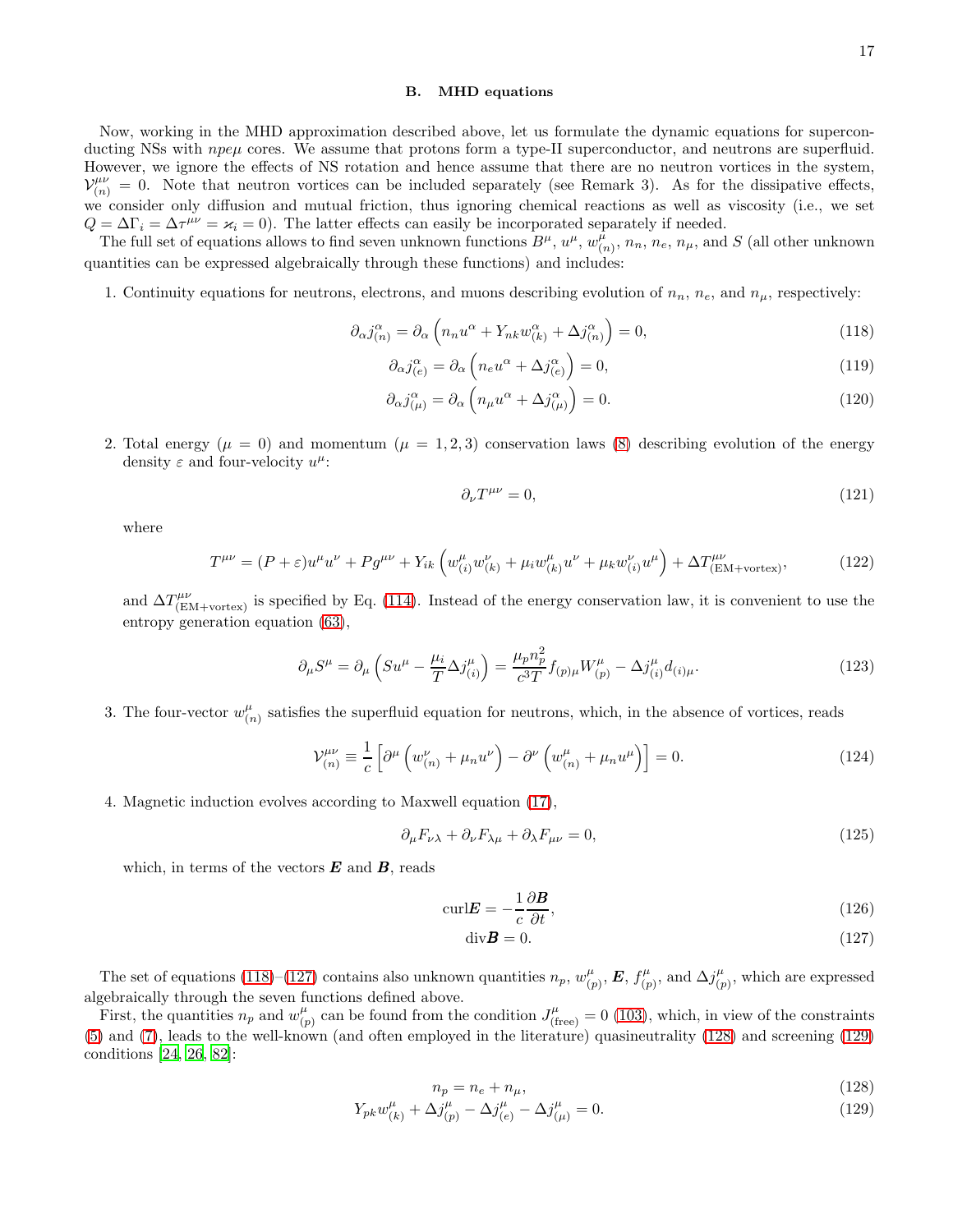### B. MHD equations

Now, working in the MHD approximation described above, let us formulate the dynamic equations for superconducting NSs with $npe\mu$ cores. We assume that protons form a type-II superconductor, and neutrons are superfluid. However, we ignore the effects of NS rotation and hence assume that there are no neutron vortices in the system, $\mathcal{V}^{\mu\nu}_{(n)} = 0$. Note that neutron vortices can be included separately (see Remark 3). As for the dissipative effects, we consider only diffusion and mutual friction, thus ignoring chemical reactions as well as viscosity (i.e., we set $Q = \Delta\Gamma_i = \Delta\tau^{\mu\nu} = \varkappa_i = 0$). The latter effects can easily be incorporated separately if needed.

The full set of equations allows to find seven unknown functions $B^\mu$, $u^\mu$, $w^\mu_{(n)}$, $n_n$, $n_e$, $n_\mu$, and $S$ (all other unknown quantities can be expressed algebraically through these functions) and includes:

1. Continuity equations for neutrons, electrons, and muons describing evolution of $n_n$, $n_e$, and $n_\mu$, respectively:

$$\partial_\alpha j^\alpha_{(n)} = \partial_\alpha \left( n_n u^\alpha + Y_{nk} w^\alpha_{(k)} + \Delta j^\alpha_{(n)} \right) = 0, \tag{118}$$

$$\partial_\alpha j^\alpha_{(e)} = \partial_\alpha \left( n_e u^\alpha + \Delta j^\alpha_{(e)} \right) = 0, \tag{119}$$

$$\partial_\alpha j^\alpha_{(\mu)} = \partial_\alpha \left( n_\mu u^\alpha + \Delta j^\alpha_{(\mu)} \right) = 0. \tag{120}$$

2. Total energy ($\mu = 0$) and momentum ($\mu = 1, 2, 3$) conservation laws (8) describing evolution of the energy density $\varepsilon$ and four-velocity $u^\mu$:

$$\partial_\nu T^{\mu\nu} = 0, \tag{121}$$

where

$$T^{\mu\nu} = (P + \varepsilon) u^\mu u^\nu + P g^{\mu\nu} + Y_{ik} \left( w^\mu_{(i)} w^\nu_{(k)} + \mu_i w^\mu_{(k)} u^\nu + \mu_k w^\nu_{(i)} u^\mu \right) + \Delta T^{\mu\nu}_{(\mathrm{EM+vortex})}, \tag{122}$$

and $\Delta T^{\mu\nu}_{(\mathrm{EM+vortex})}$ is specified by Eq. (114). Instead of the energy conservation law, it is convenient to use the entropy generation equation (63),

$$\partial_\mu S^\mu = \partial_\mu \left( S u^\mu - \frac{\mu_i}{T} \Delta j^\mu_{(i)} \right) = \frac{\mu_p n_p^2}{c^3 T} f_{(p)\mu} W^\mu_{(p)} - \Delta j^\mu_{(i)} d_{(i)\mu}. \tag{123}$$

3. The four-vector $w^\mu_{(n)}$ satisfies the superfluid equation for neutrons, which, in the absence of vortices, reads

$$\mathcal{V}^{\mu\nu}_{(n)} \equiv \frac{1}{c} \left[ \partial^\mu \left( w^\nu_{(n)} + \mu_n u^\nu \right) - \partial^\nu \left( w^\mu_{(n)} + \mu_n u^\mu \right) \right] = 0. \tag{124}$$

4. Magnetic induction evolves according to Maxwell equation (17),

$$\partial_\mu F_{\nu\lambda} + \partial_\nu F_{\lambda\mu} + \partial_\lambda F_{\mu\nu} = 0, \tag{125}$$

which, in terms of the vectors $\boldsymbol{E}$ and $\boldsymbol{B}$, reads

$$\mathrm{curl}\boldsymbol{E} = -\frac{1}{c} \frac{\partial \boldsymbol{B}}{\partial t}, \tag{126}$$

$$\mathrm{div}\boldsymbol{B} = 0. \tag{127}$$

The set of equations (118)–(127) contains also unknown quantities $n_p$, $w^\mu_{(p)}$, $\boldsymbol{E}$, $f^\mu_{(p)}$, and $\Delta j^\mu_{(p)}$, which are expressed algebraically through the seven functions defined above.

First, the quantities $n_p$ and $w^\mu_{(p)}$ can be found from the condition $J^\mu_{(\mathrm{free})} = 0$ (103), which, in view of the constraints (5) and (7), leads to the well-known (and often employed in the literature) quasineutrality (128) and screening (129) conditions [24, 26, 82]:

$$n_p = n_e + n_\mu, \tag{128}$$

$$Y_{pk} w^\mu_{(k)} + \Delta j^\mu_{(p)} - \Delta j^\mu_{(e)} - \Delta j^\mu_{(\mu)} = 0. \tag{129}$$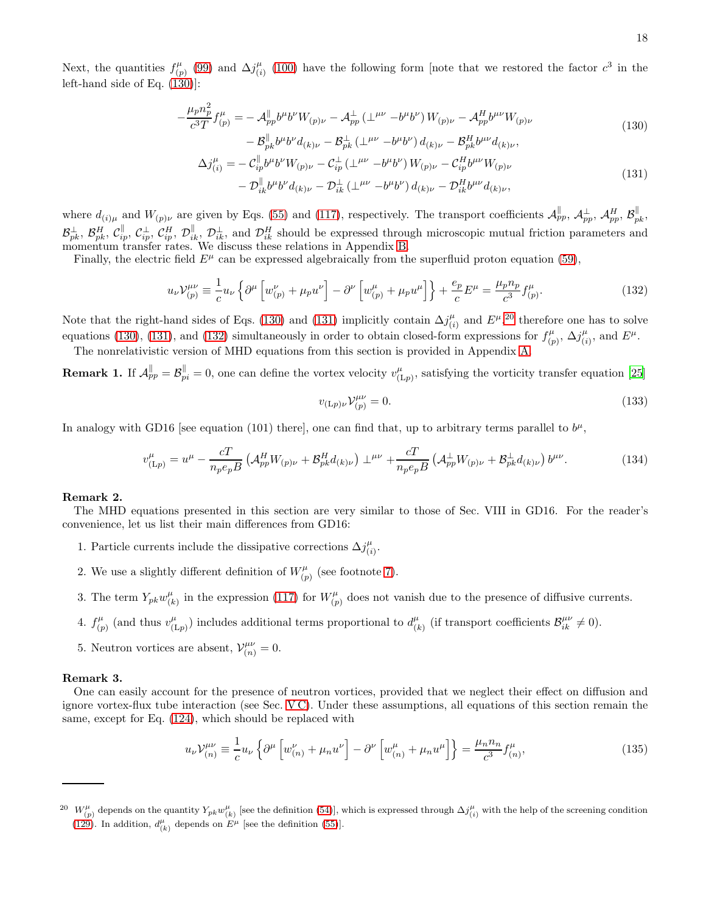Next, the quantities $f^\mu_{(p)}$ (99) and $\Delta j^\mu_{(i)}$ (100) have the following form [note that we restored the factor $c^3$ in the left-hand side of Eq. (130)]:

$$
\begin{aligned}
-\frac{\mu_p n_p^2}{c^3 T} f^\mu_{(p)} = &-\mathcal{A}^{\parallel}_{pp} b^\mu b^\nu W_{(p)\nu} - \mathcal{A}^{\perp}_{pp} \left(\perp^{\mu\nu} - b^\mu b^\nu\right) W_{(p)\nu} - \mathcal{A}^{H}_{pp} b^{\mu\nu} W_{(p)\nu} \\
&- \mathcal{B}^{\parallel}_{pk} b^\mu b^\nu d_{(k)\nu} - \mathcal{B}^{\perp}_{pk} \left(\perp^{\mu\nu} - b^\mu b^\nu\right) d_{(k)\nu} - \mathcal{B}^{H}_{pk} b^{\mu\nu} d_{(k)\nu},
\end{aligned}
\tag{130}
$$

$$
\begin{aligned}
\Delta j^\mu_{(i)} = &-\mathcal{C}^{\parallel}_{ip} b^\mu b^\nu W_{(p)\nu} - \mathcal{C}^{\perp}_{ip} \left(\perp^{\mu\nu} - b^\mu b^\nu\right) W_{(p)\nu} - \mathcal{C}^{H}_{ip} b^{\mu\nu} W_{(p)\nu} \\
&- \mathcal{D}^{\parallel}_{ik} b^\mu b^\nu d_{(k)\nu} - \mathcal{D}^{\perp}_{ik} \left(\perp^{\mu\nu} - b^\mu b^\nu\right) d_{(k)\nu} - \mathcal{D}^{H}_{ik} b^{\mu\nu} d_{(k)\nu},
\end{aligned}
\tag{131}
$$

where $d_{(i)\mu}$ and $W_{(p)\nu}$ are given by Eqs. (55) and (117), respectively. The transport coefficients $\mathcal{A}^{\parallel}_{pp}$, $\mathcal{A}^{\perp}_{pp}$, $\mathcal{A}^{H}_{pp}$, $\mathcal{B}^{\parallel}_{pk}$, $\mathcal{B}^{\perp}_{pk}$, $\mathcal{B}^{H}_{pk}$, $\mathcal{C}^{\parallel}_{ip}$, $\mathcal{C}^{\perp}_{ip}$, $\mathcal{C}^{H}_{ip}$, $\mathcal{D}^{\parallel}_{ik}$, $\mathcal{D}^{\perp}_{ik}$, and $\mathcal{D}^{H}_{ik}$ should be expressed through microscopic mutual friction parameters and momentum transfer rates. We discuss these relations in Appendix B.

Finally, the electric field $E^\mu$ can be expressed algebraically from the superfluid proton equation (59),

$$
u_\nu \mathcal{V}^{\mu\nu}_{(p)} \equiv \frac{1}{c} u_\nu \left\{ \partial^\mu \left[ w^\nu_{(p)} + \mu_p u^\nu \right] - \partial^\nu \left[ w^\mu_{(p)} + \mu_p u^\mu \right] \right\} + \frac{e_p}{c} E^\mu = \frac{\mu_p n_p}{c^3} f^\mu_{(p)}. \tag{132}
$$

Note that the right-hand sides of Eqs. (130) and (131) implicitly contain $\Delta j^\mu_{(i)}$ and $E^\mu$,[20] therefore one has to solve equations (130), (131), and (132) simultaneously in order to obtain closed-form expressions for $f^\mu_{(p)}$, $\Delta j^\mu_{(i)}$, and $E^\mu$.

The nonrelativistic version of MHD equations from this section is provided in Appendix A.

**Remark 1.** If $\mathcal{A}^{\parallel}_{pp} = \mathcal{B}^{\parallel}_{pi} = 0$, one can define the vortex velocity $v^\mu_{(\mathrm{L}p)}$, satisfying the vorticity transfer equation [25]

$$
v_{(\mathrm{L}p)\nu} \mathcal{V}^{\mu\nu}_{(p)} = 0. \tag{133}
$$

In analogy with GD16 [see equation (101) there], one can find that, up to arbitrary terms parallel to $b^\mu$,

$$
v^\mu_{(\mathrm{L}p)} = u^\mu - \frac{cT}{n_p e_p B} \left( \mathcal{A}^{H}_{pp} W_{(p)\nu} + \mathcal{B}^{H}_{pk} d_{(k)\nu} \right) \perp^{\mu\nu} + \frac{cT}{n_p e_p B} \left( \mathcal{A}^{\perp}_{pp} W_{(p)\nu} + \mathcal{B}^{\perp}_{pk} d_{(k)\nu} \right) b^{\mu\nu}. \tag{134}
$$

**Remark 2.**

The MHD equations presented in this section are very similar to those of Sec. VIII in GD16. For the reader's convenience, let us list their main differences from GD16:

1. Particle currents include the dissipative corrections $\Delta j^\mu_{(i)}$.
2. We use a slightly different definition of $W^\mu_{(p)}$ (see footnote 7).
3. The term $Y_{pk} w^\mu_{(k)}$ in the expression (117) for $W^\mu_{(p)}$ does not vanish due to the presence of diffusive currents.
4. $f^\mu_{(p)}$ (and thus $v^\mu_{(\mathrm{L}p)}$) includes additional terms proportional to $d^\mu_{(k)}$ (if transport coefficients $\mathcal{B}^{\mu\nu}_{ik} \neq 0$).
5. Neutron vortices are absent, $\mathcal{V}^{\mu\nu}_{(n)} = 0$.

**Remark 3.**

One can easily account for the presence of neutron vortices, provided that we neglect their effect on diffusion and ignore vortex-flux tube interaction (see Sec. V C). Under these assumptions, all equations of this section remain the same, except for Eq. (124), which should be replaced with

$$
u_\nu \mathcal{V}^{\mu\nu}_{(n)} \equiv \frac{1}{c} u_\nu \left\{ \partial^\mu \left[ w^\nu_{(n)} + \mu_n u^\nu \right] - \partial^\nu \left[ w^\mu_{(n)} + \mu_n u^\mu \right] \right\} = \frac{\mu_n n_n}{c^3} f^\mu_{(n)}, \tag{135}
$$

---

[20] $W^\mu_{(p)}$ depends on the quantity $Y_{pk} w^\mu_{(k)}$ [see the definition (54)], which is expressed through $\Delta j^\mu_{(i)}$ with the help of the screening condition (129). In addition, $d^\mu_{(k)}$ depends on $E^\mu$ [see the definition (55)].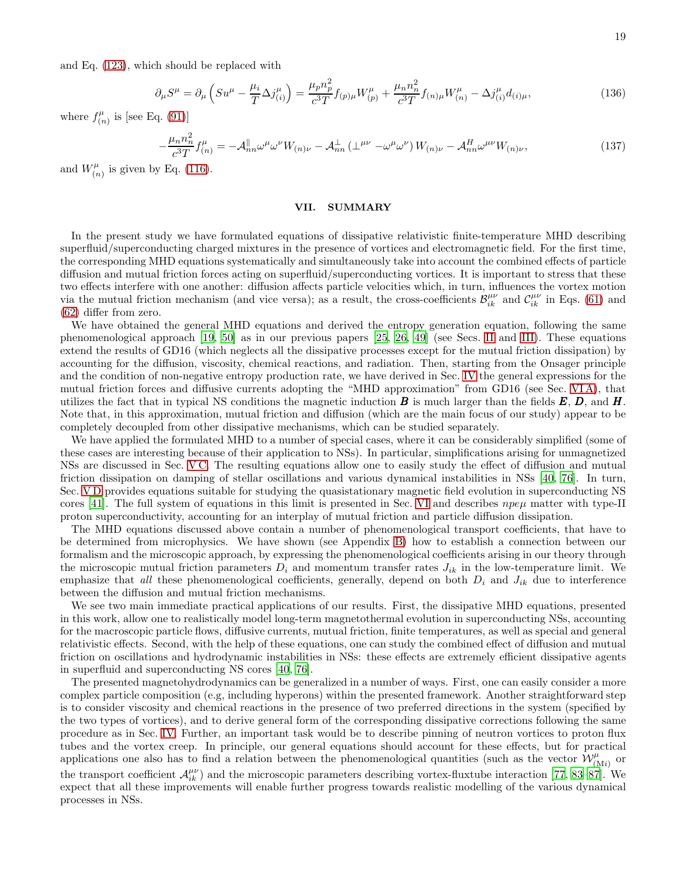and Eq. (123), which should be replaced with

$$\partial_\mu S^\mu = \partial_\mu \left( S u^\mu - \frac{\mu_i}{T} \Delta j^\mu_{(i)} \right) = \frac{\mu_p n_p^2}{c^3 T} f_{(p)\mu} W^\mu_{(p)} + \frac{\mu_n n_n^2}{c^3 T} f_{(n)\mu} W^\mu_{(n)} - \Delta j^\mu_{(i)} d_{(i)\mu}, \tag{136}$$

where $f^\mu_{(n)}$ is [see Eq. (91)]

$$-\frac{\mu_n n_n^2}{c^3 T} f^\mu_{(n)} = -\mathcal{A}^{\parallel}_{nn} \omega^\mu \omega^\nu W_{(n)\nu} - \mathcal{A}^{\perp}_{nn} \left( \perp^{\mu\nu} - \omega^\mu \omega^\nu \right) W_{(n)\nu} - \mathcal{A}^{H}_{nn} \omega^{\mu\nu} W_{(n)\nu}, \tag{137}$$

and $W^\mu_{(n)}$ is given by Eq. (116).

## VII. SUMMARY

In the present study we have formulated equations of dissipative relativistic finite-temperature MHD describing superfluid/superconducting charged mixtures in the presence of vortices and electromagnetic field. For the first time, the corresponding MHD equations systematically and simultaneously take into account the combined effects of particle diffusion and mutual friction forces acting on superfluid/superconducting vortices. It is important to stress that these two effects interfere with one another: diffusion affects particle velocities which, in turn, influences the vortex motion via the mutual friction mechanism (and vice versa); as a result, the cross-coefficients $\mathcal{B}^{\mu\nu}_{ik}$ and $\mathcal{C}^{\mu\nu}_{ik}$ in Eqs. (61) and (62) differ from zero.

We have obtained the general MHD equations and derived the entropy generation equation, following the same phenomenological approach [19, 50] as in our previous papers [25, 26, 49] (see Secs. II and III). These equations extend the results of GD16 (which neglects all the dissipative processes except for the mutual friction dissipation) by accounting for the diffusion, viscosity, chemical reactions, and radiation. Then, starting from the Onsager principle and the condition of non-negative entropy production rate, we have derived in Sec. IV the general expressions for the mutual friction forces and diffusive currents adopting the "MHD approximation" from GD16 (see Sec. VI A), that utilizes the fact that in typical NS conditions the magnetic induction $\boldsymbol{B}$ is much larger than the fields $\boldsymbol{E}$, $\boldsymbol{D}$, and $\boldsymbol{H}$. Note that, in this approximation, mutual friction and diffusion (which are the main focus of our study) appear to be completely decoupled from other dissipative mechanisms, which can be studied separately.

We have applied the formulated MHD to a number of special cases, where it can be considerably simplified (some of these cases are interesting because of their application to NSs). In particular, simplifications arising for unmagnetized NSs are discussed in Sec. V C. The resulting equations allow one to easily study the effect of diffusion and mutual friction dissipation on damping of stellar oscillations and various dynamical instabilities in NSs [40, 76]. In turn, Sec. V D provides equations suitable for studying the quasistationary magnetic field evolution in superconducting NS cores [41]. The full system of equations in this limit is presented in Sec. VI and describes $npe\mu$ matter with type-II proton superconductivity, accounting for an interplay of mutual friction and particle diffusion dissipation.

The MHD equations discussed above contain a number of phenomenological transport coefficients, that have to be determined from microphysics. We have shown (see Appendix B) how to establish a connection between our formalism and the microscopic approach, by expressing the phenomenological coefficients arising in our theory through the microscopic mutual friction parameters $D_i$ and momentum transfer rates $J_{ik}$ in the low-temperature limit. We emphasize that *all* these phenomenological coefficients, generally, depend on both $D_i$ and $J_{ik}$ due to interference between the diffusion and mutual friction mechanisms.

We see two main immediate practical applications of our results. First, the dissipative MHD equations, presented in this work, allow one to realistically model long-term magnetothermal evolution in superconducting NSs, accounting for the macroscopic particle flows, diffusive currents, mutual friction, finite temperatures, as well as special and general relativistic effects. Second, with the help of these equations, one can study the combined effect of diffusion and mutual friction on oscillations and hydrodynamic instabilities in NSs: these effects are extremely efficient dissipative agents in superfluid and superconducting NS cores [40, 76].

The presented magnetohydrodynamics can be generalized in a number of ways. First, one can easily consider a more complex particle composition (e.g, including hyperons) within the presented framework. Another straightforward step is to consider viscosity and chemical reactions in the presence of two preferred directions in the system (specified by the two types of vortices), and to derive general form of the corresponding dissipative corrections following the same procedure as in Sec. IV. Further, an important task would be to describe pinning of neutron vortices to proton flux tubes and the vortex creep. In principle, our general equations should account for these effects, but for practical applications one also has to find a relation between the phenomenological quantities (such as the vector $\mathcal{W}^\mu_{(\mathrm{M}i)}$ or the transport coefficient $\mathcal{A}^{\mu\nu}_{ik}$) and the microscopic parameters describing vortex-fluxtube interaction [77, 83–87]. We expect that all these improvements will enable further progress towards realistic modelling of the various dynamical processes in NSs.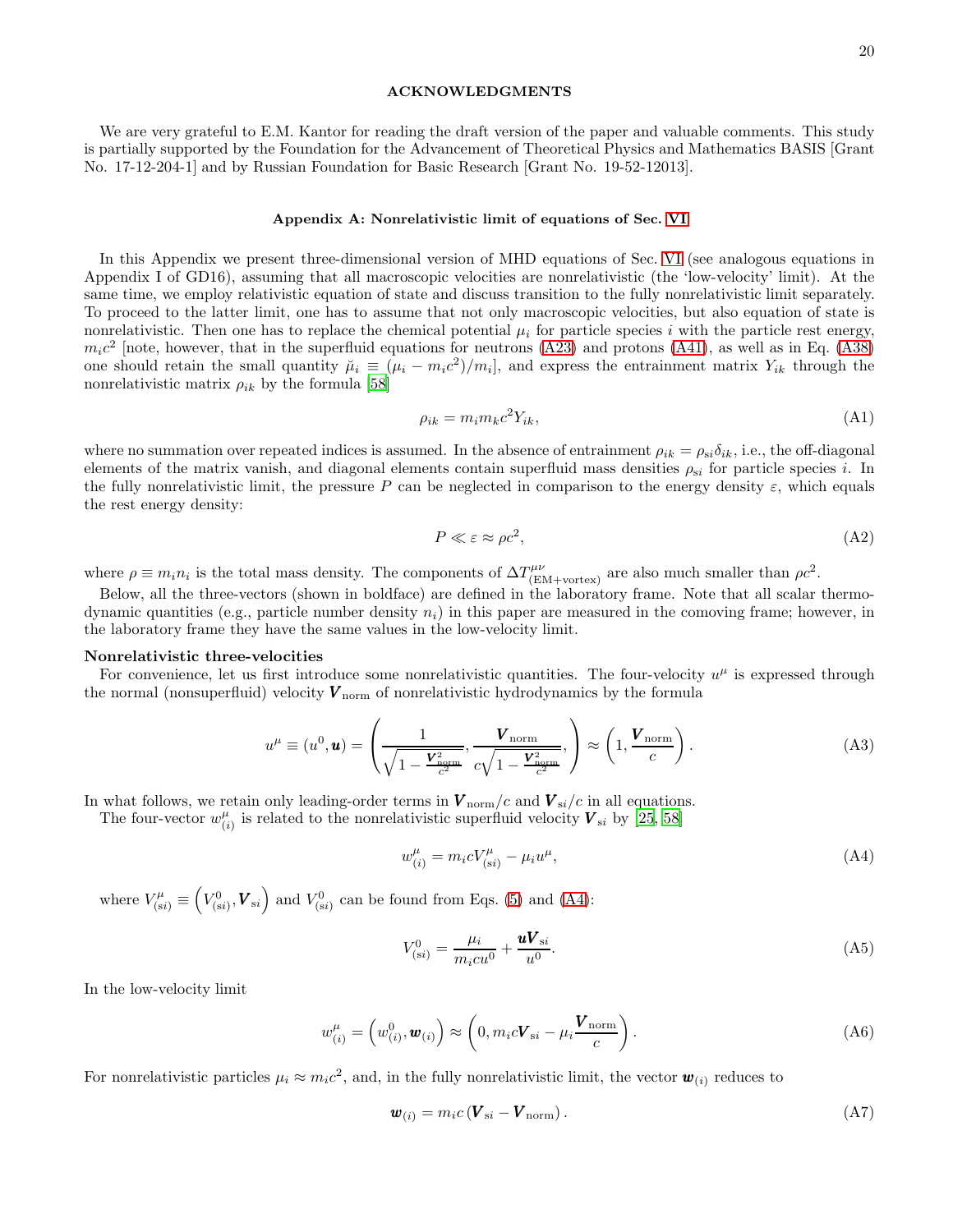## ACKNOWLEDGMENTS

We are very grateful to E.M. Kantor for reading the draft version of the paper and valuable comments. This study is partially supported by the Foundation for the Advancement of Theoretical Physics and Mathematics BASIS [Grant No. 17-12-204-1] and by Russian Foundation for Basic Research [Grant No. 19-52-12013].

### Appendix A: Nonrelativistic limit of equations of Sec. VI

In this Appendix we present three-dimensional version of MHD equations of Sec. VI (see analogous equations in Appendix I of GD16), assuming that all macroscopic velocities are nonrelativistic (the 'low-velocity' limit). At the same time, we employ relativistic equation of state and discuss transition to the fully nonrelativistic limit separately. To proceed to the latter limit, one has to assume that not only macroscopic velocities, but also equation of state is nonrelativistic. Then one has to replace the chemical potential $\mu_i$ for particle species $i$ with the particle rest energy, $m_i c^2$ [note, however, that in the superfluid equations for neutrons (A23) and protons (A41), as well as in Eq. (A38) one should retain the small quantity $\breve{\mu}_i \equiv (\mu_i - m_i c^2)/m_i$], and express the entrainment matrix $Y_{ik}$ through the nonrelativistic matrix $\rho_{ik}$ by the formula [58]

$$\rho_{ik} = m_i m_k c^2 Y_{ik}, \tag{A1}$$

where no summation over repeated indices is assumed. In the absence of entrainment $\rho_{ik} = \rho_{si}\delta_{ik}$, i.e., the off-diagonal elements of the matrix vanish, and diagonal elements contain superfluid mass densities $\rho_{si}$ for particle species $i$. In the fully nonrelativistic limit, the pressure $P$ can be neglected in comparison to the energy density $\varepsilon$, which equals the rest energy density:

$$P \ll \varepsilon \approx \rho c^2, \tag{A2}$$

where $\rho \equiv m_i n_i$ is the total mass density. The components of $\Delta T^{\mu\nu}_{(\mathrm{EM+vortex})}$ are also much smaller than $\rho c^2$.

Below, all the three-vectors (shown in boldface) are defined in the laboratory frame. Note that all scalar thermodynamic quantities (e.g., particle number density $n_i$) in this paper are measured in the comoving frame; however, in the laboratory frame they have the same values in the low-velocity limit.

**Nonrelativistic three-velocities**

For convenience, let us first introduce some nonrelativistic quantities. The four-velocity $u^\mu$ is expressed through the normal (nonsuperfluid) velocity $\boldsymbol{V}_{\mathrm{norm}}$ of nonrelativistic hydrodynamics by the formula

$$u^\mu \equiv (u^0, \boldsymbol{u}) = \left( \frac{1}{\sqrt{1 - \frac{\boldsymbol{V}^2_{\mathrm{norm}}}{c^2}}}, \frac{\boldsymbol{V}_{\mathrm{norm}}}{c\sqrt{1 - \frac{\boldsymbol{V}^2_{\mathrm{norm}}}{c^2}}}, \right) \approx \left(1, \frac{\boldsymbol{V}_{\mathrm{norm}}}{c}\right). \tag{A3}$$

In what follows, we retain only leading-order terms in $\boldsymbol{V}_{\mathrm{norm}}/c$ and $\boldsymbol{V}_{si}/c$ in all equations.

The four-vector $w^\mu_{(i)}$ is related to the nonrelativistic superfluid velocity $\boldsymbol{V}_{si}$ by [25, 58]

$$w^\mu_{(i)} = m_i c V^\mu_{(si)} - \mu_i u^\mu, \tag{A4}$$

where $V^\mu_{(si)} \equiv \left(V^0_{(si)}, \boldsymbol{V}_{si}\right)$ and $V^0_{(si)}$ can be found from Eqs. (5) and (A4):

$$V^0_{(si)} = \frac{\mu_i}{m_i c u^0} + \frac{\boldsymbol{u}\boldsymbol{V}_{si}}{u^0}. \tag{A5}$$

In the low-velocity limit

$$w^\mu_{(i)} = \left(w^0_{(i)}, \boldsymbol{w}_{(i)}\right) \approx \left(0, m_i c \boldsymbol{V}_{si} - \mu_i \frac{\boldsymbol{V}_{\mathrm{norm}}}{c}\right). \tag{A6}$$

For nonrelativistic particles $\mu_i \approx m_i c^2$, and, in the fully nonrelativistic limit, the vector $\boldsymbol{w}_{(i)}$ reduces to

$$\boldsymbol{w}_{(i)} = m_i c \left(\boldsymbol{V}_{si} - \boldsymbol{V}_{\mathrm{norm}}\right). \tag{A7}$$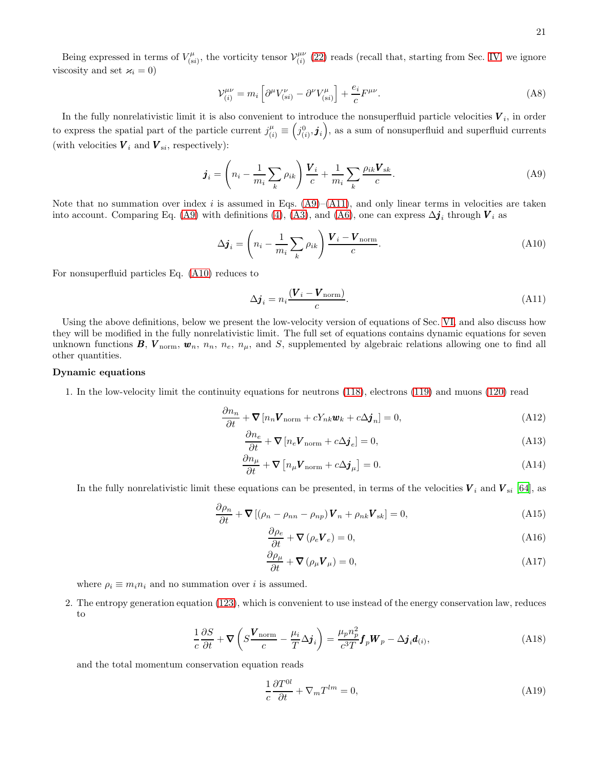Being expressed in terms of $V^{\mu}_{({\rm s}i)}$, the vorticity tensor $\mathcal{V}^{\mu\nu}_{(i)}$ (22) reads (recall that, starting from Sec. IV, we ignore viscosity and set $\varkappa_i = 0$)

$$
\mathcal{V}^{\mu\nu}_{(i)} = m_i \left[\partial^{\mu} V^{\nu}_{({\rm s}i)} - \partial^{\nu} V^{\mu}_{({\rm s}i)}\right] + \frac{e_i}{c} F^{\mu\nu}. \tag{A8}
$$

In the fully nonrelativistic limit it is also convenient to introduce the nonsuperfluid particle velocities $\boldsymbol{V}_i$, in order to express the spatial part of the particle current $j^{\mu}_{(i)} \equiv \left(j^0_{(i)}, \boldsymbol{j}_i\right)$, as a sum of nonsuperfluid and superfluid currents (with velocities $\boldsymbol{V}_i$ and $\boldsymbol{V}_{{\rm s}i}$, respectively):

$$
\boldsymbol{j}_i = \left(n_i - \frac{1}{m_i}\sum_k \rho_{ik}\right)\frac{\boldsymbol{V}_i}{c} + \frac{1}{m_i}\sum_k \frac{\rho_{ik}\boldsymbol{V}_{{\rm s}k}}{c}. \tag{A9}
$$

Note that no summation over index $i$ is assumed in Eqs. (A9)–(A11), and only linear terms in velocities are taken into account. Comparing Eq. (A9) with definitions (4), (A3), and (A6), one can express $\Delta\boldsymbol{j}_i$ through $\boldsymbol{V}_i$ as

$$
\Delta\boldsymbol{j}_i = \left(n_i - \frac{1}{m_i}\sum_k \rho_{ik}\right)\frac{\boldsymbol{V}_i - \boldsymbol{V}_{\rm norm}}{c}. \tag{A10}
$$

For nonsuperfluid particles Eq. (A10) reduces to

$$
\Delta\boldsymbol{j}_i = n_i \frac{(\boldsymbol{V}_i - \boldsymbol{V}_{\rm norm})}{c}. \tag{A11}
$$

Using the above definitions, below we present the low-velocity version of equations of Sec. VI, and also discuss how they will be modified in the fully nonrelativistic limit. The full set of equations contains dynamic equations for seven unknown functions $\boldsymbol{B}$, $\boldsymbol{V}_{\rm norm}$, $\boldsymbol{w}_n$, $n_n$, $n_e$, $n_\mu$, and $S$, supplemented by algebraic relations allowing one to find all other quantities.

**Dynamic equations**

1. In the low-velocity limit the continuity equations for neutrons (118), electrons (119) and muons (120) read

$$
\frac{\partial n_n}{\partial t} + \boldsymbol{\nabla}\left[n_n \boldsymbol{V}_{\rm norm} + cY_{nk}\boldsymbol{w}_k + c\Delta\boldsymbol{j}_n\right] = 0, \tag{A12}
$$

$$
\frac{\partial n_e}{\partial t} + \boldsymbol{\nabla}\left[n_e \boldsymbol{V}_{\rm norm} + c\Delta\boldsymbol{j}_e\right] = 0, \tag{A13}
$$

$$
\frac{\partial n_\mu}{\partial t} + \boldsymbol{\nabla}\left[n_\mu \boldsymbol{V}_{\rm norm} + c\Delta\boldsymbol{j}_\mu\right] = 0. \tag{A14}
$$

In the fully nonrelativistic limit these equations can be presented, in terms of the velocities $\boldsymbol{V}_i$ and $\boldsymbol{V}_{{\rm s}i}$ [64], as

$$
\frac{\partial \rho_n}{\partial t} + \boldsymbol{\nabla}\left[\left(\rho_n - \rho_{nn} - \rho_{np}\right)\boldsymbol{V}_n + \rho_{nk}\boldsymbol{V}_{{\rm s}k}\right] = 0, \tag{A15}
$$

$$
\frac{\partial \rho_e}{\partial t} + \boldsymbol{\nabla}\left(\rho_e \boldsymbol{V}_e\right) = 0, \tag{A16}
$$

$$
\frac{\partial \rho_\mu}{\partial t} + \boldsymbol{\nabla}\left(\rho_\mu \boldsymbol{V}_\mu\right) = 0, \tag{A17}
$$

where $\rho_i \equiv m_i n_i$ and no summation over $i$ is assumed.

2. The entropy generation equation (123), which is convenient to use instead of the energy conservation law, reduces to

$$
\frac{1}{c}\frac{\partial S}{\partial t} + \boldsymbol{\nabla}\left(S\frac{\boldsymbol{V}_{\rm norm}}{c} - \frac{\mu_i}{T}\Delta\boldsymbol{j}_i\right) = \frac{\mu_p n_p^2}{c^3 T}\boldsymbol{f}_p \boldsymbol{W}_p - \Delta\boldsymbol{j}_i \boldsymbol{d}_{(i)}, \tag{A18}
$$

and the total momentum conservation equation reads

$$
\frac{1}{c}\frac{\partial T^{0l}}{\partial t} + \nabla_m T^{lm} = 0, \tag{A19}
$$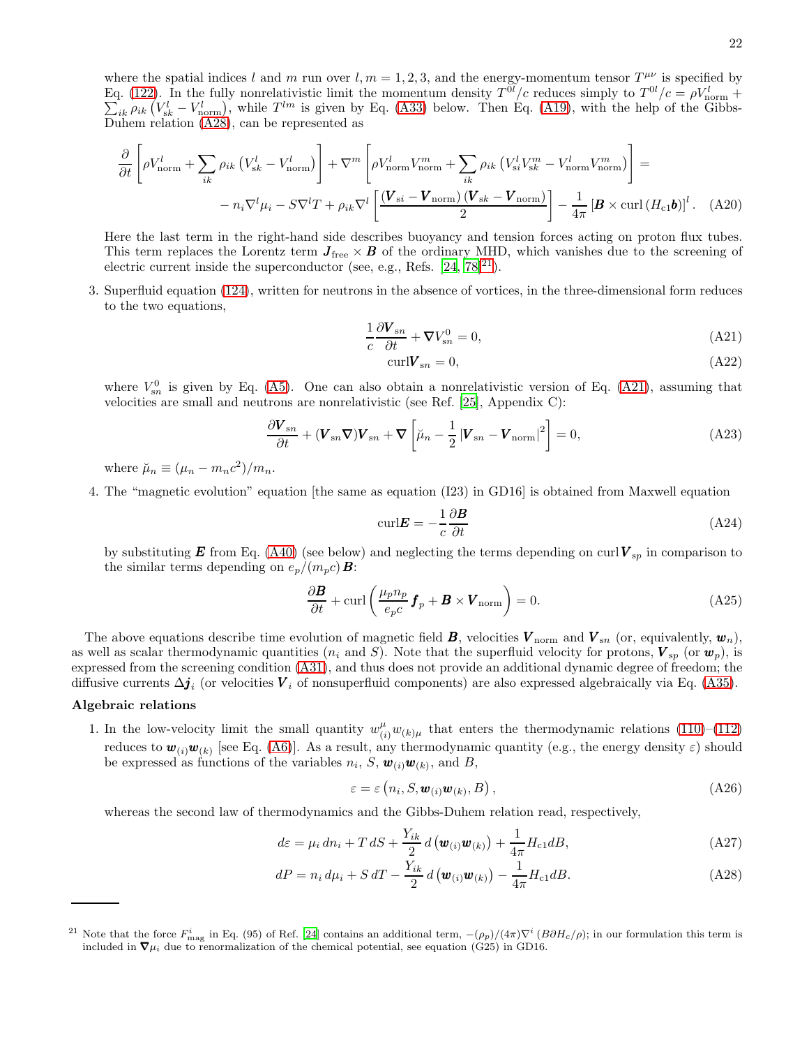where the spatial indices $l$ and $m$ run over $l, m = 1, 2, 3$, and the energy-momentum tensor $T^{\mu\nu}$ is specified by Eq. (122). In the fully nonrelativistic limit the momentum density $T^{0l}/c$ reduces simply to $T^{0l}/c = \rho V^l_{\rm norm} + \sum_{ik} \rho_{ik} \left(V^l_{{\rm s}k} - V^l_{\rm norm}\right)$, while $T^{lm}$ is given by Eq. (A33) below. Then Eq. (A19), with the help of the Gibbs-Duhem relation (A28), can be represented as

$$
\frac{\partial}{\partial t}\left[\rho V^l_{\rm norm} + \sum_{ik} \rho_{ik}\left(V^l_{{\rm s}k} - V^l_{\rm norm}\right)\right] + \nabla^m \left[\rho V^l_{\rm norm} V^m_{\rm norm} + \sum_{ik} \rho_{ik}\left(V^l_{{\rm s}i} V^m_{{\rm s}k} - V^l_{\rm norm} V^m_{\rm norm}\right)\right] =
$$
$$
- n_i \nabla^l \mu_i - S\nabla^l T + \rho_{ik} \nabla^l \left[\frac{(\boldsymbol{V}_{{\rm s}i} - \boldsymbol{V}_{\rm norm})(\boldsymbol{V}_{{\rm s}k} - \boldsymbol{V}_{\rm norm})}{2}\right] - \frac{1}{4\pi}\left[\boldsymbol{B} \times {\rm curl}\left(H_{c1}\boldsymbol{b}\right)\right]^l. \quad \text{(A20)}
$$

Here the last term in the right-hand side describes buoyancy and tension forces acting on proton flux tubes. This term replaces the Lorentz term $\boldsymbol{J}_{\rm free} \times \boldsymbol{B}$ of the ordinary MHD, which vanishes due to the screening of electric current inside the superconductor (see, e.g., Refs. [24, 78][21]).

3. Superfluid equation (124), written for neutrons in the absence of vortices, in the three-dimensional form reduces to the two equations,

$$
\frac{1}{c}\frac{\partial \boldsymbol{V}_{sn}}{\partial t} + \boldsymbol{\nabla} V^0_{sn} = 0, \quad \text{(A21)}
$$
$$
{\rm curl}\boldsymbol{V}_{sn} = 0, \quad \text{(A22)}
$$

where $V^0_{sn}$ is given by Eq. (A5). One can also obtain a nonrelativistic version of Eq. (A21), assuming that velocities are small and neutrons are nonrelativistic (see Ref. [25], Appendix C):

$$
\frac{\partial \boldsymbol{V}_{sn}}{\partial t} + (\boldsymbol{V}_{sn}\boldsymbol{\nabla})\boldsymbol{V}_{sn} + \boldsymbol{\nabla}\left[\breve{\mu}_n - \frac{1}{2}\left|\boldsymbol{V}_{sn} - \boldsymbol{V}_{\rm norm}\right|^2\right] = 0, \quad \text{(A23)}
$$

where $\breve{\mu}_n \equiv (\mu_n - m_n c^2)/m_n$.

4. The "magnetic evolution" equation [the same as equation (I23) in GD16] is obtained from Maxwell equation

$$
{\rm curl}\boldsymbol{E} = -\frac{1}{c}\frac{\partial \boldsymbol{B}}{\partial t} \quad \text{(A24)}
$$

by substituting $\boldsymbol{E}$ from Eq. (A40) (see below) and neglecting the terms depending on ${\rm curl}\boldsymbol{V}_{sp}$ in comparison to the similar terms depending on $e_p/(m_p c)\,\boldsymbol{B}$:

$$
\frac{\partial \boldsymbol{B}}{\partial t} + {\rm curl}\left(\frac{\mu_p n_p}{e_p c}\boldsymbol{f}_p + \boldsymbol{B} \times \boldsymbol{V}_{\rm norm}\right) = 0. \quad \text{(A25)}
$$

The above equations describe time evolution of magnetic field $\boldsymbol{B}$, velocities $\boldsymbol{V}_{\rm norm}$ and $\boldsymbol{V}_{sn}$ (or, equivalently, $\boldsymbol{w}_n$), as well as scalar thermodynamic quantities ($n_i$ and $S$). Note that the superfluid velocity for protons, $\boldsymbol{V}_{sp}$ (or $\boldsymbol{w}_p$), is expressed from the screening condition (A31), and thus does not provide an additional dynamic degree of freedom; the diffusive currents $\Delta\boldsymbol{j}_i$ (or velocities $\boldsymbol{V}_i$ of nonsuperfluid components) are also expressed algebraically via Eq. (A35).

**Algebraic relations**

1. In the low-velocity limit the small quantity $w^\mu_{(i)} w_{(k)\mu}$ that enters the thermodynamic relations (110)–(112) reduces to $\boldsymbol{w}_{(i)}\boldsymbol{w}_{(k)}$ [see Eq. (A6)]. As a result, any thermodynamic quantity (e.g., the energy density $\varepsilon$) should be expressed as functions of the variables $n_i$, $S$, $\boldsymbol{w}_{(i)}\boldsymbol{w}_{(k)}$, and $B$,

$$
\varepsilon = \varepsilon\left(n_i, S, \boldsymbol{w}_{(i)}\boldsymbol{w}_{(k)}, B\right), \quad \text{(A26)}
$$

whereas the second law of thermodynamics and the Gibbs-Duhem relation read, respectively,

$$
d\varepsilon = \mu_i\, dn_i + T\, dS + \frac{Y_{ik}}{2}\, d\left(\boldsymbol{w}_{(i)}\boldsymbol{w}_{(k)}\right) + \frac{1}{4\pi} H_{c1} dB, \quad \text{(A27)}
$$
$$
dP = n_i\, d\mu_i + S\, dT - \frac{Y_{ik}}{2}\, d\left(\boldsymbol{w}_{(i)}\boldsymbol{w}_{(k)}\right) - \frac{1}{4\pi} H_{c1} dB. \quad \text{(A28)}
$$

---

[21] Note that the force $F^i_{\rm mag}$ in Eq. (95) of Ref. [24] contains an additional term, $-(\rho_p)/(4\pi)\nabla^i\left(B\partial H_c/\rho\right)$; in our formulation this term is included in $\boldsymbol{\nabla}\mu_i$ due to renormalization of the chemical potential, see equation (G25) in GD16.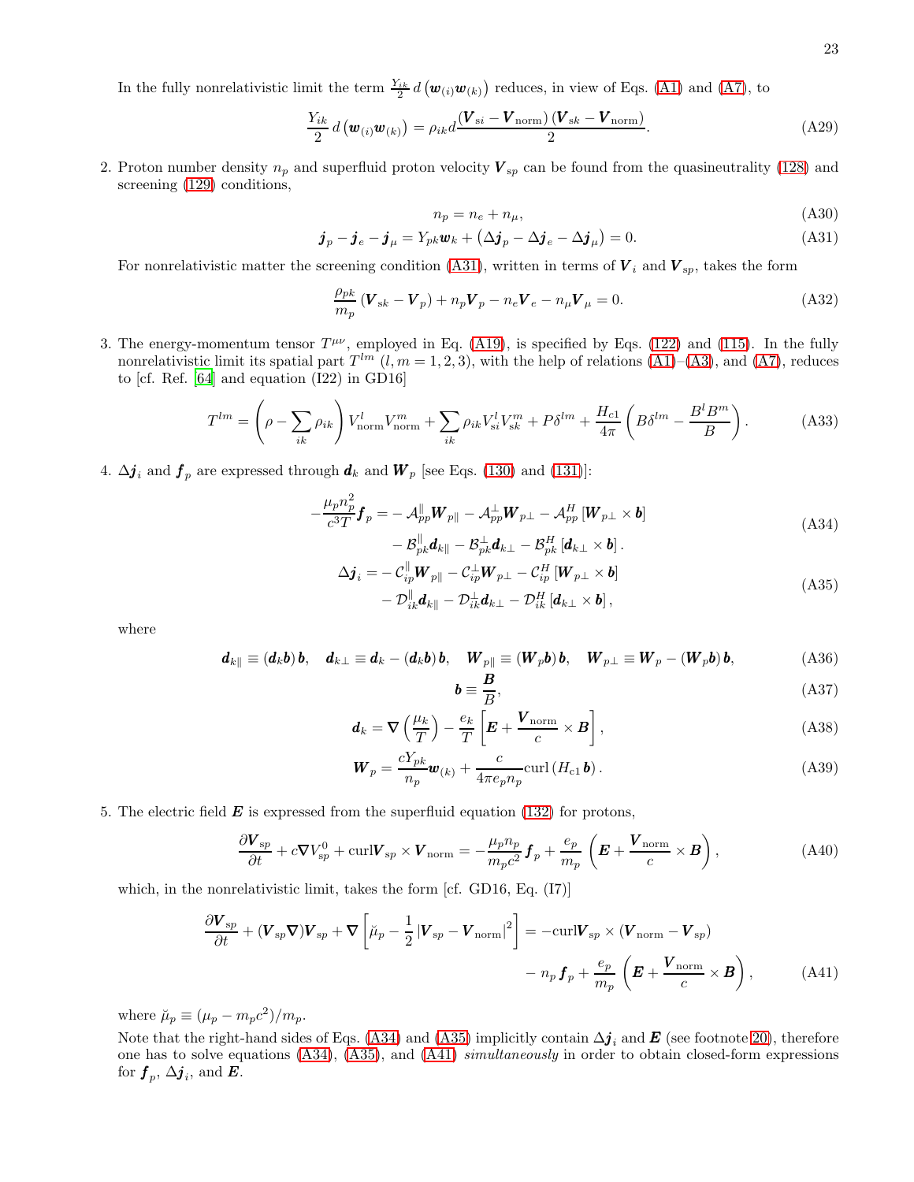In the fully nonrelativistic limit the term $\frac{Y_{ik}}{2}\, d\left(\boldsymbol{w}_{(i)}\boldsymbol{w}_{(k)}\right)$ reduces, in view of Eqs. (A1) and (A7), to

$$\frac{Y_{ik}}{2}\, d\left(\boldsymbol{w}_{(i)}\boldsymbol{w}_{(k)}\right) = \rho_{ik} d \frac{\left(\boldsymbol{V}_{\mathrm{s}i} - \boldsymbol{V}_{\mathrm{norm}}\right)\left(\boldsymbol{V}_{\mathrm{s}k} - \boldsymbol{V}_{\mathrm{norm}}\right)}{2}. \tag{A29}$$

2. Proton number density $n_p$ and superfluid proton velocity $\boldsymbol{V}_{\mathrm{s}p}$ can be found from the quasineutrality (128) and screening (129) conditions,

$$n_p = n_e + n_\mu, \tag{A30}$$

$$\boldsymbol{j}_p - \boldsymbol{j}_e - \boldsymbol{j}_\mu = Y_{pk}\boldsymbol{w}_k + \left(\Delta\boldsymbol{j}_p - \Delta\boldsymbol{j}_e - \Delta\boldsymbol{j}_\mu\right) = 0. \tag{A31}$$

For nonrelativistic matter the screening condition (A31), written in terms of $\boldsymbol{V}_i$ and $\boldsymbol{V}_{\mathrm{s}p}$, takes the form

$$\frac{\rho_{pk}}{m_p}\left(\boldsymbol{V}_{\mathrm{s}k} - \boldsymbol{V}_p\right) + n_p\boldsymbol{V}_p - n_e\boldsymbol{V}_e - n_\mu\boldsymbol{V}_\mu = 0. \tag{A32}$$

3. The energy-momentum tensor $T^{\mu\nu}$, employed in Eq. (A19), is specified by Eqs. (122) and (115). In the fully nonrelativistic limit its spatial part $T^{lm}$ $(l, m = 1, 2, 3)$, with the help of relations (A1)–(A3), and (A7), reduces to [cf. Ref. [64] and equation (I22) in GD16]

$$T^{lm} = \left(\rho - \sum_{ik}\rho_{ik}\right)V^l_{\mathrm{norm}}V^m_{\mathrm{norm}} + \sum_{ik}\rho_{ik}V^l_{\mathrm{s}i}V^m_{\mathrm{s}k} + P\delta^{lm} + \frac{H_{c1}}{4\pi}\left(B\delta^{lm} - \frac{B^l B^m}{B}\right). \tag{A33}$$

4. $\Delta\boldsymbol{j}_i$ and $\boldsymbol{f}_p$ are expressed through $\boldsymbol{d}_k$ and $\boldsymbol{W}_p$ [see Eqs. (130) and (131)]:

$$\begin{aligned} -\frac{\mu_p n_p^2}{c^3 T}\boldsymbol{f}_p = &- \mathcal{A}^{\parallel}_{pp}\boldsymbol{W}_{p\parallel} - \mathcal{A}^{\perp}_{pp}\boldsymbol{W}_{p\perp} - \mathcal{A}^{H}_{pp}\left[\boldsymbol{W}_{p\perp}\times\boldsymbol{b}\right] \\ &- \mathcal{B}^{\parallel}_{pk}\boldsymbol{d}_{k\parallel} - \mathcal{B}^{\perp}_{pk}\boldsymbol{d}_{k\perp} - \mathcal{B}^{H}_{pk}\left[\boldsymbol{d}_{k\perp}\times\boldsymbol{b}\right]. \end{aligned} \tag{A34}$$

$$\begin{aligned} \Delta\boldsymbol{j}_i = &- \mathcal{C}^{\parallel}_{ip}\boldsymbol{W}_{p\parallel} - \mathcal{C}^{\perp}_{ip}\boldsymbol{W}_{p\perp} - \mathcal{C}^{H}_{ip}\left[\boldsymbol{W}_{p\perp}\times\boldsymbol{b}\right] \\ &- \mathcal{D}^{\parallel}_{ik}\boldsymbol{d}_{k\parallel} - \mathcal{D}^{\perp}_{ik}\boldsymbol{d}_{k\perp} - \mathcal{D}^{H}_{ik}\left[\boldsymbol{d}_{k\perp}\times\boldsymbol{b}\right], \end{aligned} \tag{A35}$$

where

$$\boldsymbol{d}_{k\parallel} \equiv \left(\boldsymbol{d}_k\boldsymbol{b}\right)\boldsymbol{b}, \quad \boldsymbol{d}_{k\perp} \equiv \boldsymbol{d}_k - \left(\boldsymbol{d}_k\boldsymbol{b}\right)\boldsymbol{b}, \quad \boldsymbol{W}_{p\parallel} \equiv \left(\boldsymbol{W}_p\boldsymbol{b}\right)\boldsymbol{b}, \quad \boldsymbol{W}_{p\perp} \equiv \boldsymbol{W}_p - \left(\boldsymbol{W}_p\boldsymbol{b}\right)\boldsymbol{b}, \tag{A36}$$

$$\boldsymbol{b} \equiv \frac{\boldsymbol{B}}{B}, \tag{A37}$$

$$\boldsymbol{d}_k = \boldsymbol{\nabla}\left(\frac{\mu_k}{T}\right) - \frac{e_k}{T}\left[\boldsymbol{E} + \frac{\boldsymbol{V}_{\mathrm{norm}}}{c}\times\boldsymbol{B}\right], \tag{A38}$$

$$\boldsymbol{W}_p = \frac{cY_{pk}}{n_p}\boldsymbol{w}_{(k)} + \frac{c}{4\pi e_p n_p}\mathrm{curl}\left(H_{c1}\boldsymbol{b}\right). \tag{A39}$$

5. The electric field $\boldsymbol{E}$ is expressed from the superfluid equation (132) for protons,

$$\frac{\partial\boldsymbol{V}_{\mathrm{s}p}}{\partial t} + c\boldsymbol{\nabla}V^0_{\mathrm{s}p} + \mathrm{curl}\boldsymbol{V}_{\mathrm{s}p}\times\boldsymbol{V}_{\mathrm{norm}} = -\frac{\mu_p n_p}{m_p c^2}\boldsymbol{f}_p + \frac{e_p}{m_p}\left(\boldsymbol{E} + \frac{\boldsymbol{V}_{\mathrm{norm}}}{c}\times\boldsymbol{B}\right), \tag{A40}$$

which, in the nonrelativistic limit, takes the form [cf. GD16, Eq. (I7)]

$$\begin{aligned} \frac{\partial\boldsymbol{V}_{\mathrm{s}p}}{\partial t} + (\boldsymbol{V}_{\mathrm{s}p}\boldsymbol{\nabla})\boldsymbol{V}_{\mathrm{s}p} + \boldsymbol{\nabla}\left[\breve{\mu}_p - \frac{1}{2}\left|\boldsymbol{V}_{\mathrm{s}p} - \boldsymbol{V}_{\mathrm{norm}}\right|^2\right] = &-\mathrm{curl}\boldsymbol{V}_{\mathrm{s}p}\times\left(\boldsymbol{V}_{\mathrm{norm}} - \boldsymbol{V}_{\mathrm{s}p}\right) \\ &- n_p\boldsymbol{f}_p + \frac{e_p}{m_p}\left(\boldsymbol{E} + \frac{\boldsymbol{V}_{\mathrm{norm}}}{c}\times\boldsymbol{B}\right), \end{aligned} \tag{A41}$$

where $\breve{\mu}_p \equiv (\mu_p - m_p c^2)/m_p$.

Note that the right-hand sides of Eqs. (A34) and (A35) implicitly contain $\Delta\boldsymbol{j}_i$ and $\boldsymbol{E}$ (see footnote 20), therefore one has to solve equations (A34), (A35), and (A41) *simultaneously* in order to obtain closed-form expressions for $\boldsymbol{f}_p$, $\Delta\boldsymbol{j}_i$, and $\boldsymbol{E}$.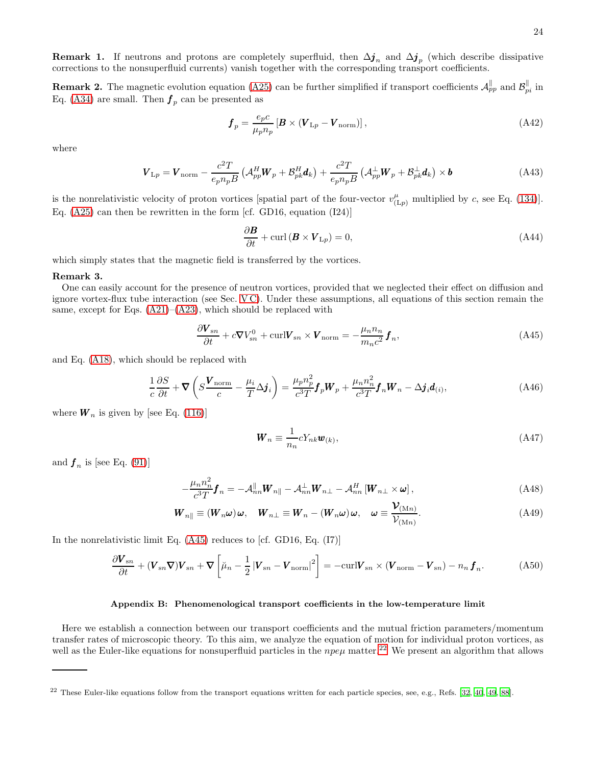**Remark 1.** If neutrons and protons are completely superfluid, then $\Delta \boldsymbol{j}_n$ and $\Delta \boldsymbol{j}_p$ (which describe dissipative corrections to the nonsuperfluid currents) vanish together with the corresponding transport coefficients.

**Remark 2.** The magnetic evolution equation (A25) can be further simplified if transport coefficients $\mathcal{A}^{\parallel}_{pp}$ and $\mathcal{B}^{\parallel}_{pi}$ in Eq. (A34) are small. Then $\boldsymbol{f}_p$ can be presented as

$$\boldsymbol{f}_p = \frac{e_p c}{\mu_p n_p} \left[ \boldsymbol{B} \times (\boldsymbol{V}_{\mathrm{L}p} - \boldsymbol{V}_{\mathrm{norm}}) \right], \tag{A42}$$

where

$$\boldsymbol{V}_{\mathrm{L}p} = \boldsymbol{V}_{\mathrm{norm}} - \frac{c^2 T}{e_p n_p B} \left( \mathcal{A}^{H}_{pp} \boldsymbol{W}_p + \mathcal{B}^{H}_{pk} \boldsymbol{d}_k \right) + \frac{c^2 T}{e_p n_p B} \left( \mathcal{A}^{\perp}_{pp} \boldsymbol{W}_p + \mathcal{B}^{\perp}_{pk} \boldsymbol{d}_k \right) \times \boldsymbol{b} \tag{A43}$$

is the nonrelativistic velocity of proton vortices [spatial part of the four-vector $v^{\mu}_{(\mathrm{L}p)}$ multiplied by $c$, see Eq. (134)]. Eq. (A25) can then be rewritten in the form [cf. GD16, equation (I24)]

$$\frac{\partial \boldsymbol{B}}{\partial t} + \mathrm{curl} \left( \boldsymbol{B} \times \boldsymbol{V}_{\mathrm{L}p} \right) = 0, \tag{A44}$$

which simply states that the magnetic field is transferred by the vortices.

**Remark 3.**

One can easily account for the presence of neutron vortices, provided that we neglected their effect on diffusion and ignore vortex-flux tube interaction (see Sec. V C). Under these assumptions, all equations of this section remain the same, except for Eqs. (A21)–(A23), which should be replaced with

$$\frac{\partial \boldsymbol{V}_{\mathrm{s}n}}{\partial t} + c \boldsymbol{\nabla} V^0_{\mathrm{s}n} + \mathrm{curl} \boldsymbol{V}_{\mathrm{s}n} \times \boldsymbol{V}_{\mathrm{norm}} = -\frac{\mu_n n_n}{m_n c^2} \boldsymbol{f}_n, \tag{A45}$$

and Eq. (A18), which should be replaced with

$$\frac{1}{c} \frac{\partial S}{\partial t} + \boldsymbol{\nabla} \left( S \frac{\boldsymbol{V}_{\mathrm{norm}}}{c} - \frac{\mu_i}{T} \Delta \boldsymbol{j}_i \right) = \frac{\mu_p n_p^2}{c^3 T} \boldsymbol{f}_p \boldsymbol{W}_p + \frac{\mu_n n_n^2}{c^3 T} \boldsymbol{f}_n \boldsymbol{W}_n - \Delta \boldsymbol{j}_i \boldsymbol{d}_{(i)}, \tag{A46}$$

where $\boldsymbol{W}_n$ is given by [see Eq. (116)]

$$\boldsymbol{W}_n \equiv \frac{1}{n_n} c Y_{nk} \boldsymbol{w}_{(k)}, \tag{A47}$$

and $\boldsymbol{f}_n$ is [see Eq. (91)]

$$-\frac{\mu_n n_n^2}{c^3 T} \boldsymbol{f}_n = -\mathcal{A}^{\parallel}_{nn} \boldsymbol{W}_{n\parallel} - \mathcal{A}^{\perp}_{nn} \boldsymbol{W}_{n\perp} - \mathcal{A}^{H}_{nn} \left[ \boldsymbol{W}_{n\perp} \times \boldsymbol{\omega} \right], \tag{A48}$$

$$\boldsymbol{W}_{n\parallel} \equiv (\boldsymbol{W}_n \boldsymbol{\omega}) \boldsymbol{\omega}, \quad \boldsymbol{W}_{n\perp} \equiv \boldsymbol{W}_n - (\boldsymbol{W}_n \boldsymbol{\omega}) \boldsymbol{\omega}, \quad \boldsymbol{\omega} \equiv \frac{\boldsymbol{\mathcal{V}}_{(\mathrm{M}n)}}{\mathcal{V}_{(\mathrm{M}n)}}. \tag{A49}$$

In the nonrelativistic limit Eq. (A45) reduces to [cf. GD16, Eq. (I7)]

$$\frac{\partial \boldsymbol{V}_{\mathrm{s}n}}{\partial t} + (\boldsymbol{V}_{\mathrm{s}n} \boldsymbol{\nabla}) \boldsymbol{V}_{\mathrm{s}n} + \boldsymbol{\nabla} \left[ \breve{\mu}_n - \frac{1}{2} \left| \boldsymbol{V}_{\mathrm{s}n} - \boldsymbol{V}_{\mathrm{norm}} \right|^2 \right] = -\mathrm{curl} \boldsymbol{V}_{\mathrm{s}n} \times (\boldsymbol{V}_{\mathrm{norm}} - \boldsymbol{V}_{\mathrm{s}n}) - n_n \boldsymbol{f}_n. \tag{A50}$$

## Appendix B: Phenomenological transport coefficients in the low-temperature limit

Here we establish a connection between our transport coefficients and the mutual friction parameters/momentum transfer rates of microscopic theory. To this aim, we analyze the equation of motion for individual proton vortices, as well as the Euler-like equations for nonsuperfluid particles in the $npe\mu$ matter.[22] We present an algorithm that allows

---

[22] These Euler-like equations follow from the transport equations written for each particle species, see, e.g., Refs. [32, 40, 49, 88].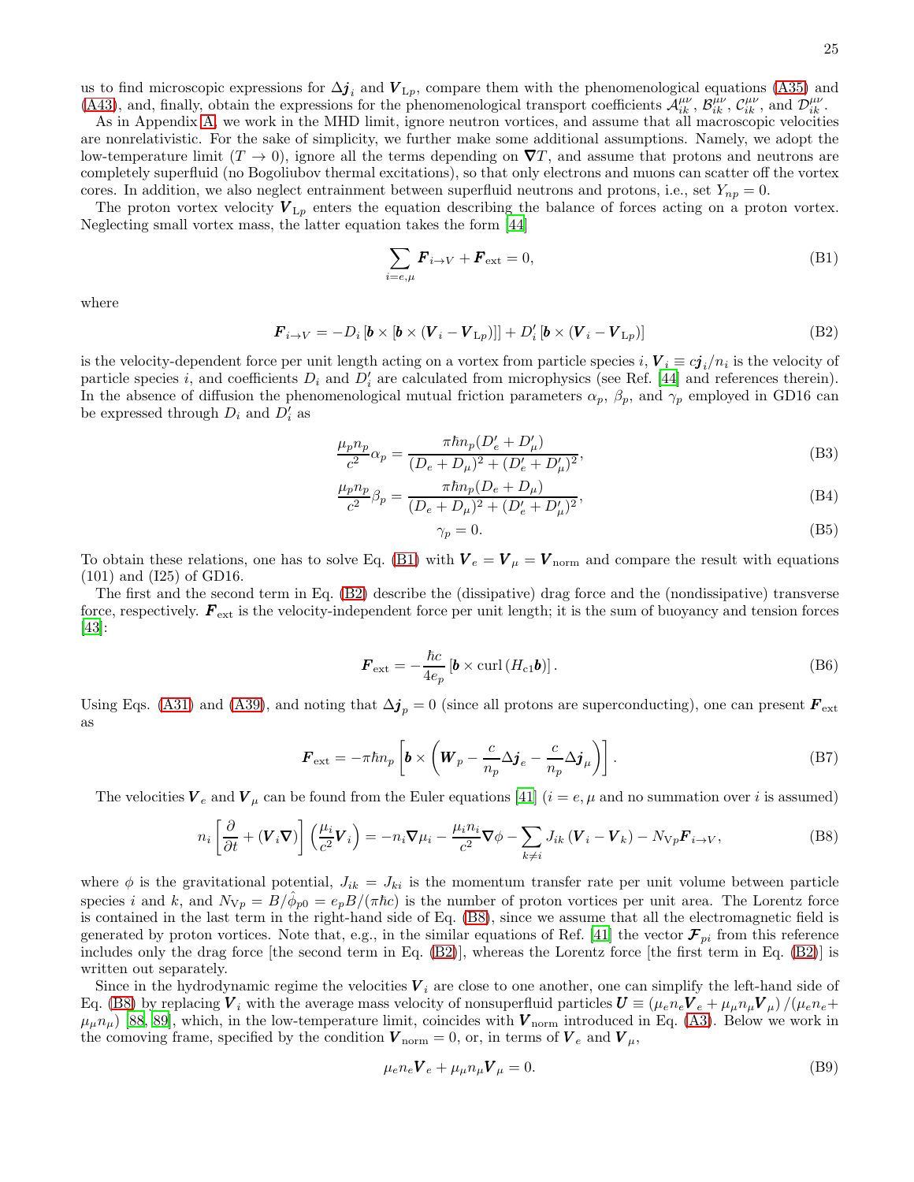us to find microscopic expressions for $\Delta \boldsymbol{j}_i$ and $\boldsymbol{V}_{\mathrm{L}p}$, compare them with the phenomenological equations (A35) and (A43), and, finally, obtain the expressions for the phenomenological transport coefficients $\mathcal{A}_{ik}^{\mu\nu}$, $\mathcal{B}_{ik}^{\mu\nu}$, $\mathcal{C}_{ik}^{\mu\nu}$, and $\mathcal{D}_{ik}^{\mu\nu}$.

As in Appendix A, we work in the MHD limit, ignore neutron vortices, and assume that all macroscopic velocities are nonrelativistic. For the sake of simplicity, we further make some additional assumptions. Namely, we adopt the low-temperature limit ($T \to 0$), ignore all the terms depending on $\boldsymbol{\nabla} T$, and assume that protons and neutrons are completely superfluid (no Bogoliubov thermal excitations), so that only electrons and muons can scatter off the vortex cores. In addition, we also neglect entrainment between superfluid neutrons and protons, i.e., set $Y_{np} = 0$.

The proton vortex velocity $\boldsymbol{V}_{\mathrm{L}p}$ enters the equation describing the balance of forces acting on a proton vortex. Neglecting small vortex mass, the latter equation takes the form [44]

$$\sum_{i=e,\mu} \boldsymbol{F}_{i\to V} + \boldsymbol{F}_{\mathrm{ext}} = 0, \tag{B1}$$

where

$$\boldsymbol{F}_{i\to V} = -D_i \left[\boldsymbol{b} \times \left[\boldsymbol{b} \times (\boldsymbol{V}_i - \boldsymbol{V}_{\mathrm{L}p})\right]\right] + D_i' \left[\boldsymbol{b} \times (\boldsymbol{V}_i - \boldsymbol{V}_{\mathrm{L}p})\right] \tag{B2}$$

is the velocity-dependent force per unit length acting on a vortex from particle species $i$, $\boldsymbol{V}_i \equiv c\boldsymbol{j}_i/n_i$ is the velocity of particle species $i$, and coefficients $D_i$ and $D_i'$ are calculated from microphysics (see Ref. [44] and references therein). In the absence of diffusion the phenomenological mutual friction parameters $\alpha_p$, $\beta_p$, and $\gamma_p$ employed in GD16 can be expressed through $D_i$ and $D_i'$ as

$$\frac{\mu_p n_p}{c^2}\alpha_p = \frac{\pi\hbar n_p (D_e' + D_\mu')}{(D_e + D_\mu)^2 + (D_e' + D_\mu')^2}, \tag{B3}$$

$$\frac{\mu_p n_p}{c^2}\beta_p = \frac{\pi\hbar n_p (D_e + D_\mu)}{(D_e + D_\mu)^2 + (D_e' + D_\mu')^2}, \tag{B4}$$

$$\gamma_p = 0. \tag{B5}$$

To obtain these relations, one has to solve Eq. (B1) with $\boldsymbol{V}_e = \boldsymbol{V}_\mu = \boldsymbol{V}_{\mathrm{norm}}$ and compare the result with equations (101) and (I25) of GD16.

The first and the second term in Eq. (B2) describe the (dissipative) drag force and the (nondissipative) transverse force, respectively. $\boldsymbol{F}_{\mathrm{ext}}$ is the velocity-independent force per unit length; it is the sum of buoyancy and tension forces [43]:

$$\boldsymbol{F}_{\mathrm{ext}} = -\frac{\hbar c}{4 e_p}\left[\boldsymbol{b} \times \mathrm{curl}\,(H_{c1}\boldsymbol{b})\right]. \tag{B6}$$

Using Eqs. (A31) and (A39), and noting that $\Delta \boldsymbol{j}_p = 0$ (since all protons are superconducting), one can present $\boldsymbol{F}_{\mathrm{ext}}$ as

$$\boldsymbol{F}_{\mathrm{ext}} = -\pi\hbar n_p \left[\boldsymbol{b} \times \left(\boldsymbol{W}_p - \frac{c}{n_p}\Delta \boldsymbol{j}_e - \frac{c}{n_p}\Delta \boldsymbol{j}_\mu\right)\right]. \tag{B7}$$

The velocities $\boldsymbol{V}_e$ and $\boldsymbol{V}_\mu$ can be found from the Euler equations [41] ($i = e, \mu$ and no summation over $i$ is assumed)

$$n_i \left[\frac{\partial}{\partial t} + (\boldsymbol{V}_i \boldsymbol{\nabla})\right]\left(\frac{\mu_i}{c^2}\boldsymbol{V}_i\right) = -n_i \boldsymbol{\nabla}\mu_i - \frac{\mu_i n_i}{c^2}\boldsymbol{\nabla}\phi - \sum_{k\neq i} J_{ik}\left(\boldsymbol{V}_i - \boldsymbol{V}_k\right) - N_{\mathrm{V}p}\boldsymbol{F}_{i\to V}, \tag{B8}$$

where $\phi$ is the gravitational potential, $J_{ik} = J_{ki}$ is the momentum transfer rate per unit volume between particle species $i$ and $k$, and $N_{\mathrm{V}p} = B/\hat{\phi}_{p0} = e_p B/(\pi\hbar c)$ is the number of proton vortices per unit area. The Lorentz force is contained in the last term in the right-hand side of Eq. (B8), since we assume that all the electromagnetic field is generated by proton vortices. Note that, e.g., in the similar equations of Ref. [41] the vector $\boldsymbol{\mathcal{F}}_{pi}$ from this reference includes only the drag force [the second term in Eq. (B2)], whereas the Lorentz force [the first term in Eq. (B2)] is written out separately.

Since in the hydrodynamic regime the velocities $\boldsymbol{V}_i$ are close to one another, one can simplify the left-hand side of Eq. (B8) by replacing $\boldsymbol{V}_i$ with the average mass velocity of nonsuperfluid particles $\boldsymbol{U} \equiv (\mu_e n_e \boldsymbol{V}_e + \mu_\mu n_\mu \boldsymbol{V}_\mu)/(\mu_e n_e + \mu_\mu n_\mu)$ [88, 89], which, in the low-temperature limit, coincides with $\boldsymbol{V}_{\mathrm{norm}}$ introduced in Eq. (A3). Below we work in the comoving frame, specified by the condition $\boldsymbol{V}_{\mathrm{norm}} = 0$, or, in terms of $\boldsymbol{V}_e$ and $\boldsymbol{V}_\mu$,

$$\mu_e n_e \boldsymbol{V}_e + \mu_\mu n_\mu \boldsymbol{V}_\mu = 0. \tag{B9}$$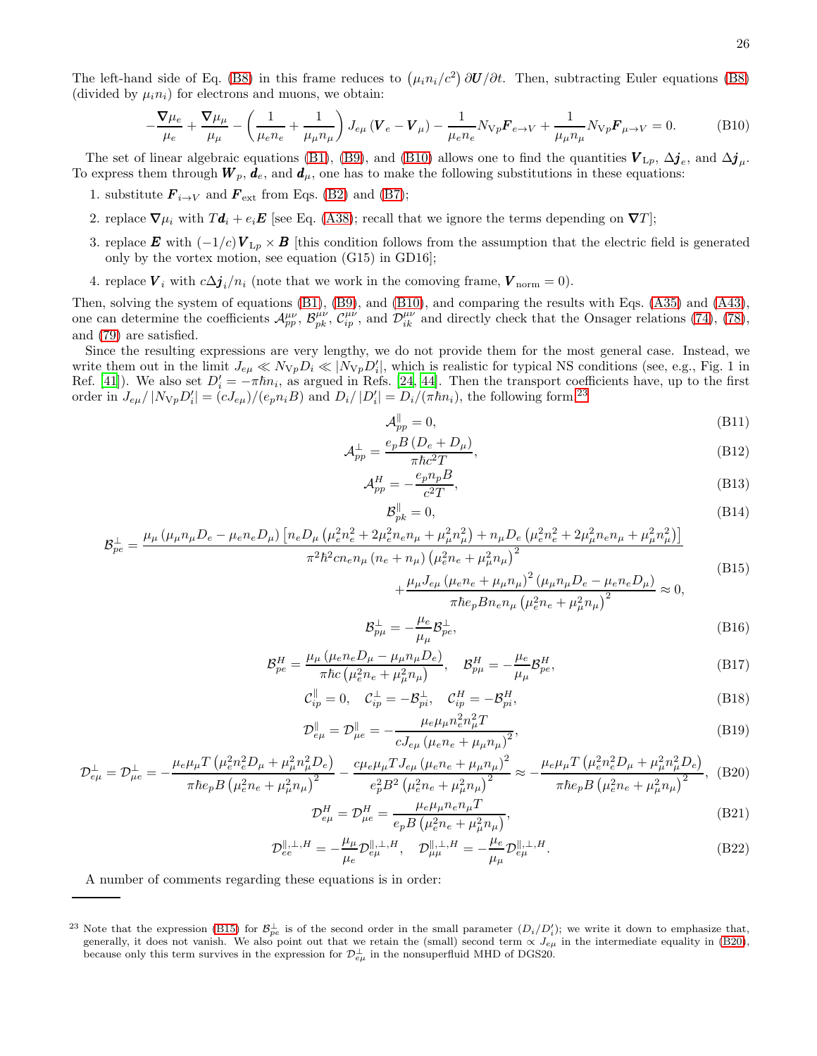The left-hand side of Eq. (B8) in this frame reduces to $\left(\mu_i n_i/c^2\right)\partial \boldsymbol{U}/\partial t$. Then, subtracting Euler equations (B8) (divided by $\mu_i n_i$) for electrons and muons, we obtain:

$$-\frac{\boldsymbol{\nabla}\mu_e}{\mu_e}+\frac{\boldsymbol{\nabla}\mu_\mu}{\mu_\mu}-\left(\frac{1}{\mu_e n_e}+\frac{1}{\mu_\mu n_\mu}\right)J_{e\mu}\left(\boldsymbol{V}_e-\boldsymbol{V}_\mu\right)-\frac{1}{\mu_e n_e}N_{\mathrm{V}p}\boldsymbol{F}_{e\to V}+\frac{1}{\mu_\mu n_\mu}N_{\mathrm{V}p}\boldsymbol{F}_{\mu\to V}=0. \tag{B10}$$

The set of linear algebraic equations (B1), (B9), and (B10) allows one to find the quantities $\boldsymbol{V}_{\mathrm{L}p}$, $\Delta\boldsymbol{j}_e$, and $\Delta\boldsymbol{j}_\mu$. To express them through $\boldsymbol{W}_p$, $\boldsymbol{d}_e$, and $\boldsymbol{d}_\mu$, one has to make the following substitutions in these equations:

1. substitute $\boldsymbol{F}_{i\to V}$ and $\boldsymbol{F}_{\rm ext}$ from Eqs. (B2) and (B7);
2. replace $\boldsymbol{\nabla}\mu_i$ with $T\boldsymbol{d}_i+e_i\boldsymbol{E}$ [see Eq. (A38); recall that we ignore the terms depending on $\boldsymbol{\nabla}T$];
3. replace $\boldsymbol{E}$ with $(-1/c)\boldsymbol{V}_{\mathrm{L}p}\times\boldsymbol{B}$ [this condition follows from the assumption that the electric field is generated only by the vortex motion, see equation (G15) in GD16];
4. replace $\boldsymbol{V}_i$ with $c\Delta\boldsymbol{j}_i/n_i$ (note that we work in the comoving frame, $\boldsymbol{V}_{\rm norm}=0$).

Then, solving the system of equations (B1), (B9), and (B10), and comparing the results with Eqs. (A35) and (A43), one can determine the coefficients $\mathcal{A}^{\mu\nu}_{pp}$, $\mathcal{B}^{\mu\nu}_{pk}$, $\mathcal{C}^{\mu\nu}_{ip}$, and $\mathcal{D}^{\mu\nu}_{ik}$ and directly check that the Onsager relations (74), (78), and (79) are satisfied.

Since the resulting expressions are very lengthy, we do not provide them for the most general case. Instead, we write them out in the limit $J_{e\mu}\ll N_{\mathrm{V}p}D_i\ll|N_{\mathrm{V}p}D_i'|$, which is realistic for typical NS conditions (see, e.g., Fig. 1 in Ref. [41]). We also set $D_i'=-\pi\hbar n_i$, as argued in Refs. [24, 44]. Then the transport coefficients have, up to the first order in $J_{e\mu}/|N_{\mathrm{V}p}D_i'|=(cJ_{e\mu})/(e_p n_i B)$ and $D_i/|D_i'|=D_i/(\pi\hbar n_i)$, the following form[23]

$$\mathcal{A}^{\parallel}_{pp}=0, \tag{B11}$$

$$\mathcal{A}^{\perp}_{pp}=\frac{e_p B\left(D_e+D_\mu\right)}{\pi\hbar c^2 T}, \tag{B12}$$

$$\mathcal{A}^{H}_{pp}=-\frac{e_p n_p B}{c^2 T}, \tag{B13}$$

$$\mathcal{B}^{\parallel}_{pk}=0, \tag{B14}$$

$$\begin{aligned}\mathcal{B}^{\perp}_{pe}=\;&\frac{\mu_\mu\left(\mu_\mu n_\mu D_e-\mu_e n_e D_\mu\right)\left[n_e D_\mu\left(\mu_e^2 n_e^2+2\mu_e^2 n_e n_\mu+\mu_\mu^2 n_\mu^2\right)+n_\mu D_e\left(\mu_e^2 n_e^2+2\mu_\mu^2 n_e n_\mu+\mu_\mu^2 n_\mu^2\right)\right]}{\pi^2\hbar^2 c n_e n_\mu\left(n_e+n_\mu\right)\left(\mu_e^2 n_e+\mu_\mu^2 n_\mu\right)^2}\\ &+\frac{\mu_\mu J_{e\mu}\left(\mu_e n_e+\mu_\mu n_\mu\right)^2\left(\mu_\mu n_\mu D_e-\mu_e n_e D_\mu\right)}{\pi\hbar e_p B n_e n_\mu\left(\mu_e^2 n_e+\mu_\mu^2 n_\mu\right)^2}\approx 0,\end{aligned} \tag{B15}$$

$$\mathcal{B}^{\perp}_{p\mu}=-\frac{\mu_e}{\mu_\mu}\mathcal{B}^{\perp}_{pe}, \tag{B16}$$

$$\mathcal{B}^{H}_{pe}=\frac{\mu_\mu\left(\mu_e n_e D_\mu-\mu_\mu n_\mu D_e\right)}{\pi\hbar c\left(\mu_e^2 n_e+\mu_\mu^2 n_\mu\right)},\quad \mathcal{B}^{H}_{p\mu}=-\frac{\mu_e}{\mu_\mu}\mathcal{B}^{H}_{pe}, \tag{B17}$$

$$\mathcal{C}^{\parallel}_{ip}=0,\quad \mathcal{C}^{\perp}_{ip}=-\mathcal{B}^{\perp}_{pi},\quad \mathcal{C}^{H}_{ip}=-\mathcal{B}^{H}_{pi}, \tag{B18}$$

$$\mathcal{D}^{\parallel}_{e\mu}=\mathcal{D}^{\parallel}_{\mu e}=-\frac{\mu_e\mu_\mu n_e^2 n_\mu^2 T}{cJ_{e\mu}\left(\mu_e n_e+\mu_\mu n_\mu\right)^2}, \tag{B19}$$

$$\mathcal{D}^{\perp}_{e\mu}=\mathcal{D}^{\perp}_{\mu e}=-\frac{\mu_e\mu_\mu T\left(\mu_e^2 n_e^2 D_\mu+\mu_\mu^2 n_\mu^2 D_e\right)}{\pi\hbar e_p B\left(\mu_e^2 n_e+\mu_\mu^2 n_\mu\right)^2}-\frac{c\mu_e\mu_\mu T J_{e\mu}\left(\mu_e n_e+\mu_\mu n_\mu\right)^2}{e_p^2 B^2\left(\mu_e^2 n_e+\mu_\mu^2 n_\mu\right)^2}\approx-\frac{\mu_e\mu_\mu T\left(\mu_e^2 n_e^2 D_\mu+\mu_\mu^2 n_\mu^2 D_e\right)}{\pi\hbar e_p B\left(\mu_e^2 n_e+\mu_\mu^2 n_\mu\right)^2}, \tag{B20}$$

$$\mathcal{D}^{H}_{e\mu}=\mathcal{D}^{H}_{\mu e}=\frac{\mu_e\mu_\mu n_e n_\mu T}{e_p B\left(\mu_e^2 n_e+\mu_\mu^2 n_\mu\right)}, \tag{B21}$$

$$\mathcal{D}^{\parallel,\perp,H}_{ee}=-\frac{\mu_\mu}{\mu_e}\mathcal{D}^{\parallel,\perp,H}_{e\mu},\quad \mathcal{D}^{\parallel,\perp,H}_{\mu\mu}=-\frac{\mu_e}{\mu_\mu}\mathcal{D}^{\parallel,\perp,H}_{e\mu}. \tag{B22}$$

A number of comments regarding these equations is in order:

---

[23] Note that the expression (B15) for $\mathcal{B}^{\perp}_{pe}$ is of the second order in the small parameter $(D_i/D_i')$; we write it down to emphasize that, generally, it does not vanish. We also point out that we retain the (small) second term $\propto J_{e\mu}$ in the intermediate equality in (B20), because only this term survives in the expression for $\mathcal{D}^{\perp}_{e\mu}$ in the nonsuperfluid MHD of DGS20.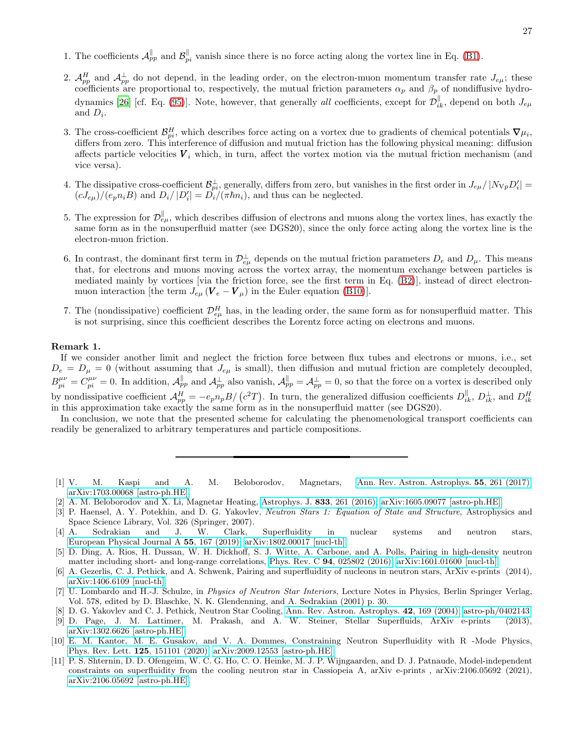1. The coefficients $\mathcal{A}_{pp}^{\parallel}$ and $\mathcal{B}_{pi}^{\parallel}$ vanish since there is no force acting along the vortex line in Eq. (B1).

2. $\mathcal{A}_{pp}^{H}$ and $\mathcal{A}_{pp}^{\perp}$ do not depend, in the leading order, on the electron-muon momentum transfer rate $J_{e\mu}$; these coefficients are proportional to, respectively, the mutual friction parameters $\alpha_p$ and $\beta_p$ of nondiffusive hydrodynamics [26] [cf. Eq. (95)]. Note, however, that generally *all* coefficients, except for $\mathcal{D}_{ik}^{\parallel}$, depend on both $J_{e\mu}$ and $D_i$.

3. The cross-coefficient $\mathcal{B}_{pi}^{H}$, which describes force acting on a vortex due to gradients of chemical potentials $\boldsymbol{\nabla}\mu_i$, differs from zero. This interference of diffusion and mutual friction has the following physical meaning: diffusion affects particle velocities $\boldsymbol{V}_i$ which, in turn, affect the vortex motion via the mutual friction mechanism (and vice versa).

4. The dissipative cross-coefficient $\mathcal{B}_{pi}^{\perp}$, generally, differs from zero, but vanishes in the first order in $J_{e\mu}/\left|N_{\mathrm{V}p}D_i'\right| = (cJ_{e\mu})/(e_p n_i B)$ and $D_i/|D_i'| = D_i/(\pi\hbar n_i)$, and thus can be neglected.

5. The expression for $\mathcal{D}_{e\mu}^{\parallel}$, which describes diffusion of electrons and muons along the vortex lines, has exactly the same form as in the nonsuperfluid matter (see DGS20), since the only force acting along the vortex line is the electron-muon friction.

6. In contrast, the dominant first term in $\mathcal{D}_{e\mu}^{\perp}$ depends on the mutual friction parameters $D_e$ and $D_\mu$. This means that, for electrons and muons moving across the vortex array, the momentum exchange between particles is mediated mainly by vortices [via the friction force, see the first term in Eq. (B2)], instead of direct electron-muon interaction [the term $J_{e\mu}(\boldsymbol{V}_e - \boldsymbol{V}_\mu)$ in the Euler equation (B10)].

7. The (nondissipative) coefficient $\mathcal{D}_{e\mu}^{H}$ has, in the leading order, the same form as for nonsuperfluid matter. This is not surprising, since this coefficient describes the Lorentz force acting on electrons and muons.

**Remark 1.**

If we consider another limit and neglect the friction force between flux tubes and electrons or muons, i.e., set $D_e = D_\mu = 0$ (without assuming that $J_{e\mu}$ is small), then diffusion and mutual friction are completely decoupled, $B_{pi}^{\mu\nu} = C_{pi}^{\mu\nu} = 0$. In addition, $\mathcal{A}_{pp}^{\parallel}$ and $\mathcal{A}_{pp}^{\perp}$ also vanish, $\mathcal{A}_{pp}^{\parallel} = \mathcal{A}_{pp}^{\perp} = 0$, so that the force on a vortex is described only by nondissipative coefficient $\mathcal{A}_{pp}^{H} = -e_p n_p B/\left(c^2 T\right)$. In turn, the generalized diffusion coefficients $D_{ik}^{\parallel}$, $D_{ik}^{\perp}$, and $D_{ik}^{H}$ in this approximation take exactly the same form as in the nonsuperfluid matter (see DGS20).

In conclusion, we note that the presented scheme for calculating the phenomenological transport coefficients can readily be generalized to arbitrary temperatures and particle compositions.

---

[1] V. M. Kaspi and A. M. Beloborodov, Magnetars, Ann. Rev. Astron. Astrophys. **55**, 261 (2017), arXiv:1703.00068 [astro-ph.HE].

[2] A. M. Beloborodov and X. Li, Magnetar Heating, Astrophys. J. **833**, 261 (2016), arXiv:1605.09077 [astro-ph.HE].

[3] P. Haensel, A. Y. Potekhin, and D. G. Yakovlev, *Neutron Stars 1: Equation of State and Structure*, Astrophysics and Space Science Library, Vol. 326 (Springer, 2007).

[4] A. Sedrakian and J. W. Clark, Superfluidity in nuclear systems and neutron stars, European Physical Journal A **55**, 167 (2019), arXiv:1802.00017 [nucl-th].

[5] D. Ding, A. Rios, H. Dussan, W. H. Dickhoff, S. J. Witte, A. Carbone, and A. Polls, Pairing in high-density neutron matter including short- and long-range correlations, Phys. Rev. C **94**, 025802 (2016), arXiv:1601.01600 [nucl-th].

[6] A. Gezerlis, C. J. Pethick, and A. Schwenk, Pairing and superfluidity of nucleons in neutron stars, ArXiv e-prints (2014), arXiv:1406.6109 [nucl-th].

[7] U. Lombardo and H.-J. Schulze, in *Physics of Neutron Star Interiors*, Lecture Notes in Physics, Berlin Springer Verlag, Vol. 578, edited by D. Blaschke, N. K. Glendenning, and A. Sedrakian (2001) p. 30.

[8] D. G. Yakovlev and C. J. Pethick, Neutron Star Cooling, Ann. Rev. Astron. Astrophys. **42**, 169 (2004), astro-ph/0402143.

[9] D. Page, J. M. Lattimer, M. Prakash, and A. W. Steiner, Stellar Superfluids, ArXiv e-prints (2013), arXiv:1302.6626 [astro-ph.HE].

[10] E. M. Kantor, M. E. Gusakov, and V. A. Dommes, Constraining Neutron Superfluidity with R -Mode Physics, Phys. Rev. Lett. **125**, 151101 (2020), arXiv:2009.12553 [astro-ph.HE].

[11] P. S. Shternin, D. D. Ofengeim, W. C. G. Ho, C. O. Heinke, M. J. P. Wijngaarden, and D. J. Patnaude, Model-independent constraints on superfluidity from the cooling neutron star in Cassiopeia A, arXiv e-prints , arXiv:2106.05692 (2021), arXiv:2106.05692 [astro-ph.HE].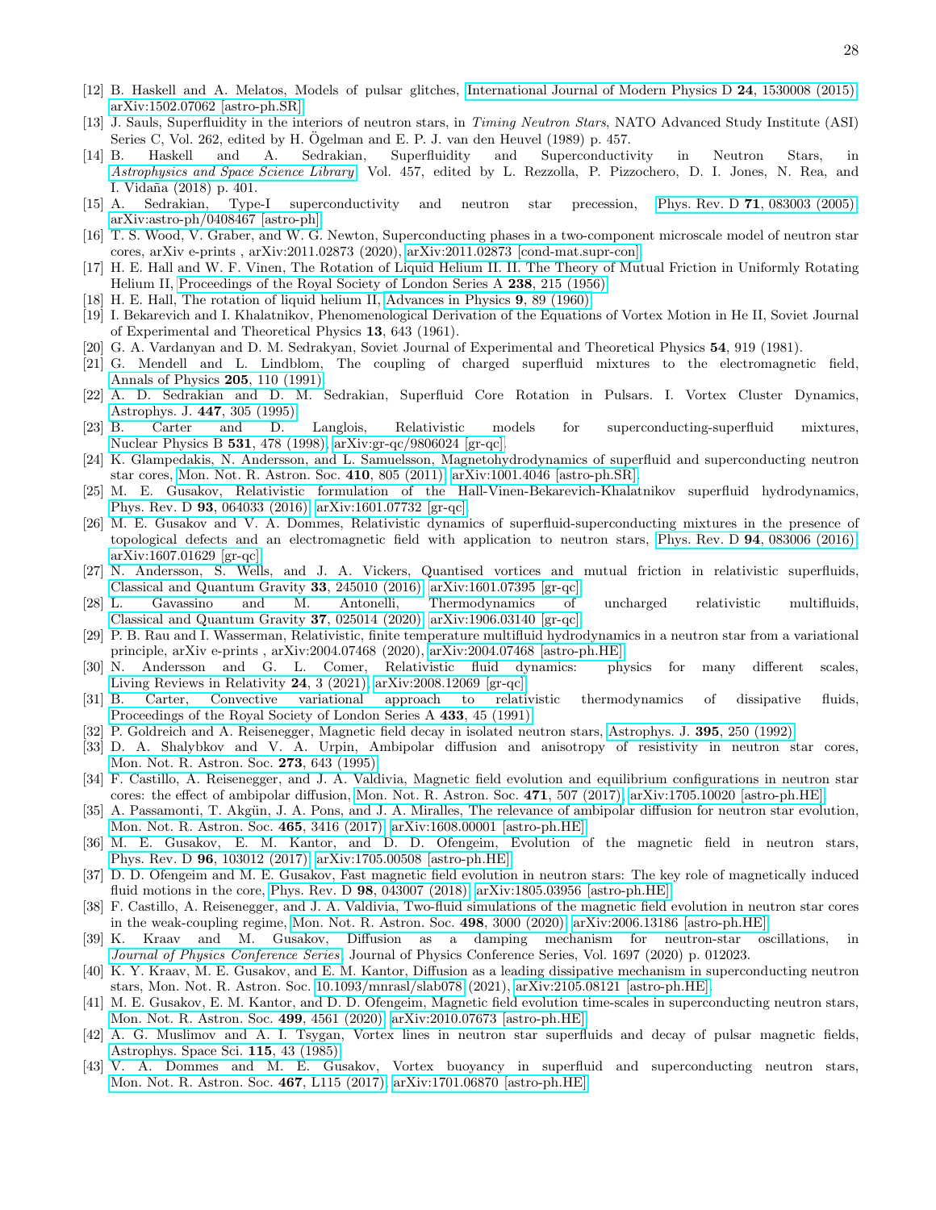[12] B. Haskell and A. Melatos, Models of pulsar glitches, International Journal of Modern Physics D **24**, 1530008 (2015), arXiv:1502.07062 [astro-ph.SR].

[13] J. Sauls, Superfluidity in the interiors of neutron stars, in *Timing Neutron Stars*, NATO Advanced Study Institute (ASI) Series C, Vol. 262, edited by H. Ögelman and E. P. J. van den Heuvel (1989) p. 457.

[14] B. Haskell and A. Sedrakian, Superfluidity and Superconductivity in Neutron Stars, in *Astrophysics and Space Science Library*, Vol. 457, edited by L. Rezzolla, P. Pizzochero, D. I. Jones, N. Rea, and I. Vidaña (2018) p. 401.

[15] A. Sedrakian, Type-I superconductivity and neutron star precession, Phys. Rev. D **71**, 083003 (2005), arXiv:astro-ph/0408467 [astro-ph].

[16] T. S. Wood, V. Graber, and W. G. Newton, Superconducting phases in a two-component microscale model of neutron star cores, arXiv e-prints , arXiv:2011.02873 (2020), arXiv:2011.02873 [cond-mat.supr-con].

[17] H. E. Hall and W. F. Vinen, The Rotation of Liquid Helium II. II. The Theory of Mutual Friction in Uniformly Rotating Helium II, Proceedings of the Royal Society of London Series A **238**, 215 (1956).

[18] H. E. Hall, The rotation of liquid helium II, Advances in Physics **9**, 89 (1960).

[19] I. Bekarevich and I. Khalatnikov, Phenomenological Derivation of the Equations of Vortex Motion in He II, Soviet Journal of Experimental and Theoretical Physics **13**, 643 (1961).

[20] G. A. Vardanyan and D. M. Sedrakyan, Soviet Journal of Experimental and Theoretical Physics **54**, 919 (1981).

[21] G. Mendell and L. Lindblom, The coupling of charged superfluid mixtures to the electromagnetic field, Annals of Physics **205**, 110 (1991).

[22] A. D. Sedrakian and D. M. Sedrakian, Superfluid Core Rotation in Pulsars. I. Vortex Cluster Dynamics, Astrophys. J. **447**, 305 (1995).

[23] B. Carter and D. Langlois, Relativistic models for superconducting-superfluid mixtures, Nuclear Physics B **531**, 478 (1998), arXiv:gr-qc/9806024 [gr-qc].

[24] K. Glampedakis, N. Andersson, and L. Samuelsson, Magnetohydrodynamics of superfluid and superconducting neutron star cores, Mon. Not. R. Astron. Soc. **410**, 805 (2011), arXiv:1001.4046 [astro-ph.SR].

[25] M. E. Gusakov, Relativistic formulation of the Hall-Vinen-Bekarevich-Khalatnikov superfluid hydrodynamics, Phys. Rev. D **93**, 064033 (2016), arXiv:1601.07732 [gr-qc].

[26] M. E. Gusakov and V. A. Dommes, Relativistic dynamics of superfluid-superconducting mixtures in the presence of topological defects and an electromagnetic field with application to neutron stars, Phys. Rev. D **94**, 083006 (2016), arXiv:1607.01629 [gr-qc].

[27] N. Andersson, S. Wells, and J. A. Vickers, Quantised vortices and mutual friction in relativistic superfluids, Classical and Quantum Gravity **33**, 245010 (2016), arXiv:1601.07395 [gr-qc].

[28] L. Gavassino and M. Antonelli, Thermodynamics of uncharged relativistic multifluids, Classical and Quantum Gravity **37**, 025014 (2020), arXiv:1906.03140 [gr-qc].

[29] P. B. Rau and I. Wasserman, Relativistic, finite temperature multifluid hydrodynamics in a neutron star from a variational principle, arXiv e-prints , arXiv:2004.07468 (2020), arXiv:2004.07468 [astro-ph.HE].

[30] N. Andersson and G. L. Comer, Relativistic fluid dynamics: physics for many different scales, Living Reviews in Relativity **24**, 3 (2021), arXiv:2008.12069 [gr-qc].

[31] B. Carter, Convective variational approach to relativistic thermodynamics of dissipative fluids, Proceedings of the Royal Society of London Series A **433**, 45 (1991).

[32] P. Goldreich and A. Reisenegger, Magnetic field decay in isolated neutron stars, Astrophys. J. **395**, 250 (1992).

[33] D. A. Shalybkov and V. A. Urpin, Ambipolar diffusion and anisotropy of resistivity in neutron star cores, Mon. Not. R. Astron. Soc. **273**, 643 (1995).

[34] F. Castillo, A. Reisenegger, and J. A. Valdivia, Magnetic field evolution and equilibrium configurations in neutron star cores: the effect of ambipolar diffusion, Mon. Not. R. Astron. Soc. **471**, 507 (2017), arXiv:1705.10020 [astro-ph.HE].

[35] A. Passamonti, T. Akgün, J. A. Pons, and J. A. Miralles, The relevance of ambipolar diffusion for neutron star evolution, Mon. Not. R. Astron. Soc. **465**, 3416 (2017), arXiv:1608.00001 [astro-ph.HE].

[36] M. E. Gusakov, E. M. Kantor, and D. D. Ofengeim, Evolution of the magnetic field in neutron stars, Phys. Rev. D **96**, 103012 (2017), arXiv:1705.00508 [astro-ph.HE].

[37] D. D. Ofengeim and M. E. Gusakov, Fast magnetic field evolution in neutron stars: The key role of magnetically induced fluid motions in the core, Phys. Rev. D **98**, 043007 (2018), arXiv:1805.03956 [astro-ph.HE].

[38] F. Castillo, A. Reisenegger, and J. A. Valdivia, Two-fluid simulations of the magnetic field evolution in neutron star cores in the weak-coupling regime, Mon. Not. R. Astron. Soc. **498**, 3000 (2020), arXiv:2006.13186 [astro-ph.HE].

[39] K. Kraav and M. Gusakov, Diffusion as a damping mechanism for neutron-star oscillations, in *Journal of Physics Conference Series*, Journal of Physics Conference Series, Vol. 1697 (2020) p. 012023.

[40] K. Y. Kraav, M. E. Gusakov, and E. M. Kantor, Diffusion as a leading dissipative mechanism in superconducting neutron stars, Mon. Not. R. Astron. Soc. 10.1093/mnrasl/slab078 (2021), arXiv:2105.08121 [astro-ph.HE].

[41] M. E. Gusakov, E. M. Kantor, and D. D. Ofengeim, Magnetic field evolution time-scales in superconducting neutron stars, Mon. Not. R. Astron. Soc. **499**, 4561 (2020), arXiv:2010.07673 [astro-ph.HE].

[42] A. G. Muslimov and A. I. Tsygan, Vortex lines in neutron star superfluids and decay of pulsar magnetic fields, Astrophys. Space Sci. **115**, 43 (1985).

[43] V. A. Dommes and M. E. Gusakov, Vortex buoyancy in superfluid and superconducting neutron stars, Mon. Not. R. Astron. Soc. **467**, L115 (2017), arXiv:1701.06870 [astro-ph.HE].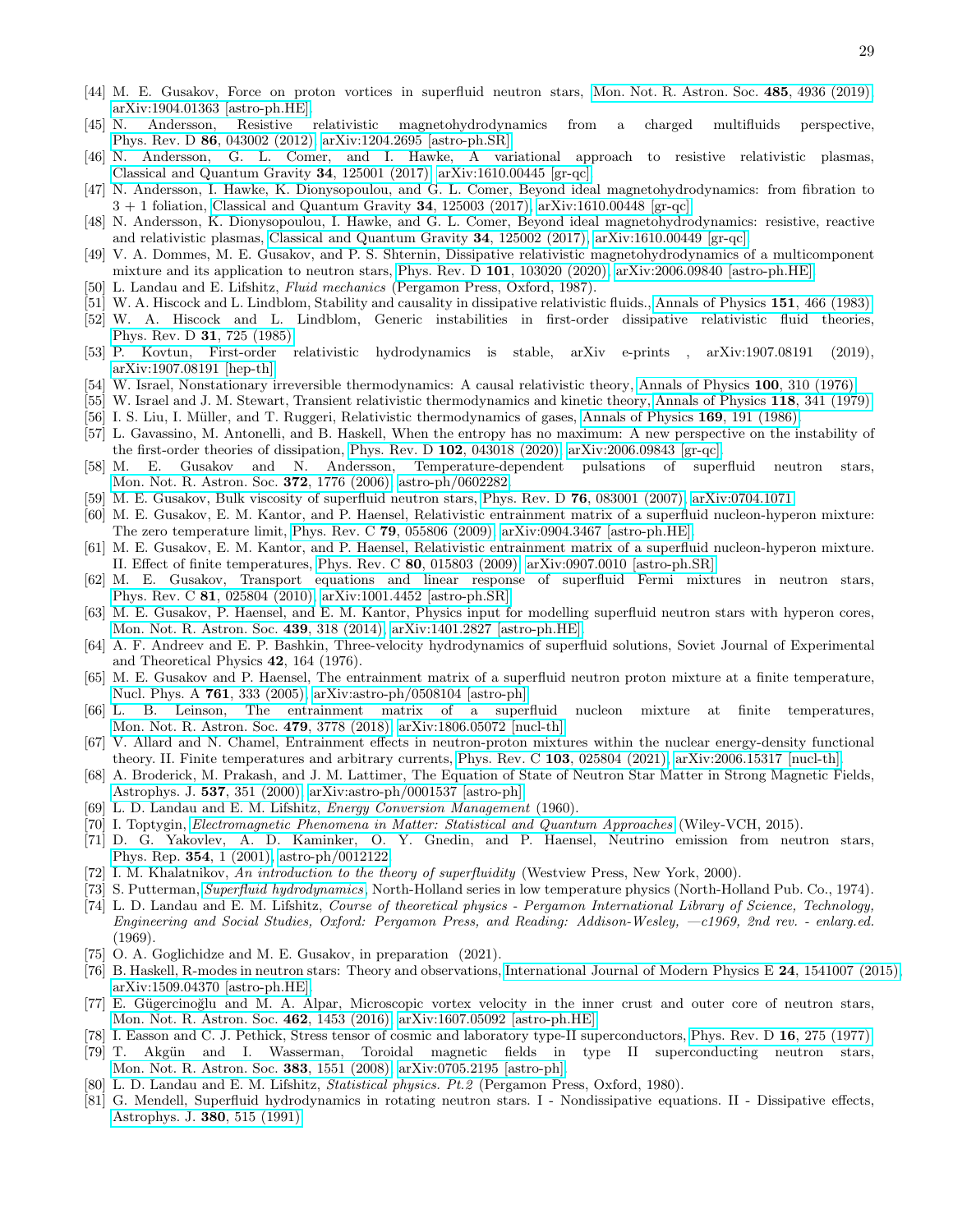[44] M. E. Gusakov, Force on proton vortices in superfluid neutron stars, Mon. Not. R. Astron. Soc. **485**, 4936 (2019), arXiv:1904.01363 [astro-ph.HE].

[45] N. Andersson, Resistive relativistic magnetohydrodynamics from a charged multifluids perspective, Phys. Rev. D **86**, 043002 (2012), arXiv:1204.2695 [astro-ph.SR].

[46] N. Andersson, G. L. Comer, and I. Hawke, A variational approach to resistive relativistic plasmas, Classical and Quantum Gravity **34**, 125001 (2017), arXiv:1610.00445 [gr-qc].

[47] N. Andersson, I. Hawke, K. Dionysopoulou, and G. L. Comer, Beyond ideal magnetohydrodynamics: from fibration to 3 + 1 foliation, Classical and Quantum Gravity **34**, 125003 (2017), arXiv:1610.00448 [gr-qc].

[48] N. Andersson, K. Dionysopoulou, I. Hawke, and G. L. Comer, Beyond ideal magnetohydrodynamics: resistive, reactive and relativistic plasmas, Classical and Quantum Gravity **34**, 125002 (2017), arXiv:1610.00449 [gr-qc].

[49] V. A. Dommes, M. E. Gusakov, and P. S. Shternin, Dissipative relativistic magnetohydrodynamics of a multicomponent mixture and its application to neutron stars, Phys. Rev. D **101**, 103020 (2020), arXiv:2006.09840 [astro-ph.HE].

[50] L. Landau and E. Lifshitz, *Fluid mechanics* (Pergamon Press, Oxford, 1987).

[51] W. A. Hiscock and L. Lindblom, Stability and causality in dissipative relativistic fluids., Annals of Physics **151**, 466 (1983).

[52] W. A. Hiscock and L. Lindblom, Generic instabilities in first-order dissipative relativistic fluid theories, Phys. Rev. D **31**, 725 (1985).

[53] P. Kovtun, First-order relativistic hydrodynamics is stable, arXiv e-prints , arXiv:1907.08191 (2019), arXiv:1907.08191 [hep-th].

[54] W. Israel, Nonstationary irreversible thermodynamics: A causal relativistic theory, Annals of Physics **100**, 310 (1976).

[55] W. Israel and J. M. Stewart, Transient relativistic thermodynamics and kinetic theory, Annals of Physics **118**, 341 (1979).

[56] I. S. Liu, I. Müller, and T. Ruggeri, Relativistic thermodynamics of gases, Annals of Physics **169**, 191 (1986).

[57] L. Gavassino, M. Antonelli, and B. Haskell, When the entropy has no maximum: A new perspective on the instability of the first-order theories of dissipation, Phys. Rev. D **102**, 043018 (2020), arXiv:2006.09843 [gr-qc].

[58] M. E. Gusakov and N. Andersson, Temperature-dependent pulsations of superfluid neutron stars, Mon. Not. R. Astron. Soc. **372**, 1776 (2006), astro-ph/0602282.

[59] M. E. Gusakov, Bulk viscosity of superfluid neutron stars, Phys. Rev. D **76**, 083001 (2007), arXiv:0704.1071.

[60] M. E. Gusakov, E. M. Kantor, and P. Haensel, Relativistic entrainment matrix of a superfluid nucleon-hyperon mixture: The zero temperature limit, Phys. Rev. C **79**, 055806 (2009), arXiv:0904.3467 [astro-ph.HE].

[61] M. E. Gusakov, E. M. Kantor, and P. Haensel, Relativistic entrainment matrix of a superfluid nucleon-hyperon mixture. II. Effect of finite temperatures, Phys. Rev. C **80**, 015803 (2009), arXiv:0907.0010 [astro-ph.SR].

[62] M. E. Gusakov, Transport equations and linear response of superfluid Fermi mixtures in neutron stars, Phys. Rev. C **81**, 025804 (2010), arXiv:1001.4452 [astro-ph.SR].

[63] M. E. Gusakov, P. Haensel, and E. M. Kantor, Physics input for modelling superfluid neutron stars with hyperon cores, Mon. Not. R. Astron. Soc. **439**, 318 (2014), arXiv:1401.2827 [astro-ph.HE].

[64] A. F. Andreev and E. P. Bashkin, Three-velocity hydrodynamics of superfluid solutions, Soviet Journal of Experimental and Theoretical Physics **42**, 164 (1976).

[65] M. E. Gusakov and P. Haensel, The entrainment matrix of a superfluid neutron proton mixture at a finite temperature, Nucl. Phys. A **761**, 333 (2005), arXiv:astro-ph/0508104 [astro-ph].

[66] L. B. Leinson, The entrainment matrix of a superfluid nucleon mixture at finite temperatures, Mon. Not. R. Astron. Soc. **479**, 3778 (2018), arXiv:1806.05072 [nucl-th].

[67] V. Allard and N. Chamel, Entrainment effects in neutron-proton mixtures within the nuclear energy-density functional theory. II. Finite temperatures and arbitrary currents, Phys. Rev. C **103**, 025804 (2021), arXiv:2006.15317 [nucl-th].

[68] A. Broderick, M. Prakash, and J. M. Lattimer, The Equation of State of Neutron Star Matter in Strong Magnetic Fields, Astrophys. J. **537**, 351 (2000), arXiv:astro-ph/0001537 [astro-ph].

[69] L. D. Landau and E. M. Lifshitz, *Energy Conversion Management* (1960).

[70] I. Toptygin, *Electromagnetic Phenomena in Matter: Statistical and Quantum Approaches* (Wiley-VCH, 2015).

[71] D. G. Yakovlev, A. D. Kaminker, O. Y. Gnedin, and P. Haensel, Neutrino emission from neutron stars, Phys. Rep. **354**, 1 (2001), astro-ph/0012122.

[72] I. M. Khalatnikov, *An introduction to the theory of superfluidity* (Westview Press, New York, 2000).

[73] S. Putterman, *Superfluid hydrodynamics*, North-Holland series in low temperature physics (North-Holland Pub. Co., 1974).

[74] L. D. Landau and E. M. Lifshitz, *Course of theoretical physics - Pergamon International Library of Science, Technology, Engineering and Social Studies, Oxford: Pergamon Press, and Reading: Addison-Wesley, —c1969, 2nd rev. - enlarg.ed.* (1969).

[75] O. A. Goglichidze and M. E. Gusakov, in preparation (2021).

[76] B. Haskell, R-modes in neutron stars: Theory and observations, International Journal of Modern Physics E **24**, 1541007 (2015), arXiv:1509.04370 [astro-ph.HE].

[77] E. Gügercinoğlu and M. A. Alpar, Microscopic vortex velocity in the inner crust and outer core of neutron stars, Mon. Not. R. Astron. Soc. **462**, 1453 (2016), arXiv:1607.05092 [astro-ph.HE].

[78] I. Easson and C. J. Pethick, Stress tensor of cosmic and laboratory type-II superconductors, Phys. Rev. D **16**, 275 (1977).

[79] T. Akgün and I. Wasserman, Toroidal magnetic fields in type II superconducting neutron stars, Mon. Not. R. Astron. Soc. **383**, 1551 (2008), arXiv:0705.2195 [astro-ph].

[80] L. D. Landau and E. M. Lifshitz, *Statistical physics. Pt.2* (Pergamon Press, Oxford, 1980).

[81] G. Mendell, Superfluid hydrodynamics in rotating neutron stars. I - Nondissipative equations. II - Dissipative effects, Astrophys. J. **380**, 515 (1991).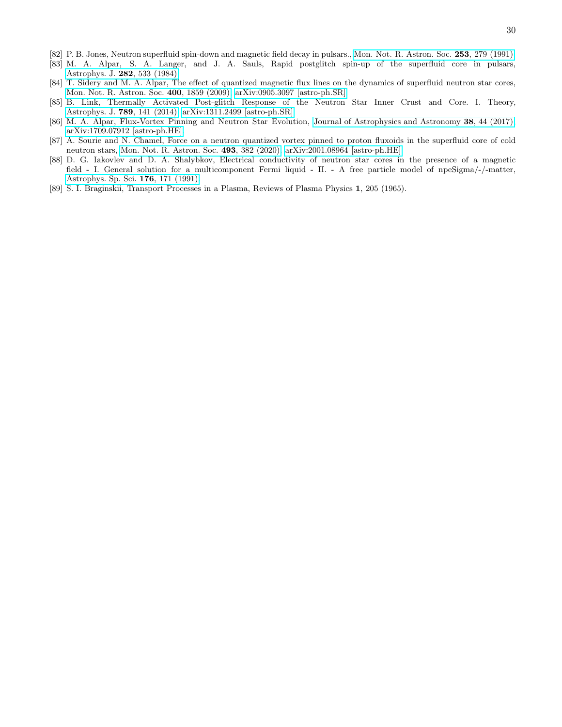[82] P. B. Jones, Neutron superfluid spin-down and magnetic field decay in pulsars., Mon. Not. R. Astron. Soc. **253**, 279 (1991).

[83] M. A. Alpar, S. A. Langer, and J. A. Sauls, Rapid postglitch spin-up of the superfluid core in pulsars, Astrophys. J. **282**, 533 (1984).

[84] T. Sidery and M. A. Alpar, The effect of quantized magnetic flux lines on the dynamics of superfluid neutron star cores, Mon. Not. R. Astron. Soc. **400**, 1859 (2009), arXiv:0905.3097 [astro-ph.SR].

[85] B. Link, Thermally Activated Post-glitch Response of the Neutron Star Inner Crust and Core. I. Theory, Astrophys. J. **789**, 141 (2014), arXiv:1311.2499 [astro-ph.SR].

[86] M. A. Alpar, Flux-Vortex Pinning and Neutron Star Evolution, Journal of Astrophysics and Astronomy **38**, 44 (2017), arXiv:1709.07912 [astro-ph.HE].

[87] A. Sourie and N. Chamel, Force on a neutron quantized vortex pinned to proton fluxoids in the superfluid core of cold neutron stars, Mon. Not. R. Astron. Soc. **493**, 382 (2020), arXiv:2001.08964 [astro-ph.HE].

[88] D. G. Iakovlev and D. A. Shalybkov, Electrical conductivity of neutron star cores in the presence of a magnetic field - I. General solution for a multicomponent Fermi liquid - II. - A free particle model of npeSigma/-/-matter, Astrophys. Sp. Sci. **176**, 171 (1991).

[89] S. I. Braginskii, Transport Processes in a Plasma, Reviews of Plasma Physics **1**, 205 (1965).